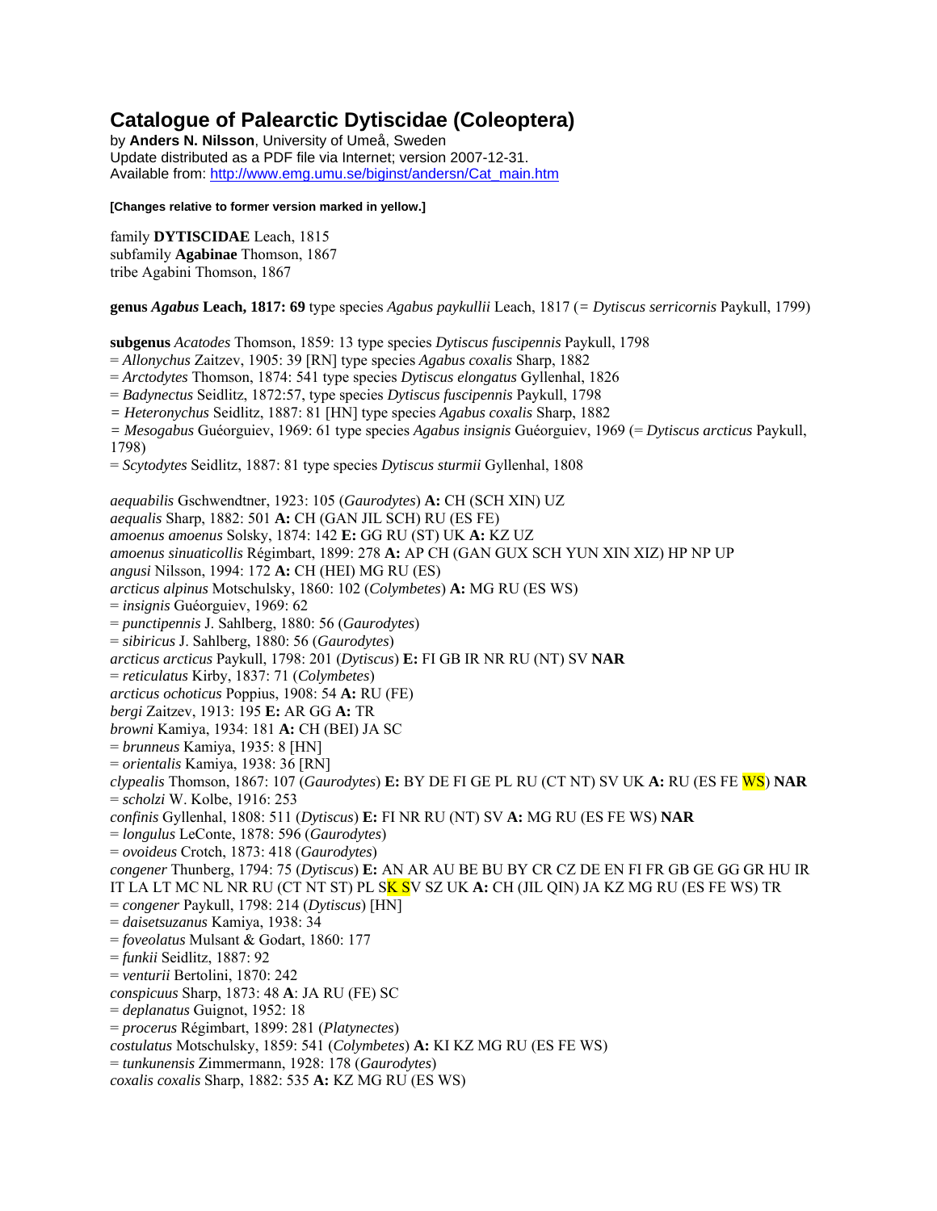# Catalogue of Palearctic Dytiscidae (Coleoptera)

by **Anders N. Nilsson**, University of Umeå, Sweden
Update distributed as a PDF file via Internet; version 2007-12-31.
Available from: http://www.emg.umu.se/biginst/andersn/Cat_main.htm

**[Changes relative to former version marked in yellow.]**

family **DYTISCIDAE** Leach, 1815
subfamily **Agabinae** Thomson, 1867
tribe Agabini Thomson, 1867

**genus *Agabus* Leach, 1817: 69** type species *Agabus paykullii* Leach, 1817 (= *Dytiscus serricornis* Paykull, 1799)

**subgenus** *Acatodes* Thomson, 1859: 13 type species *Dytiscus fuscipennis* Paykull, 1798
= *Allonychus* Zaitzev, 1905: 39 [RN] type species *Agabus coxalis* Sharp, 1882
= *Arctodytes* Thomson, 1874: 541 type species *Dytiscus elongatus* Gyllenhal, 1826
= *Badynectus* Seidlitz, 1872:57, type species *Dytiscus fuscipennis* Paykull, 1798
= *Heteronychus* Seidlitz, 1887: 81 [HN] type species *Agabus coxalis* Sharp, 1882
= *Mesogabus* Guéorguiev, 1969: 61 type species *Agabus insignis* Guéorguiev, 1969 (= *Dytiscus arcticus* Paykull, 1798)
= *Scytodytes* Seidlitz, 1887: 81 type species *Dytiscus sturmii* Gyllenhal, 1808

*aequabilis* Gschwendtner, 1923: 105 (*Gaurodytes*) **A:** CH (SCH XIN) UZ
*aequalis* Sharp, 1882: 501 **A:** CH (GAN JIL SCH) RU (ES FE)
*amoenus amoenus* Solsky, 1874: 142 **E:** GG RU (ST) UK **A:** KZ UZ
*amoenus sinuaticollis* Régimbart, 1899: 278 **A:** AP CH (GAN GUX SCH YUN XIN XIZ) HP NP UP
*angusi* Nilsson, 1994: 172 **A:** CH (HEI) MG RU (ES)
*arcticus alpinus* Motschulsky, 1860: 102 (*Colymbetes*) **A:** MG RU (ES WS)
= *insignis* Guéorguiev, 1969: 62
= *punctipennis* J. Sahlberg, 1880: 56 (*Gaurodytes*)
= *sibiricus* J. Sahlberg, 1880: 56 (*Gaurodytes*)
*arcticus arcticus* Paykull, 1798: 201 (*Dytiscus*) **E:** FI GB IR NR RU (NT) SV **NAR**
= *reticulatus* Kirby, 1837: 71 (*Colymbetes*)
*arcticus ochoticus* Poppius, 1908: 54 **A:** RU (FE)
*bergi* Zaitzev, 1913: 195 **E:** AR GG **A:** TR
*browni* Kamiya, 1934: 181 **A:** CH (BEI) JA SC
= *brunneus* Kamiya, 1935: 8 [HN]
= *orientalis* Kamiya, 1938: 36 [RN]
*clypealis* Thomson, 1867: 107 (*Gaurodytes*) **E:** BY DE FI GE PL RU (CT NT) SV UK **A:** RU (ES FE WS) **NAR**
= *scholzi* W. Kolbe, 1916: 253
*confinis* Gyllenhal, 1808: 511 (*Dytiscus*) **E:** FI NR RU (NT) SV **A:** MG RU (ES FE WS) **NAR**
= *longulus* LeConte, 1878: 596 (*Gaurodytes*)
= *ovoideus* Crotch, 1873: 418 (*Gaurodytes*)
*congener* Thunberg, 1794: 75 (*Dytiscus*) **E:** AN AR AU BE BU BY CR CZ DE EN FI FR GB GE GG GR HU IR IT LA LT MC NL NR RU (CT NT ST) PL SK SV SZ UK **A:** CH (JIL QIN) JA KZ MG RU (ES FE WS) TR
= *congener* Paykull, 1798: 214 (*Dytiscus*) [HN]
= *daisetsuzanus* Kamiya, 1938: 34
= *foveolatus* Mulsant & Godart, 1860: 177
= *funkii* Seidlitz, 1887: 92
= *venturii* Bertolini, 1870: 242
*conspicuus* Sharp, 1873: 48 **A**: JA RU (FE) SC
= *deplanatus* Guignot, 1952: 18
= *procerus* Régimbart, 1899: 281 (*Platynectes*)
*costulatus* Motschulsky, 1859: 541 (*Colymbetes*) **A:** KI KZ MG RU (ES FE WS)
= *tunkunensis* Zimmermann, 1928: 178 (*Gaurodytes*)
*coxalis coxalis* Sharp, 1882: 535 **A:** KZ MG RU (ES WS)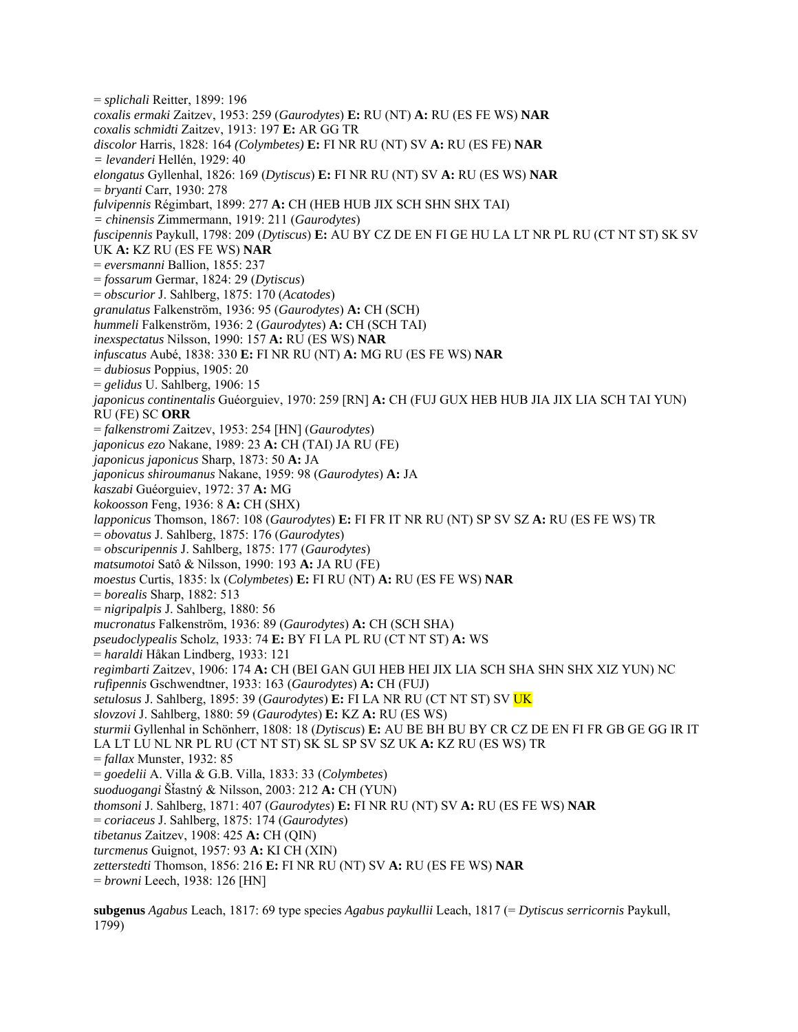= *splichali* Reitter, 1899: 196
*coxalis ermaki* Zaitzev, 1953: 259 (*Gaurodytes*) **E:** RU (NT) **A:** RU (ES FE WS) **NAR**
*coxalis schmidti* Zaitzev, 1913: 197 **E:** AR GG TR
*discolor* Harris, 1828: 164 *(Colymbetes)* **E:** FI NR RU (NT) SV **A:** RU (ES FE) **NAR**
*= levanderi* Hellén, 1929: 40
*elongatus* Gyllenhal, 1826: 169 (*Dytiscus*) **E:** FI NR RU (NT) SV **A:** RU (ES WS) **NAR**
= *bryanti* Carr, 1930: 278
*fulvipennis* Régimbart, 1899: 277 **A:** CH (HEB HUB JIX SCH SHN SHX TAI)
*= chinensis* Zimmermann, 1919: 211 (*Gaurodytes*)
*fuscipennis* Paykull, 1798: 209 (*Dytiscus*) **E:** AU BY CZ DE EN FI GE HU LA LT NR PL RU (CT NT ST) SK SV UK **A:** KZ RU (ES FE WS) **NAR**
= *eversmanni* Ballion, 1855: 237
= *fossarum* Germar, 1824: 29 (*Dytiscus*)
= *obscurior* J. Sahlberg, 1875: 170 (*Acatodes*)
*granulatus* Falkenström, 1936: 95 (*Gaurodytes*) **A:** CH (SCH)
*hummeli* Falkenström, 1936: 2 (*Gaurodytes*) **A:** CH (SCH TAI)
*inexspectatus* Nilsson, 1990: 157 **A:** RU (ES WS) **NAR**
*infuscatus* Aubé, 1838: 330 **E:** FI NR RU (NT) **A:** MG RU (ES FE WS) **NAR**
= *dubiosus* Poppius, 1905: 20
= *gelidus* U. Sahlberg, 1906: 15
*japonicus continentalis* Guéorguiev, 1970: 259 [RN] **A:** CH (FUJ GUX HEB HUB JIA JIX LIA SCH TAI YUN) RU (FE) SC **ORR**
= *falkenstromi* Zaitzev, 1953: 254 [HN] (*Gaurodytes*)
*japonicus ezo* Nakane, 1989: 23 **A:** CH (TAI) JA RU (FE)
*japonicus japonicus* Sharp, 1873: 50 **A:** JA
*japonicus shiroumanus* Nakane, 1959: 98 (*Gaurodytes*) **A:** JA
*kaszabi* Guéorguiev, 1972: 37 **A:** MG
*kokoosson* Feng, 1936: 8 **A:** CH (SHX)
*lapponicus* Thomson, 1867: 108 (*Gaurodytes*) **E:** FI FR IT NR RU (NT) SP SV SZ **A:** RU (ES FE WS) TR
= *obovatus* J. Sahlberg, 1875: 176 (*Gaurodytes*)
= *obscuripennis* J. Sahlberg, 1875: 177 (*Gaurodytes*)
*matsumotoi* Satô & Nilsson, 1990: 193 **A:** JA RU (FE)
*moestus* Curtis, 1835: lx (*Colymbetes*) **E:** FI RU (NT) **A:** RU (ES FE WS) **NAR**
= *borealis* Sharp, 1882: 513
= *nigripalpis* J. Sahlberg, 1880: 56
*mucronatus* Falkenström, 1936: 89 (*Gaurodytes*) **A:** CH (SCH SHA)
*pseudoclypealis* Scholz, 1933: 74 **E:** BY FI LA PL RU (CT NT ST) **A:** WS
= *haraldi* Håkan Lindberg, 1933: 121
*regimbarti* Zaitzev, 1906: 174 **A:** CH (BEI GAN GUI HEB HEI JIX LIA SCH SHA SHN SHX XIZ YUN) NC
*rufipennis* Gschwendtner, 1933: 163 (*Gaurodytes*) **A:** CH (FUJ)
*setulosus* J. Sahlberg, 1895: 39 (*Gaurodytes*) **E:** FI LA NR RU (CT NT ST) SV UK
*slovzovi* J. Sahlberg, 1880: 59 (*Gaurodytes*) **E:** KZ **A:** RU (ES WS)
*sturmii* Gyllenhal in Schönherr, 1808: 18 (*Dytiscus*) **E:** AU BE BH BU BY CR CZ DE EN FI FR GB GE GG IR IT LA LT LU NL NR PL RU (CT NT ST) SK SL SP SV SZ UK **A:** KZ RU (ES WS) TR
= *fallax* Munster, 1932: 85
= *goedelii* A. Villa & G.B. Villa, 1833: 33 (*Colymbetes*)
*suoduogangi* Šťastný & Nilsson, 2003: 212 **A:** CH (YUN)
*thomsoni* J. Sahlberg, 1871: 407 (*Gaurodytes*) **E:** FI NR RU (NT) SV **A:** RU (ES FE WS) **NAR**
= *coriaceus* J. Sahlberg, 1875: 174 (*Gaurodytes*)
*tibetanus* Zaitzev, 1908: 425 **A:** CH (QIN)
*turcmenus* Guignot, 1957: 93 **A:** KI CH (XIN)
*zetterstedti* Thomson, 1856: 216 **E:** FI NR RU (NT) SV **A:** RU (ES FE WS) **NAR**
= *browni* Leech, 1938: 126 [HN]

**subgenus** *Agabus* Leach, 1817: 69 type species *Agabus paykullii* Leach, 1817 (= *Dytiscus serricornis* Paykull, 1799)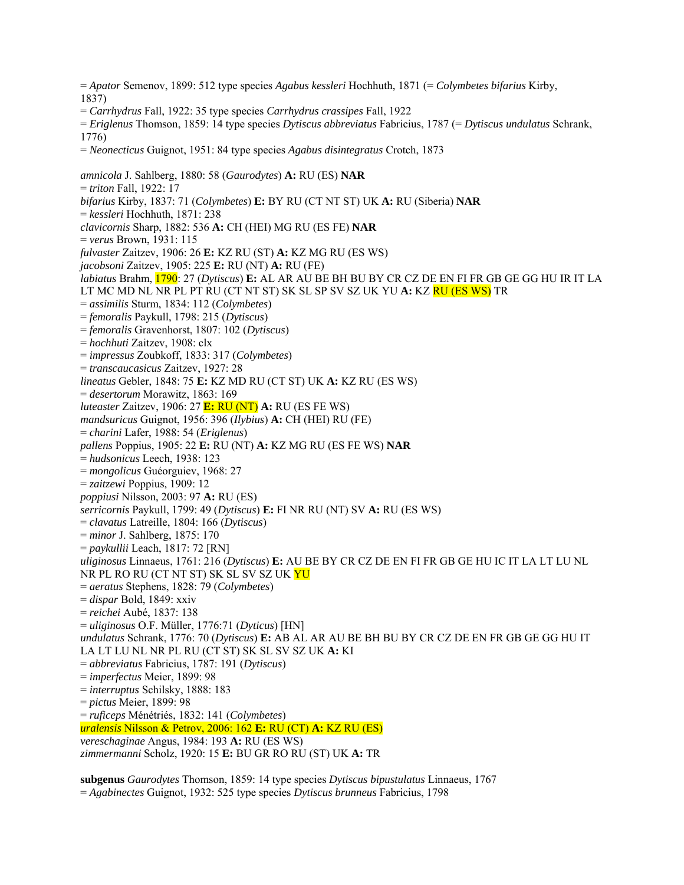= *Apator* Semenov, 1899: 512 type species *Agabus kessleri* Hochhuth, 1871 (= *Colymbetes bifarius* Kirby, 1837)
= *Carrhydrus* Fall, 1922: 35 type species *Carrhydrus crassipes* Fall, 1922
= *Eriglenus* Thomson, 1859: 14 type species *Dytiscus abbreviatus* Fabricius, 1787 (= *Dytiscus undulatus* Schrank, 1776)
= *Neonecticus* Guignot, 1951: 84 type species *Agabus disintegratus* Crotch, 1873

*amnicola* J. Sahlberg, 1880: 58 (*Gaurodytes*) **A:** RU (ES) **NAR**
= *triton* Fall, 1922: 17
*bifarius* Kirby, 1837: 71 (*Colymbetes*) **E:** BY RU (CT NT ST) UK **A:** RU (Siberia) **NAR**
= *kessleri* Hochhuth, 1871: 238
*clavicornis* Sharp, 1882: 536 **A:** CH (HEI) MG RU (ES FE) **NAR**
= *verus* Brown, 1931: 115
*fulvaster* Zaitzev, 1906: 26 **E:** KZ RU (ST) **A:** KZ MG RU (ES WS)
*jacobsoni* Zaitzev, 1905: 225 **E:** RU (NT) **A:** RU (FE)
*labiatus* Brahm, 1790: 27 (*Dytiscus*) **E:** AL AR AU BE BH BU BY CR CZ DE EN FI FR GB GE GG HU IR IT LA LT MC MD NL NR PL PT RU (CT NT ST) SK SL SP SV SZ UK YU **A:** KZ RU (ES WS) TR
= *assimilis* Sturm, 1834: 112 (*Colymbetes*)
= *femoralis* Paykull, 1798: 215 (*Dytiscus*)
= *femoralis* Gravenhorst, 1807: 102 (*Dytiscus*)
= *hochhuti* Zaitzev, 1908: clx
= *impressus* Zoubkoff, 1833: 317 (*Colymbetes*)
= *transcaucasicus* Zaitzev, 1927: 28
*lineatus* Gebler, 1848: 75 **E:** KZ MD RU (CT ST) UK **A:** KZ RU (ES WS)
= *desertorum* Morawitz, 1863: 169
*luteaster* Zaitzev, 1906: 27 **E:** RU (NT) **A:** RU (ES FE WS)
*mandsuricus* Guignot, 1956: 396 (*Ilybius*) **A:** CH (HEI) RU (FE)
= *charini* Lafer, 1988: 54 (*Eriglenus*)
*pallens* Poppius, 1905: 22 **E:** RU (NT) **A:** KZ MG RU (ES FE WS) **NAR**
= *hudsonicus* Leech, 1938: 123
= *mongolicus* Guéorguiev, 1968: 27
= *zaitzewi* Poppius, 1909: 12
*poppiusi* Nilsson, 2003: 97 **A:** RU (ES)
*serricornis* Paykull, 1799: 49 (*Dytiscus*) **E:** FI NR RU (NT) SV **A:** RU (ES WS)
= *clavatus* Latreille, 1804: 166 (*Dytiscus*)
= *minor* J. Sahlberg, 1875: 170
= *paykullii* Leach, 1817: 72 [RN]
*uliginosus* Linnaeus, 1761: 216 (*Dytiscus*) **E:** AU BE BY CR CZ DE EN FI FR GB GE HU IC IT LA LT LU NL NR PL RO RU (CT NT ST) SK SL SV SZ UK YU
= *aeratus* Stephens, 1828: 79 (*Colymbetes*)
= *dispar* Bold, 1849: xxiv
= *reichei* Aubé, 1837: 138
= *uliginosus* O.F. Müller, 1776:71 (*Dyticus*) [HN]
*undulatus* Schrank, 1776: 70 (*Dytiscus*) **E:** AB AL AR AU BE BH BU BY CR CZ DE EN FR GB GE GG HU IT LA LT LU NL NR PL RU (CT ST) SK SL SV SZ UK **A:** KI
= *abbreviatus* Fabricius, 1787: 191 (*Dytiscus*)
= *imperfectus* Meier, 1899: 98
= *interruptus* Schilsky, 1888: 183
= *pictus* Meier, 1899: 98
= *ruficeps* Ménétriés, 1832: 141 (*Colymbetes*)
*uralensis* Nilsson & Petrov, 2006: 162 **E:** RU (CT) **A:** KZ RU (ES)
*vereschaginae* Angus, 1984: 193 **A:** RU (ES WS)
*zimmermanni* Scholz, 1920: 15 **E:** BU GR RO RU (ST) UK **A:** TR

**subgenus** *Gaurodytes* Thomson, 1859: 14 type species *Dytiscus bipustulatus* Linnaeus, 1767
= *Agabinectes* Guignot, 1932: 525 type species *Dytiscus brunneus* Fabricius, 1798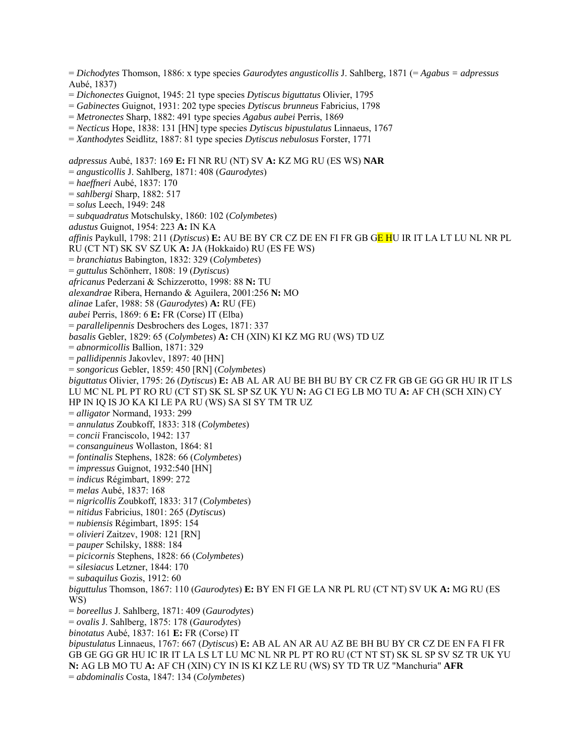= *Dichodytes* Thomson, 1886: x type species *Gaurodytes angusticollis* J. Sahlberg, 1871 (= *Agabus = adpressus* Aubé, 1837)
= *Dichonectes* Guignot, 1945: 21 type species *Dytiscus biguttatus* Olivier, 1795
= *Gabinectes* Guignot, 1931: 202 type species *Dytiscus brunneus* Fabricius, 1798
= *Metronectes* Sharp, 1882: 491 type species *Agabus aubei* Perris, 1869
= *Necticus* Hope, 1838: 131 [HN] type species *Dytiscus bipustulatus* Linnaeus, 1767
= *Xanthodytes* Seidlitz, 1887: 81 type species *Dytiscus nebulosus* Forster, 1771

*adpressus* Aubé, 1837: 169 **E:** FI NR RU (NT) SV **A:** KZ MG RU (ES WS) **NAR**
= *angusticollis* J. Sahlberg, 1871: 408 (*Gaurodytes*)
= *haeffneri* Aubé, 1837: 170
= *sahlbergi* Sharp, 1882: 517
= *solus* Leech, 1949: 248
= *subquadratus* Motschulsky, 1860: 102 (*Colymbetes*)
*adustus* Guignot, 1954: 223 **A:** IN KA
*affinis* Paykull, 1798: 211 (*Dytiscus*) **E:** AU BE BY CR CZ DE EN FI FR GB GE HU IR IT LA LT LU NL NR PL RU (CT NT) SK SV SZ UK **A:** JA (Hokkaido) RU (ES FE WS)
= *branchiatus* Babington, 1832: 329 (*Colymbetes*)
= *guttulus* Schönherr, 1808: 19 (*Dytiscus*)
*africanus* Pederzani & Schizzerotto, 1998: 88 **N:** TU
*alexandrae* Ribera, Hernando & Aguilera, 2001:256 **N:** MO
*alinae* Lafer, 1988: 58 (*Gaurodytes*) **A:** RU (FE)
*aubei* Perris, 1869: 6 **E:** FR (Corse) IT (Elba)
= *parallelipennis* Desbrochers des Loges, 1871: 337
*basalis* Gebler, 1829: 65 (*Colymbetes*) **A:** CH (XIN) KI KZ MG RU (WS) TD UZ
= *abnormicollis* Ballion, 1871: 329
= *pallidipennis* Jakovlev, 1897: 40 [HN]
= *songoricus* Gebler, 1859: 450 [RN] (*Colymbetes*)
*biguttatus* Olivier, 1795: 26 (*Dytiscus*) **E:** AB AL AR AU BE BH BU BY CR CZ FR GB GE GG GR HU IR IT LS LU MC NL PL PT RO RU (CT ST) SK SL SP SZ UK YU **N:** AG CI EG LB MO TU **A:** AF CH (SCH XIN) CY HP IN IQ IS JO KA KI LE PA RU (WS) SA SI SY TM TR UZ
= *alligator* Normand, 1933: 299
= *annulatus* Zoubkoff, 1833: 318 (*Colymbetes*)
= *concii* Franciscolo, 1942: 137
= *consanguineus* Wollaston, 1864: 81
= *fontinalis* Stephens, 1828: 66 (*Colymbetes*)
= *impressus* Guignot, 1932:540 [HN]
= *indicus* Régimbart, 1899: 272
= *melas* Aubé, 1837: 168
= *nigricollis* Zoubkoff, 1833: 317 (*Colymbetes*)
= *nitidus* Fabricius, 1801: 265 (*Dytiscus*)
= *nubiensis* Régimbart, 1895: 154
= *olivieri* Zaitzev, 1908: 121 [RN]
= *pauper* Schilsky, 1888: 184
= *picicornis* Stephens, 1828: 66 (*Colymbetes*)
= *silesiacus* Letzner, 1844: 170
= *subaquilus* Gozis, 1912: 60
*biguttulus* Thomson, 1867: 110 (*Gaurodytes*) **E:** BY EN FI GE LA NR PL RU (CT NT) SV UK **A:** MG RU (ES WS)
= *boreellus* J. Sahlberg, 1871: 409 (*Gaurodytes*)
= *ovalis* J. Sahlberg, 1875: 178 (*Gaurodytes*)
*binotatus* Aubé, 1837: 161 **E:** FR (Corse) IT
*bipustulatus* Linnaeus, 1767: 667 (*Dytiscus*) **E:** AB AL AN AR AU AZ BE BH BU BY CR CZ DE EN FA FI FR GB GE GG GR HU IC IR IT LA LS LT LU MC NL NR PL PT RO RU (CT NT ST) SK SL SP SV SZ TR UK YU **N:** AG LB MO TU **A:** AF CH (XIN) CY IN IS KI KZ LE RU (WS) SY TD TR UZ "Manchuria" **AFR**
= *abdominalis* Costa, 1847: 134 (*Colymbetes*)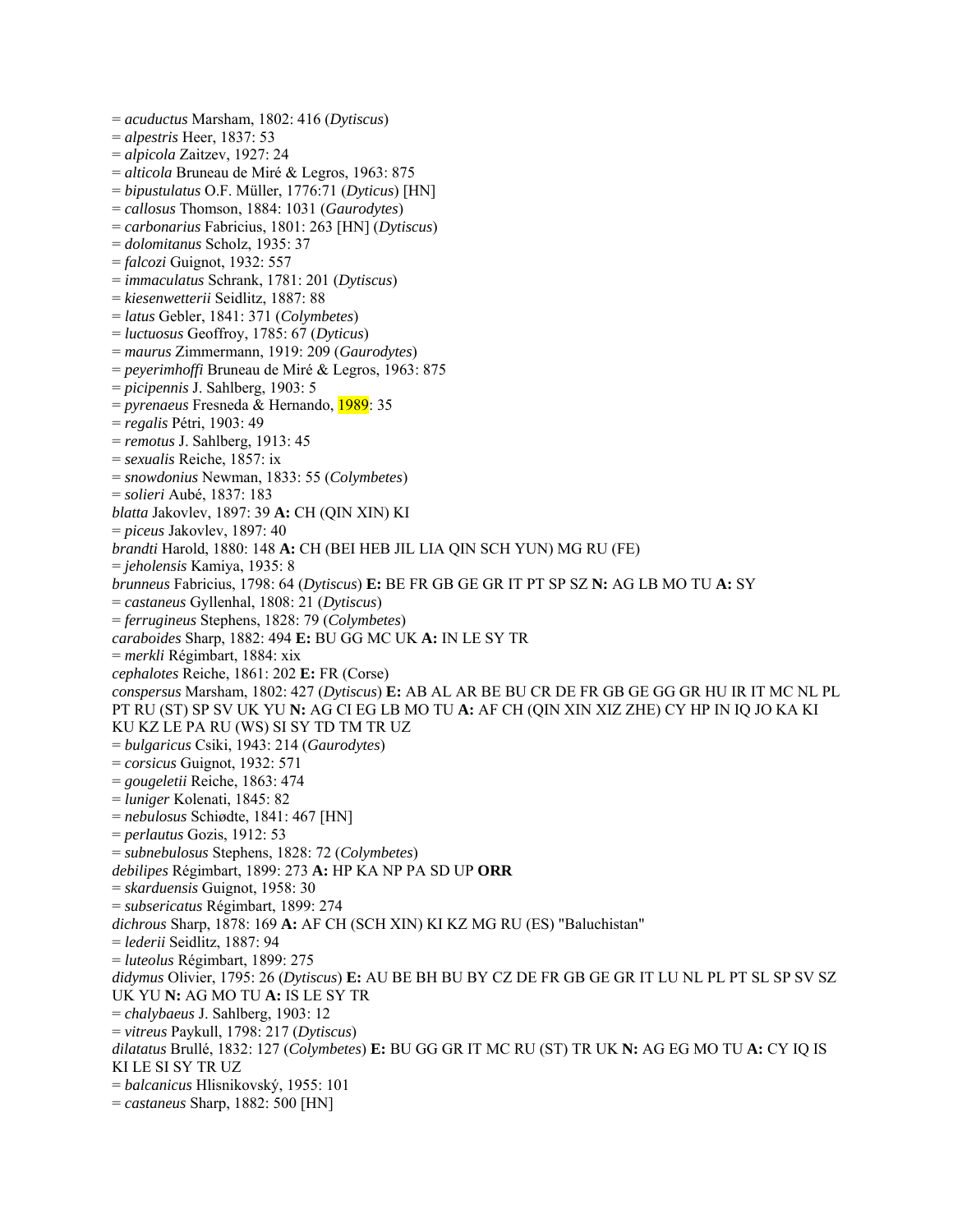= *acuductus* Marsham, 1802: 416 (*Dytiscus*)
= *alpestris* Heer, 1837: 53
= *alpicola* Zaitzev, 1927: 24
= *alticola* Bruneau de Miré & Legros, 1963: 875
= *bipustulatus* O.F. Müller, 1776:71 (*Dyticus*) [HN]
= *callosus* Thomson, 1884: 1031 (*Gaurodytes*)
= *carbonarius* Fabricius, 1801: 263 [HN] (*Dytiscus*)
= *dolomitanus* Scholz, 1935: 37
= *falcozi* Guignot, 1932: 557
= *immaculatus* Schrank, 1781: 201 (*Dytiscus*)
= *kiesenwetterii* Seidlitz, 1887: 88
= *latus* Gebler, 1841: 371 (*Colymbetes*)
= *luctuosus* Geoffroy, 1785: 67 (*Dyticus*)
= *maurus* Zimmermann, 1919: 209 (*Gaurodytes*)
= *peyerimhoffi* Bruneau de Miré & Legros, 1963: 875
= *picipennis* J. Sahlberg, 1903: 5
= *pyrenaeus* Fresneda & Hernando, 1989: 35
= *regalis* Pétri, 1903: 49
= *remotus* J. Sahlberg, 1913: 45
= *sexualis* Reiche, 1857: ix
= *snowdonius* Newman, 1833: 55 (*Colymbetes*)
= *solieri* Aubé, 1837: 183
*blatta* Jakovlev, 1897: 39 **A:** CH (QIN XIN) KI
= *piceus* Jakovlev, 1897: 40
*brandti* Harold, 1880: 148 **A:** CH (BEI HEB JIL LIA QIN SCH YUN) MG RU (FE)
= *jeholensis* Kamiya, 1935: 8
*brunneus* Fabricius, 1798: 64 (*Dytiscus*) **E:** BE FR GB GE GR IT PT SP SZ **N:** AG LB MO TU **A:** SY
= *castaneus* Gyllenhal, 1808: 21 (*Dytiscus*)
= *ferrugineus* Stephens, 1828: 79 (*Colymbetes*)
*caraboides* Sharp, 1882: 494 **E:** BU GG MC UK **A:** IN LE SY TR
= *merkli* Régimbart, 1884: xix
*cephalotes* Reiche, 1861: 202 **E:** FR (Corse)
*conspersus* Marsham, 1802: 427 (*Dytiscus*) **E:** AB AL AR BE BU CR DE FR GB GE GG GR HU IR IT MC NL PL PT RU (ST) SP SV UK YU **N:** AG CI EG LB MO TU **A:** AF CH (QIN XIN XIZ ZHE) CY HP IN IQ JO KA KI KU KZ LE PA RU (WS) SI SY TD TM TR UZ
= *bulgaricus* Csiki, 1943: 214 (*Gaurodytes*)
= *corsicus* Guignot, 1932: 571
= *gougeletii* Reiche, 1863: 474
= *luniger* Kolenati, 1845: 82
= *nebulosus* Schiødte, 1841: 467 [HN]
= *perlautus* Gozis, 1912: 53
= *subnebulosus* Stephens, 1828: 72 (*Colymbetes*)
*debilipes* Régimbart, 1899: 273 **A:** HP KA NP PA SD UP **ORR**
= *skarduensis* Guignot, 1958: 30
= *subsericatus* Régimbart, 1899: 274
*dichrous* Sharp, 1878: 169 **A:** AF CH (SCH XIN) KI KZ MG RU (ES) "Baluchistan"
= *lederii* Seidlitz, 1887: 94
= *luteolus* Régimbart, 1899: 275
*didymus* Olivier, 1795: 26 (*Dytiscus*) **E:** AU BE BH BU BY CZ DE FR GB GE GR IT LU NL PL PT SL SP SV SZ UK YU **N:** AG MO TU **A:** IS LE SY TR
= *chalybaeus* J. Sahlberg, 1903: 12
= *vitreus* Paykull, 1798: 217 (*Dytiscus*)
*dilatatus* Brullé, 1832: 127 (*Colymbetes*) **E:** BU GG GR IT MC RU (ST) TR UK **N:** AG EG MO TU **A:** CY IQ IS KI LE SI SY TR UZ
= *balcanicus* Hlisnikovský, 1955: 101
= *castaneus* Sharp, 1882: 500 [HN]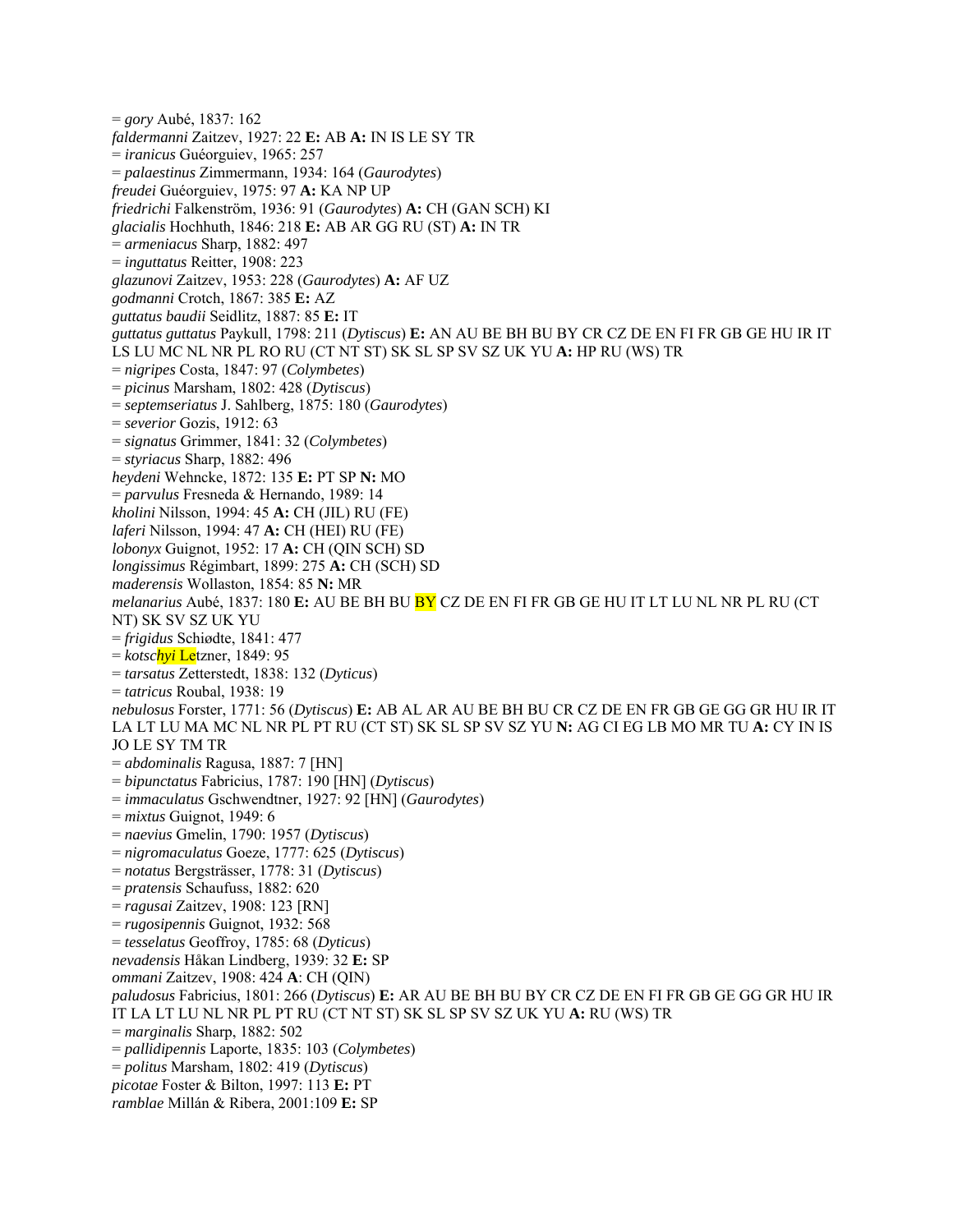= *gory* Aubé, 1837: 162
*faldermanni* Zaitzev, 1927: 22 **E:** AB **A:** IN IS LE SY TR
= *iranicus* Guéorguiev, 1965: 257
= *palaestinus* Zimmermann, 1934: 164 (*Gaurodytes*)
*freudei* Guéorguiev, 1975: 97 **A:** KA NP UP
*friedrichi* Falkenström, 1936: 91 (*Gaurodytes*) **A:** CH (GAN SCH) KI
*glacialis* Hochhuth, 1846: 218 **E:** AB AR GG RU (ST) **A:** IN TR
= *armeniacus* Sharp, 1882: 497
= *inguttatus* Reitter, 1908: 223
*glazunovi* Zaitzev, 1953: 228 (*Gaurodytes*) **A:** AF UZ
*godmanni* Crotch, 1867: 385 **E:** AZ
*guttatus baudii* Seidlitz, 1887: 85 **E:** IT
*guttatus guttatus* Paykull, 1798: 211 (*Dytiscus*) **E:** AN AU BE BH BU BY CR CZ DE EN FI FR GB GE HU IR IT LS LU MC NL NR PL RO RU (CT NT ST) SK SL SP SV SZ UK YU **A:** HP RU (WS) TR
= *nigripes* Costa, 1847: 97 (*Colymbetes*)
= *picinus* Marsham, 1802: 428 (*Dytiscus*)
= *septemseriatus* J. Sahlberg, 1875: 180 (*Gaurodytes*)
= *severior* Gozis, 1912: 63
= *signatus* Grimmer, 1841: 32 (*Colymbetes*)
= *styriacus* Sharp, 1882: 496
*heydeni* Wehncke, 1872: 135 **E:** PT SP **N:** MO
= *parvulus* Fresneda & Hernando, 1989: 14
*kholini* Nilsson, 1994: 45 **A:** CH (JIL) RU (FE)
*laferi* Nilsson, 1994: 47 **A:** CH (HEI) RU (FE)
*lobonyx* Guignot, 1952: 17 **A:** CH (QIN SCH) SD
*longissimus* Régimbart, 1899: 275 **A:** CH (SCH) SD
*maderensis* Wollaston, 1854: 85 **N:** MR
*melanarius* Aubé, 1837: 180 **E:** AU BE BH BU BY CZ DE EN FI FR GB GE HU IT LT LU NL NR PL RU (CT NT) SK SV SZ UK YU
= *frigidus* Schiødte, 1841: 477
= *kotschyi* Letzner, 1849: 95
= *tarsatus* Zetterstedt, 1838: 132 (*Dyticus*)
= *tatricus* Roubal, 1938: 19
*nebulosus* Forster, 1771: 56 (*Dytiscus*) **E:** AB AL AR AU BE BH BU CR CZ DE EN FR GB GE GG GR HU IR IT LA LT LU MA MC NL NR PL PT RU (CT ST) SK SL SP SV SZ YU **N:** AG CI EG LB MO MR TU **A:** CY IN IS JO LE SY TM TR
= *abdominalis* Ragusa, 1887: 7 [HN]
= *bipunctatus* Fabricius, 1787: 190 [HN] (*Dytiscus*)
= *immaculatus* Gschwendtner, 1927: 92 [HN] (*Gaurodytes*)
= *mixtus* Guignot, 1949: 6
= *naevius* Gmelin, 1790: 1957 (*Dytiscus*)
= *nigromaculatus* Goeze, 1777: 625 (*Dytiscus*)
= *notatus* Bergsträsser, 1778: 31 (*Dytiscus*)
= *pratensis* Schaufuss, 1882: 620
= *ragusai* Zaitzev, 1908: 123 [RN]
= *rugosipennis* Guignot, 1932: 568
= *tesselatus* Geoffroy, 1785: 68 (*Dyticus*)
*nevadensis* Håkan Lindberg, 1939: 32 **E:** SP
*ommani* Zaitzev, 1908: 424 **A**: CH (QIN)
*paludosus* Fabricius, 1801: 266 (*Dytiscus*) **E:** AR AU BE BH BU BY CR CZ DE EN FI FR GB GE GG GR HU IR IT LA LT LU NL NR PL PT RU (CT NT ST) SK SL SP SV SZ UK YU **A:** RU (WS) TR
= *marginalis* Sharp, 1882: 502
= *pallidipennis* Laporte, 1835: 103 (*Colymbetes*)
= *politus* Marsham, 1802: 419 (*Dytiscus*)
*picotae* Foster & Bilton, 1997: 113 **E:** PT
*ramblae* Millán & Ribera, 2001:109 **E:** SP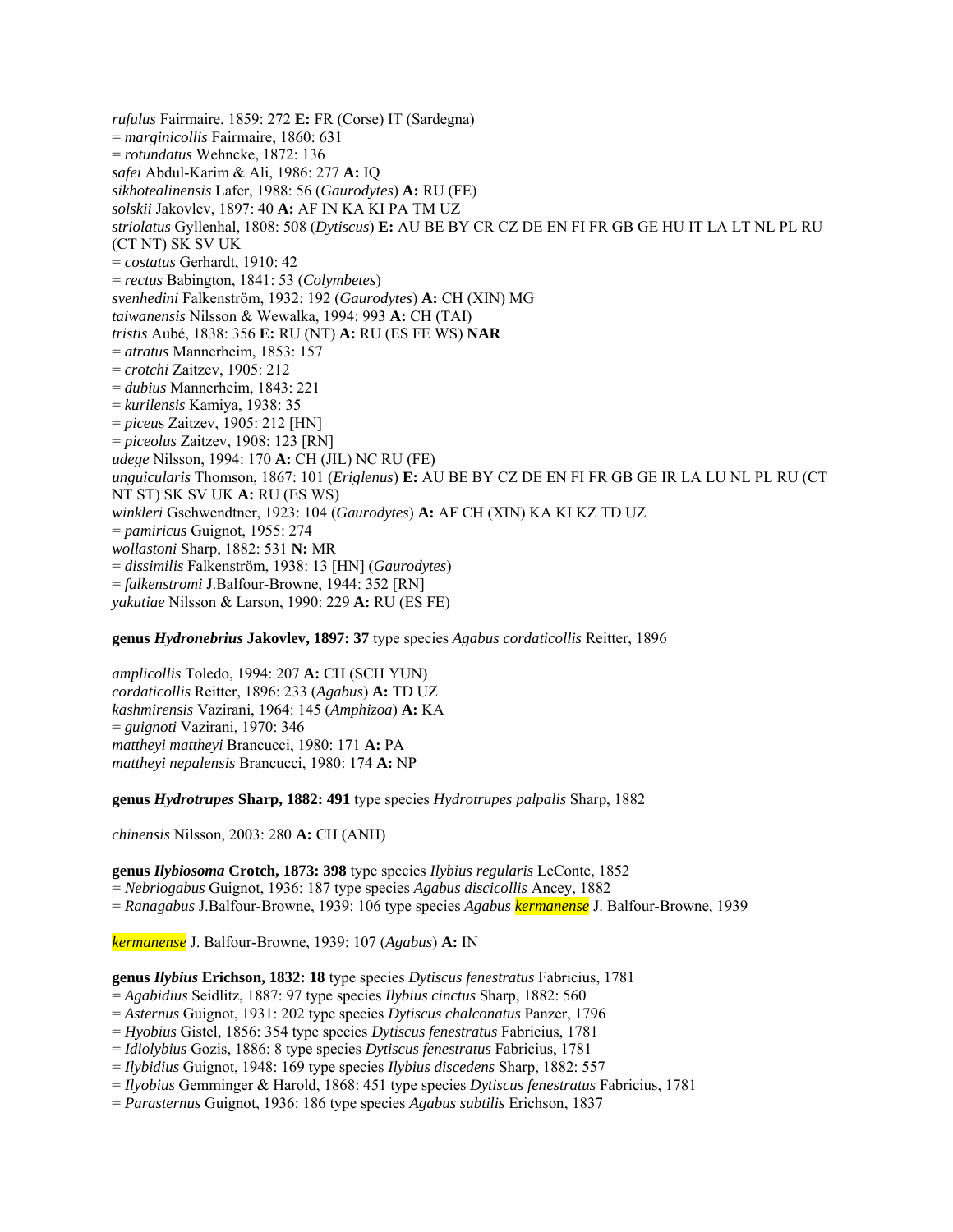*rufulus* Fairmaire, 1859: 272 **E:** FR (Corse) IT (Sardegna)
= *marginicollis* Fairmaire, 1860: 631
= *rotundatus* Wehncke, 1872: 136
*safei* Abdul-Karim & Ali, 1986: 277 **A:** IQ
*sikhotealinensis* Lafer, 1988: 56 (*Gaurodytes*) **A:** RU (FE)
*solskii* Jakovlev, 1897: 40 **A:** AF IN KA KI PA TM UZ
*striolatus* Gyllenhal, 1808: 508 (*Dytiscus*) **E:** AU BE BY CR CZ DE EN FI FR GB GE HU IT LA LT NL PL RU (CT NT) SK SV UK
= *costatus* Gerhardt, 1910: 42
= *rectus* Babington, 1841: 53 (*Colymbetes*)
*svenhedini* Falkenström, 1932: 192 (*Gaurodytes*) **A:** CH (XIN) MG
*taiwanensis* Nilsson & Wewalka, 1994: 993 **A:** CH (TAI)
*tristis* Aubé, 1838: 356 **E:** RU (NT) **A:** RU (ES FE WS) **NAR**
= *atratus* Mannerheim, 1853: 157
= *crotchi* Zaitzev, 1905: 212
= *dubius* Mannerheim, 1843: 221
= *kurilensis* Kamiya, 1938: 35
= *piceus* Zaitzev, 1905: 212 [HN]
= *piceolus* Zaitzev, 1908: 123 [RN]
*udege* Nilsson, 1994: 170 **A:** CH (JIL) NC RU (FE)
*unguicularis* Thomson, 1867: 101 (*Eriglenus*) **E:** AU BE BY CZ DE EN FI FR GB GE IR LA LU NL PL RU (CT NT ST) SK SV UK **A:** RU (ES WS)
*winkleri* Gschwendtner, 1923: 104 (*Gaurodytes*) **A:** AF CH (XIN) KA KI KZ TD UZ
= *pamiricus* Guignot, 1955: 274
*wollastoni* Sharp, 1882: 531 **N:** MR
= *dissimilis* Falkenström, 1938: 13 [HN] (*Gaurodytes*)
= *falkenstromi* J.Balfour-Browne, 1944: 352 [RN]
*yakutiae* Nilsson & Larson, 1990: 229 **A:** RU (ES FE)

**genus *Hydronebrius* Jakovlev, 1897: 37** type species *Agabus cordaticollis* Reitter, 1896

*amplicollis* Toledo, 1994: 207 **A:** CH (SCH YUN)
*cordaticollis* Reitter, 1896: 233 (*Agabus*) **A:** TD UZ
*kashmirensis* Vazirani, 1964: 145 (*Amphizoa*) **A:** KA
= *guignoti* Vazirani, 1970: 346
*mattheyi mattheyi* Brancucci, 1980: 171 **A:** PA
*mattheyi nepalensis* Brancucci, 1980: 174 **A:** NP

**genus *Hydrotrupes* Sharp, 1882: 491** type species *Hydrotrupes palpalis* Sharp, 1882

*chinensis* Nilsson, 2003: 280 **A:** CH (ANH)

**genus *Ilybiosoma* Crotch, 1873: 398** type species *Ilybius regularis* LeConte, 1852
= *Nebriogabus* Guignot, 1936: 187 type species *Agabus discicollis* Ancey, 1882
= *Ranagabus* J.Balfour-Browne, 1939: 106 type species *Agabus kermanense* J. Balfour-Browne, 1939

*kermanense* J. Balfour-Browne, 1939: 107 (*Agabus*) **A:** IN

**genus *Ilybius* Erichson, 1832: 18** type species *Dytiscus fenestratus* Fabricius, 1781
= *Agabidius* Seidlitz, 1887: 97 type species *Ilybius cinctus* Sharp, 1882: 560
= *Asternus* Guignot, 1931: 202 type species *Dytiscus chalconatus* Panzer, 1796
= *Hyobius* Gistel, 1856: 354 type species *Dytiscus fenestratus* Fabricius, 1781
= *Idiolybius* Gozis, 1886: 8 type species *Dytiscus fenestratus* Fabricius, 1781
= *Ilybidius* Guignot, 1948: 169 type species *Ilybius discedens* Sharp, 1882: 557
= *Ilyobius* Gemminger & Harold, 1868: 451 type species *Dytiscus fenestratus* Fabricius, 1781
= *Parasternus* Guignot, 1936: 186 type species *Agabus subtilis* Erichson, 1837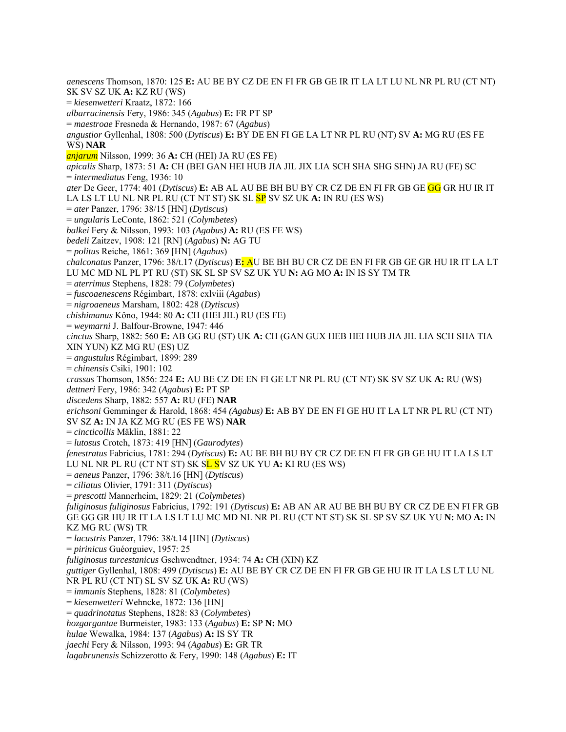*aenescens* Thomson, 1870: 125 **E:** AU BE BY CZ DE EN FI FR GB GE IR IT LA LT LU NL NR PL RU (CT NT) SK SV SZ UK **A:** KZ RU (WS)
= *kiesenwetteri* Kraatz, 1872: 166
*albarracinensis* Fery, 1986: 345 (*Agabus*) **E:** FR PT SP
= *maestroae* Fresneda & Hernando, 1987: 67 (*Agabus*)
*angustior* Gyllenhal, 1808: 500 (*Dytiscus*) **E:** BY DE EN FI GE LA LT NR PL RU (NT) SV **A:** MG RU (ES FE WS) **NAR**
*anjarum* Nilsson, 1999: 36 **A:** CH (HEI) JA RU (ES FE)
*apicalis* Sharp, 1873: 51 **A:** CH (BEI GAN HEI HUB JIA JIL JIX LIA SCH SHA SHG SHN) JA RU (FE) SC
= *intermediatus* Feng, 1936: 10
*ater* De Geer, 1774: 401 (*Dytiscus*) **E:** AB AL AU BE BH BU BY CR CZ DE EN FI FR GB GE GG GR HU IR IT LA LS LT LU NL NR PL RU (CT NT ST) SK SL SP SV SZ UK **A:** IN RU (ES WS)
= *ater* Panzer, 1796: 38/15 [HN] (*Dytiscus*)
= *ungularis* LeConte, 1862: 521 (*Colymbetes*)
*balkei* Fery & Nilsson, 1993: 103 *(Agabus)* **A:** RU (ES FE WS)
*bedeli* Zaitzev, 1908: 121 [RN] (*Agabus*) **N:** AG TU
= *politus* Reiche, 1861: 369 [HN] (*Agabus*)
*chalconatus* Panzer, 1796: 38/t.17 (*Dytiscus*) **E:** AU BE BH BU CR CZ DE EN FI FR GB GE GR HU IR IT LA LT LU MC MD NL PL PT RU (ST) SK SL SP SV SZ UK YU **N:** AG MO **A:** IN IS SY TM TR
= *aterrimus* Stephens, 1828: 79 (*Colymbetes*)
= *fuscoaenescens* Régimbart, 1878: cxlviii (*Agabus*)
= *nigroaeneus* Marsham, 1802: 428 (*Dytiscus*)
*chishimanus* Kôno, 1944: 80 **A:** CH (HEI JIL) RU (ES FE)
= *weymarni* J. Balfour-Browne, 1947: 446
*cinctus* Sharp, 1882: 560 **E:** AB GG RU (ST) UK **A:** CH (GAN GUX HEB HEI HUB JIA JIL LIA SCH SHA TIA XIN YUN) KZ MG RU (ES) UZ
= *angustulus* Régimbart, 1899: 289
= *chinensis* Csiki, 1901: 102
*crassus* Thomson, 1856: 224 **E:** AU BE CZ DE EN FI GE LT NR PL RU (CT NT) SK SV SZ UK **A:** RU (WS)
*dettneri* Fery, 1986: 342 (*Agabus*) **E:** PT SP
*discedens* Sharp, 1882: 557 **A:** RU (FE) **NAR**
*erichsoni* Gemminger & Harold, 1868: 454 *(Agabus)* **E:** AB BY DE EN FI GE HU IT LA LT NR PL RU (CT NT) SV SZ **A:** IN JA KZ MG RU (ES FE WS) **NAR**
= *cincticollis* Mäklin, 1881: 22
= *lutosus* Crotch, 1873: 419 [HN] (*Gaurodytes*)
*fenestratus* Fabricius, 1781: 294 (*Dytiscus*) **E:** AU BE BH BU BY CR CZ DE EN FI FR GB GE HU IT LA LS LT LU NL NR PL RU (CT NT ST) SK SL SV SZ UK YU **A:** KI RU (ES WS)
= *aeneus* Panzer, 1796: 38/t.16 [HN] (*Dytiscus*)
= *ciliatus* Olivier, 1791: 311 (*Dytiscus*)
= *prescotti* Mannerheim, 1829: 21 (*Colymbetes*)
*fuliginosus fuliginosus* Fabricius, 1792: 191 (*Dytiscus*) **E:** AB AN AR AU BE BH BU BY CR CZ DE EN FI FR GB GE GG GR HU IR IT LA LS LT LU MC MD NL NR PL RU (CT NT ST) SK SL SP SV SZ UK YU **N:** MO **A:** IN KZ MG RU (WS) TR
= *lacustris* Panzer, 1796: 38/t.14 [HN] (*Dytiscus*)
= *pirinicus* Guéorguiev, 1957: 25
*fuliginosus turcestanicus* Gschwendtner, 1934: 74 **A:** CH (XIN) KZ
*guttiger* Gyllenhal, 1808: 499 (*Dytiscus*) **E:** AU BE BY CR CZ DE EN FI FR GB GE HU IR IT LA LS LT LU NL NR PL RU (CT NT) SL SV SZ UK **A:** RU (WS)
= *immunis* Stephens, 1828: 81 (*Colymbetes*)
= *kiesenwetteri* Wehncke, 1872: 136 [HN]
= *quadrinotatus* Stephens, 1828: 83 (*Colymbetes*)
*hozgargantae* Burmeister, 1983: 133 (*Agabus*) **E:** SP **N:** MO
*hulae* Wewalka, 1984: 137 (*Agabus*) **A:** IS SY TR
*jaechi* Fery & Nilsson, 1993: 94 (*Agabus*) **E:** GR TR
*lagabrunensis* Schizzerotto & Fery, 1990: 148 (*Agabus*) **E:** IT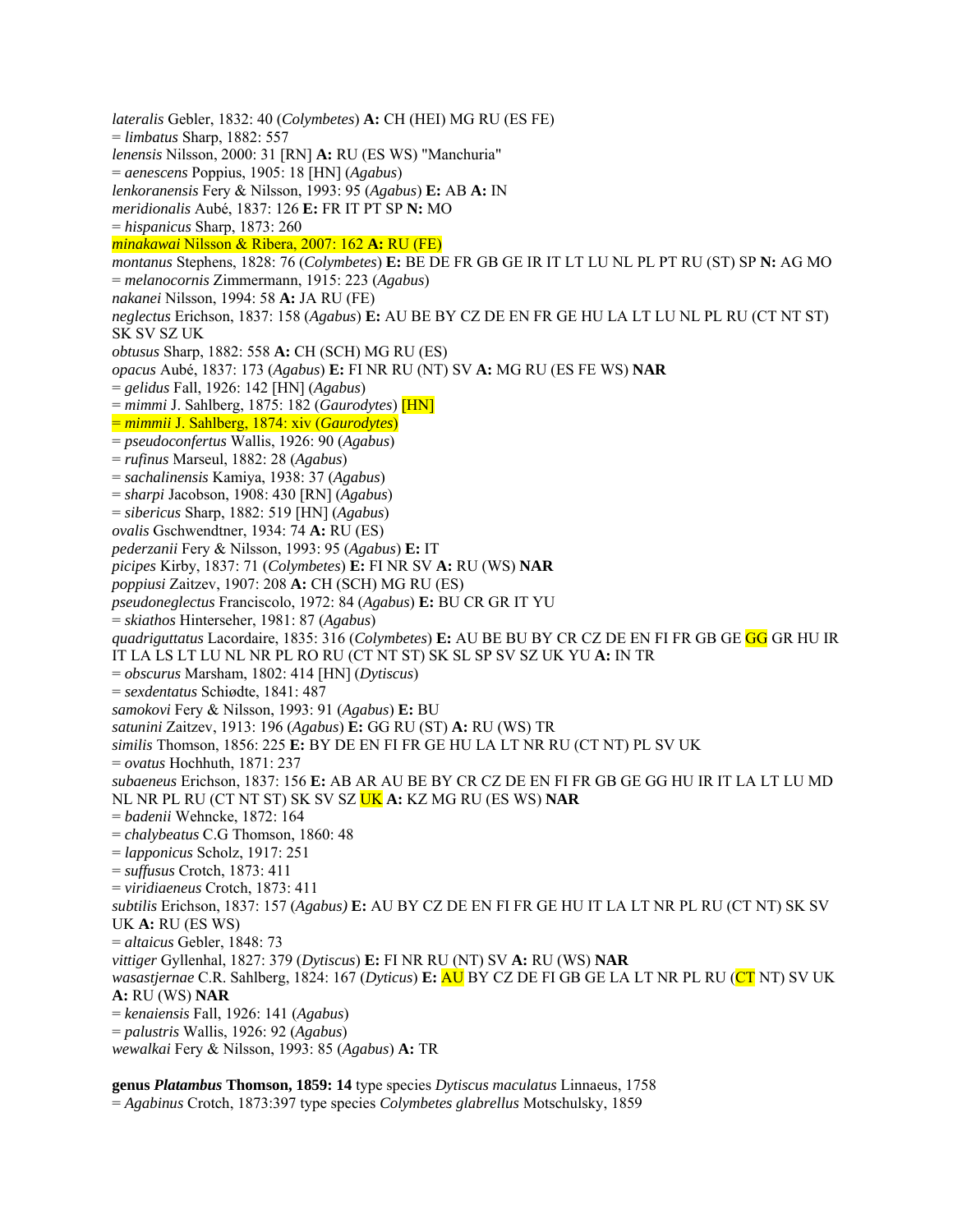*lateralis* Gebler, 1832: 40 (*Colymbetes*) **A:** CH (HEI) MG RU (ES FE)
= *limbatus* Sharp, 1882: 557
*lenensis* Nilsson, 2000: 31 [RN] **A:** RU (ES WS) "Manchuria"
= *aenescens* Poppius, 1905: 18 [HN] (*Agabus*)
*lenkoranensis* Fery & Nilsson, 1993: 95 (*Agabus*) **E:** AB **A:** IN
*meridionalis* Aubé, 1837: 126 **E:** FR IT PT SP **N:** MO
= *hispanicus* Sharp, 1873: 260
*minakawai* Nilsson & Ribera, 2007: 162 **A:** RU (FE)
*montanus* Stephens, 1828: 76 (*Colymbetes*) **E:** BE DE FR GB GE IR IT LT LU NL PL PT RU (ST) SP **N:** AG MO
= *melanocornis* Zimmermann, 1915: 223 (*Agabus*)
*nakanei* Nilsson, 1994: 58 **A:** JA RU (FE)
*neglectus* Erichson, 1837: 158 (*Agabus*) **E:** AU BE BY CZ DE EN FR GE HU LA LT LU NL PL RU (CT NT ST) SK SV SZ UK
*obtusus* Sharp, 1882: 558 **A:** CH (SCH) MG RU (ES)
*opacus* Aubé, 1837: 173 (*Agabus*) **E:** FI NR RU (NT) SV **A:** MG RU (ES FE WS) **NAR**
= *gelidus* Fall, 1926: 142 [HN] (*Agabus*)
= *mimmi* J. Sahlberg, 1875: 182 (*Gaurodytes*) [HN]
= *mimmii* J. Sahlberg, 1874: xiv (*Gaurodytes*)
= *pseudoconfertus* Wallis, 1926: 90 (*Agabus*)
= *rufinus* Marseul, 1882: 28 (*Agabus*)
= *sachalinensis* Kamiya, 1938: 37 (*Agabus*)
= *sharpi* Jacobson, 1908: 430 [RN] (*Agabus*)
= *sibericus* Sharp, 1882: 519 [HN] (*Agabus*)
*ovalis* Gschwendtner, 1934: 74 **A:** RU (ES)
*pederzanii* Fery & Nilsson, 1993: 95 (*Agabus*) **E:** IT
*picipes* Kirby, 1837: 71 (*Colymbetes*) **E:** FI NR SV **A:** RU (WS) **NAR**
*poppiusi* Zaitzev, 1907: 208 **A:** CH (SCH) MG RU (ES)
*pseudoneglectus* Franciscolo, 1972: 84 (*Agabus*) **E:** BU CR GR IT YU
= *skiathos* Hinterseher, 1981: 87 (*Agabus*)
*quadriguttatus* Lacordaire, 1835: 316 (*Colymbetes*) **E:** AU BE BU BY CR CZ DE EN FI FR GB GE GG GR HU IR IT LA LS LT LU NL NR PL RO RU (CT NT ST) SK SL SP SV SZ UK YU **A:** IN TR
= *obscurus* Marsham, 1802: 414 [HN] (*Dytiscus*)
= *sexdentatus* Schiødte, 1841: 487
*samokovi* Fery & Nilsson, 1993: 91 (*Agabus*) **E:** BU
*satunini* Zaitzev, 1913: 196 (*Agabus*) **E:** GG RU (ST) **A:** RU (WS) TR
*similis* Thomson, 1856: 225 **E:** BY DE EN FI FR GE HU LA LT NR RU (CT NT) PL SV UK
= *ovatus* Hochhuth, 1871: 237
*subaeneus* Erichson, 1837: 156 **E:** AB AR AU BE BY CR CZ DE EN FI FR GB GE GG HU IR IT LA LT LU MD NL NR PL RU (CT NT ST) SK SV SZ UK **A:** KZ MG RU (ES WS) **NAR**
= *badenii* Wehncke, 1872: 164
= *chalybeatus* C.G Thomson, 1860: 48
= *lapponicus* Scholz, 1917: 251
= *suffusus* Crotch, 1873: 411
= *viridiaeneus* Crotch, 1873: 411
*subtilis* Erichson, 1837: 157 (*Agabus*) **E:** AU BY CZ DE EN FI FR GE HU IT LA LT NR PL RU (CT NT) SK SV UK **A:** RU (ES WS)
= *altaicus* Gebler, 1848: 73
*vittiger* Gyllenhal, 1827: 379 (*Dytiscus*) **E:** FI NR RU (NT) SV **A:** RU (WS) **NAR**
*wasastjernae* C.R. Sahlberg, 1824: 167 (*Dyticus*) **E:** AU BY CZ DE FI GB GE LA LT NR PL RU (CT NT) SV UK **A:** RU (WS) **NAR**
= *kenaiensis* Fall, 1926: 141 (*Agabus*)
= *palustris* Wallis, 1926: 92 (*Agabus*)
*wewalkai* Fery & Nilsson, 1993: 85 (*Agabus*) **A:** TR

**genus *Platambus* Thomson, 1859: 14** type species *Dytiscus maculatus* Linnaeus, 1758
= *Agabinus* Crotch, 1873:397 type species *Colymbetes glabrellus* Motschulsky, 1859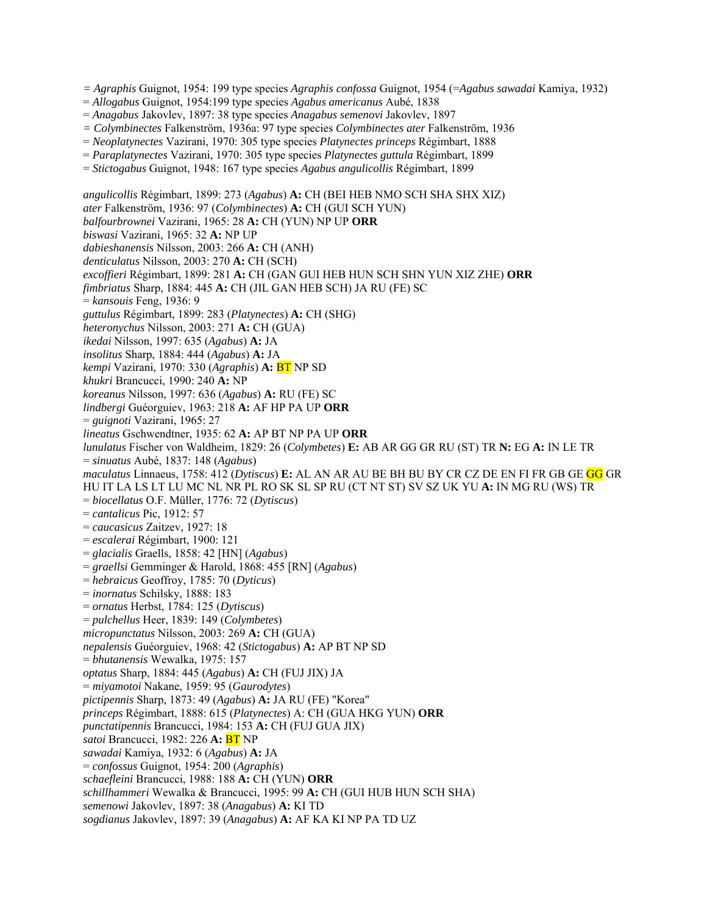= *Agraphis* Guignot, 1954: 199 type species *Agraphis confossa* Guignot, 1954 (=*Agabus sawadai* Kamiya, 1932)
= *Allogabus* Guignot, 1954:199 type species *Agabus americanus* Aubé, 1838
= *Anagabus* Jakovlev, 1897: 38 type species *Anagabus semenovi* Jakovlev, 1897
= *Colymbinectes* Falkenström, 1936a: 97 type species *Colymbinectes ater* Falkenström, 1936
= *Neoplatynectes* Vazirani, 1970: 305 type species *Platynectes princeps* Régimbart, 1888
= *Paraplatynectes* Vazirani, 1970: 305 type species *Platynectes guttula* Régimbart, 1899
= *Stictogabus* Guignot, 1948: 167 type species *Agabus angulicollis* Régimbart, 1899

*angulicollis* Régimbart, 1899: 273 (*Agabus*) **A:** CH (BEI HEB NMO SCH SHA SHX XIZ)
*ater* Falkenström, 1936: 97 (*Colymbinectes*) **A:** CH (GUI SCH YUN)
*balfourbrownei* Vazirani, 1965: 28 **A:** CH (YUN) NP UP **ORR**
*biswasi* Vazirani, 1965: 32 **A:** NP UP
*dabieshanensis* Nilsson, 2003: 266 **A:** CH (ANH)
*denticulatus* Nilsson, 2003: 270 **A:** CH (SCH)
*excoffieri* Régimbart, 1899: 281 **A:** CH (GAN GUI HEB HUN SCH SHN YUN XIZ ZHE) **ORR**
*fimbriatus* Sharp, 1884: 445 **A:** CH (JIL GAN HEB SCH) JA RU (FE) SC
= *kansouis* Feng, 1936: 9
*guttulus* Régimbart, 1899: 283 (*Platynectes*) **A:** CH (SHG)
*heteronychus* Nilsson, 2003: 271 **A:** CH (GUA)
*ikedai* Nilsson, 1997: 635 (*Agabus*) **A:** JA
*insolitus* Sharp, 1884: 444 (*Agabus*) **A:** JA
*kempi* Vazirani, 1970: 330 (*Agraphis*) **A:** BT NP SD
*khukri* Brancucci, 1990: 240 **A:** NP
*koreanus* Nilsson, 1997: 636 (*Agabus*) **A:** RU (FE) SC
*lindbergi* Guéorguiev, 1963: 218 **A:** AF HP PA UP **ORR**
= *guignoti* Vazirani, 1965: 27
*lineatus* Gschwendtner, 1935: 62 **A:** AP BT NP PA UP **ORR**
*lunulatus* Fischer von Waldheim, 1829: 26 (*Colymbetes*) **E:** AB AR GG GR RU (ST) TR **N:** EG **A:** IN LE TR
= *sinuatus* Aubé, 1837: 148 (*Agabus*)
*maculatus* Linnaeus, 1758: 412 (*Dytiscus*) **E:** AL AN AR AU BE BH BU BY CR CZ DE EN FI FR GB GE GG GR HU IT LA LS LT LU MC NL NR PL RO SK SL SP RU (CT NT ST) SV SZ UK YU **A:** IN MG RU (WS) TR
= *biocellatus* O.F. Müller, 1776: 72 (*Dytiscus*)
= *cantalicus* Pic, 1912: 57
= *caucasicus* Zaitzev, 1927: 18
= *escalerai* Régimbart, 1900: 121
= *glacialis* Graells, 1858: 42 [HN] (*Agabus*)
= *graellsi* Gemminger & Harold, 1868: 455 [RN] (*Agabus*)
= *hebraicus* Geoffroy, 1785: 70 (*Dyticus*)
= *inornatus* Schilsky, 1888: 183
= *ornatus* Herbst, 1784: 125 (*Dytiscus*)
= *pulchellus* Heer, 1839: 149 (*Colymbetes*)
*micropunctatus* Nilsson, 2003: 269 **A:** CH (GUA)
*nepalensis* Guéorguiev, 1968: 42 (*Stictogabus*) **A:** AP BT NP SD
= *bhutanensis* Wewalka, 1975: 157
*optatus* Sharp, 1884: 445 (*Agabus*) **A:** CH (FUJ JIX) JA
= *miyamotoi* Nakane, 1959: 95 (*Gaurodytes*)
*pictipennis* Sharp, 1873: 49 (*Agabus*) **A:** JA RU (FE) "Korea"
*princeps* Régimbart, 1888: 615 (*Platynectes*) A: CH (GUA HKG YUN) **ORR**
*punctatipennis* Brancucci, 1984: 153 **A:** CH (FUJ GUA JIX)
*satoi* Brancucci, 1982: 226 **A:** BT NP
*sawadai* Kamiya, 1932: 6 (*Agabus*) **A:** JA
= *confossus* Guignot, 1954: 200 (*Agraphis*)
*schaefleini* Brancucci, 1988: 188 **A:** CH (YUN) **ORR**
*schillhammeri* Wewalka & Brancucci, 1995: 99 **A:** CH (GUI HUB HUN SCH SHA)
*semenowi* Jakovlev, 1897: 38 (*Anagabus*) **A:** KI TD
*sogdianus* Jakovlev, 1897: 39 (*Anagabus*) **A:** AF KA KI NP PA TD UZ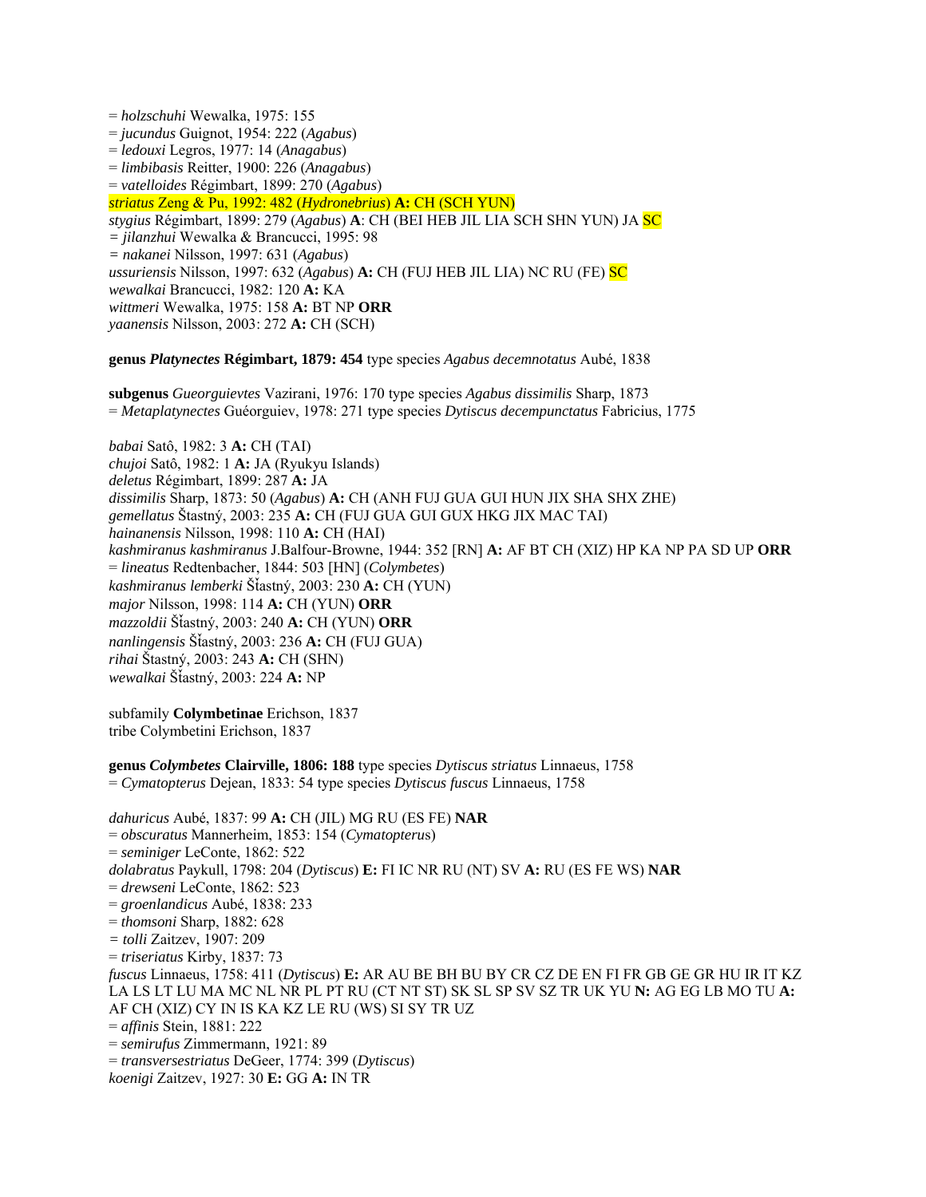= *holzschuhi* Wewalka, 1975: 155
= *jucundus* Guignot, 1954: 222 (*Agabus*)
= *ledouxi* Legros, 1977: 14 (*Anagabus*)
= *limbibasis* Reitter, 1900: 226 (*Anagabus*)
= *vatelloides* Régimbart, 1899: 270 (*Agabus*)
*striatus* Zeng & Pu, 1992: 482 (*Hydronebrius*) **A:** CH (SCH YUN)
*stygius* Régimbart, 1899: 279 (*Agabus*) **A**: CH (BEI HEB JIL LIA SCH SHN YUN) JA SC
= *jilanzhui* Wewalka & Brancucci, 1995: 98
= *nakanei* Nilsson, 1997: 631 (*Agabus*)
*ussuriensis* Nilsson, 1997: 632 (*Agabus*) **A:** CH (FUJ HEB JIL LIA) NC RU (FE) SC
*wewalkai* Brancucci, 1982: 120 **A:** KA
*wittmeri* Wewalka, 1975: 158 **A:** BT NP **ORR**
*yaanensis* Nilsson, 2003: 272 **A:** CH (SCH)

**genus *Platynectes* Régimbart, 1879: 454** type species *Agabus decemnotatus* Aubé, 1838

**subgenus** *Gueorguievtes* Vazirani, 1976: 170 type species *Agabus dissimilis* Sharp, 1873
= *Metaplatynectes* Guéorguiev, 1978: 271 type species *Dytiscus decempunctatus* Fabricius, 1775

*babai* Satô, 1982: 3 **A:** CH (TAI)
*chujoi* Satô, 1982: 1 **A:** JA (Ryukyu Islands)
*deletus* Régimbart, 1899: 287 **A:** JA
*dissimilis* Sharp, 1873: 50 (*Agabus*) **A:** CH (ANH FUJ GUA GUI HUN JIX SHA SHX ZHE)
*gemellatus* Šťastný, 2003: 235 **A:** CH (FUJ GUA GUI GUX HKG JIX MAC TAI)
*hainanensis* Nilsson, 1998: 110 **A:** CH (HAI)
*kashmiranus kashmiranus* J.Balfour-Browne, 1944: 352 [RN] **A:** AF BT CH (XIZ) HP KA NP PA SD UP **ORR**
= *lineatus* Redtenbacher, 1844: 503 [HN] (*Colymbetes*)
*kashmiranus lemberki* Šťastný, 2003: 230 **A:** CH (YUN)
*major* Nilsson, 1998: 114 **A:** CH (YUN) **ORR**
*mazzoldii* Šťastný, 2003: 240 **A:** CH (YUN) **ORR**
*nanlingensis* Šťastný, 2003: 236 **A:** CH (FUJ GUA)
*rihai* Šťastný, 2003: 243 **A:** CH (SHN)
*wewalkai* Šťastný, 2003: 224 **A:** NP

subfamily **Colymbetinae** Erichson, 1837
tribe Colymbetini Erichson, 1837

**genus *Colymbetes* Clairville, 1806: 188** type species *Dytiscus striatus* Linnaeus, 1758
= *Cymatopterus* Dejean, 1833: 54 type species *Dytiscus fuscus* Linnaeus, 1758

*dahuricus* Aubé, 1837: 99 **A:** CH (JIL) MG RU (ES FE) **NAR**
= *obscuratus* Mannerheim, 1853: 154 (*Cymatopterus*)
= *seminiger* LeConte, 1862: 522
*dolabratus* Paykull, 1798: 204 (*Dytiscus*) **E:** FI IC NR RU (NT) SV **A:** RU (ES FE WS) **NAR**
= *drewseni* LeConte, 1862: 523
= *groenlandicus* Aubé, 1838: 233
= *thomsoni* Sharp, 1882: 628
= *tolli* Zaitzev, 1907: 209
= *triseriatus* Kirby, 1837: 73
*fuscus* Linnaeus, 1758: 411 (*Dytiscus*) **E:** AR AU BE BH BU BY CR CZ DE EN FI FR GB GE GR HU IR IT KZ LA LS LT LU MA MC NL NR PL PT RU (CT NT ST) SK SL SP SV SZ TR UK YU **N:** AG EG LB MO TU **A:** AF CH (XIZ) CY IN IS KA KZ LE RU (WS) SI SY TR UZ
= *affinis* Stein, 1881: 222
= *semirufus* Zimmermann, 1921: 89
= *transversestriatus* DeGeer, 1774: 399 (*Dytiscus*)
*koenigi* Zaitzev, 1927: 30 **E:** GG **A:** IN TR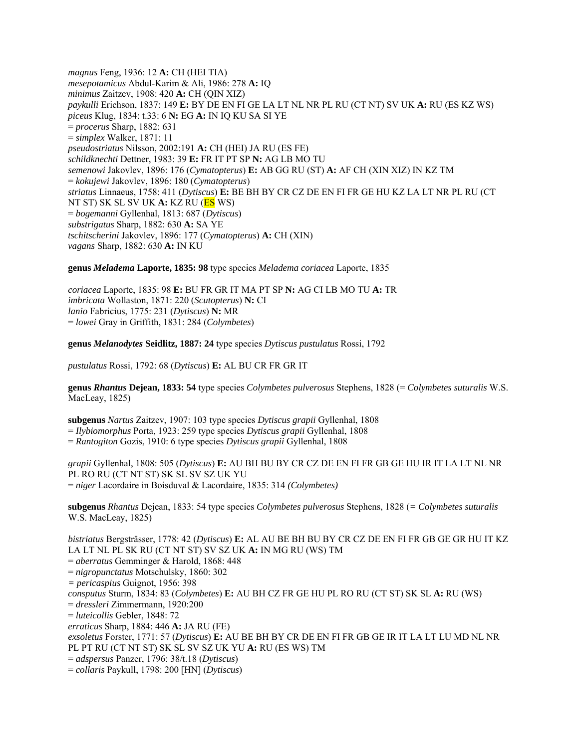*magnus* Feng, 1936: 12 **A:** CH (HEI TIA)
*mesepotamicus* Abdul-Karim & Ali, 1986: 278 **A:** IQ
*minimus* Zaitzev, 1908: 420 **A:** CH (QIN XIZ)
*paykulli* Erichson, 1837: 149 **E:** BY DE EN FI GE LA LT NL NR PL RU (CT NT) SV UK **A:** RU (ES KZ WS)
*piceus* Klug, 1834: t.33: 6 **N:** EG **A:** IN IQ KU SA SI YE
= *procerus* Sharp, 1882: 631
= *simplex* Walker, 1871: 11
*pseudostriatus* Nilsson, 2002:191 **A:** CH (HEI) JA RU (ES FE)
*schildknechti* Dettner, 1983: 39 **E:** FR IT PT SP **N:** AG LB MO TU
*semenowi* Jakovlev, 1896: 176 (*Cymatopterus*) **E:** AB GG RU (ST) **A:** AF CH (XIN XIZ) IN KZ TM
= *kokujewi* Jakovlev, 1896: 180 (*Cymatopterus*)
*striatus* Linnaeus, 1758: 411 (*Dytiscus*) **E:** BE BH BY CR CZ DE EN FI FR GE HU KZ LA LT NR PL RU (CT NT ST) SK SL SV UK **A:** KZ RU (ES WS)
= *bogemanni* Gyllenhal, 1813: 687 (*Dytiscus*)
*substrigatus* Sharp, 1882: 630 **A:** SA YE
*tschitscherini* Jakovlev, 1896: 177 (*Cymatopterus*) **A:** CH (XIN)
*vagans* Sharp, 1882: 630 **A:** IN KU

**genus *Meladema* Laporte, 1835: 98** type species *Meladema coriacea* Laporte, 1835

*coriacea* Laporte, 1835: 98 **E:** BU FR GR IT MA PT SP **N:** AG CI LB MO TU **A:** TR
*imbricata* Wollaston, 1871: 220 (*Scutopterus*) **N:** CI
*lanio* Fabricius, 1775: 231 (*Dytiscus*) **N:** MR
= *lowei* Gray in Griffith, 1831: 284 (*Colymbetes*)

**genus *Melanodytes* Seidlitz, 1887: 24** type species *Dytiscus pustulatus* Rossi, 1792

*pustulatus* Rossi, 1792: 68 (*Dytiscus*) **E:** AL BU CR FR GR IT

**genus *Rhantus* Dejean, 1833: 54** type species *Colymbetes pulverosus* Stephens, 1828 (= *Colymbetes suturalis* W.S. MacLeay, 1825)

**subgenus** *Nartus* Zaitzev, 1907: 103 type species *Dytiscus grapii* Gyllenhal, 1808
= *Ilybiomorphus* Porta, 1923: 259 type species *Dytiscus grapii* Gyllenhal, 1808
= *Rantogiton* Gozis, 1910: 6 type species *Dytiscus grapii* Gyllenhal, 1808

*grapii* Gyllenhal, 1808: 505 (*Dytiscus*) **E:** AU BH BU BY CR CZ DE EN FI FR GB GE HU IR IT LA LT NL NR PL RO RU (CT NT ST) SK SL SV SZ UK YU
= *niger* Lacordaire in Boisduval & Lacordaire, 1835: 314 *(Colymbetes)*

**subgenus** *Rhantus* Dejean, 1833: 54 type species *Colymbetes pulverosus* Stephens, 1828 (= *Colymbetes suturalis* W.S. MacLeay, 1825)

*bistriatus* Bergsträsser, 1778: 42 (*Dytiscus*) **E:** AL AU BE BH BU BY CR CZ DE EN FI FR GB GE GR HU IT KZ LA LT NL PL SK RU (CT NT ST) SV SZ UK **A:** IN MG RU (WS) TM
= *aberratus* Gemminger & Harold, 1868: 448
= *nigropunctatus* Motschulsky, 1860: 302
= *pericaspius* Guignot, 1956: 398
*consputus* Sturm, 1834: 83 (*Colymbetes*) **E:** AU BH CZ FR GE HU PL RO RU (CT ST) SK SL **A:** RU (WS)
= *dressleri* Zimmermann, 1920:200
= *luteicollis* Gebler, 1848: 72
*erraticus* Sharp, 1884: 446 **A:** JA RU (FE)
*exsoletus* Forster, 1771: 57 (*Dytiscus*) **E:** AU BE BH BY CR DE EN FI FR GB GE IR IT LA LT LU MD NL NR PL PT RU (CT NT ST) SK SL SV SZ UK YU **A:** RU (ES WS) TM
= *adspersus* Panzer, 1796: 38/t.18 (*Dytiscus*)
= *collaris* Paykull, 1798: 200 [HN] (*Dytiscus*)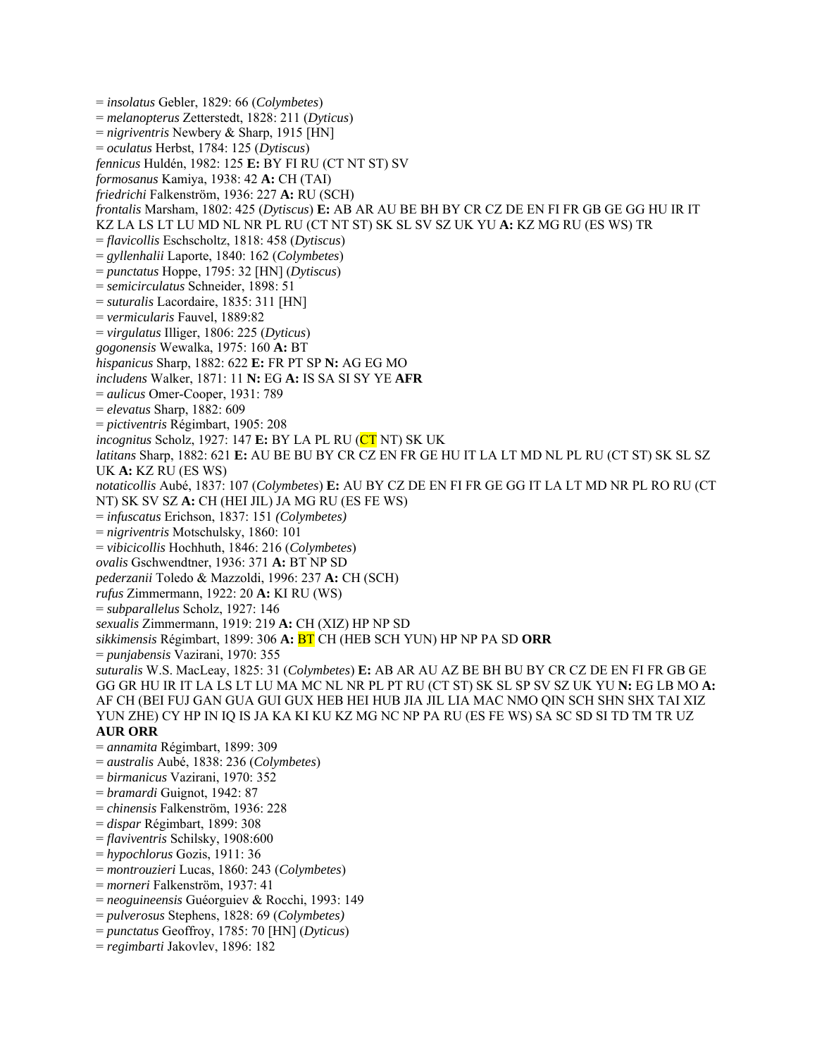= *insolatus* Gebler, 1829: 66 (*Colymbetes*)
= *melanopterus* Zetterstedt, 1828: 211 (*Dyticus*)
= *nigriventris* Newbery & Sharp, 1915 [HN]
= *oculatus* Herbst, 1784: 125 (*Dytiscus*)
*fennicus* Huldén, 1982: 125 **E:** BY FI RU (CT NT ST) SV
*formosanus* Kamiya, 1938: 42 **A:** CH (TAI)
*friedrichi* Falkenström, 1936: 227 **A:** RU (SCH)
*frontalis* Marsham, 1802: 425 (*Dytiscus*) **E:** AB AR AU BE BH BY CR CZ DE EN FI FR GB GE GG HU IR IT KZ LA LS LT LU MD NL NR PL RU (CT NT ST) SK SL SV SZ UK YU **A:** KZ MG RU (ES WS) TR
= *flavicollis* Eschscholtz, 1818: 458 (*Dytiscus*)
= *gyllenhalii* Laporte, 1840: 162 (*Colymbetes*)
= *punctatus* Hoppe, 1795: 32 [HN] (*Dytiscus*)
= *semicirculatus* Schneider, 1898: 51
= *suturalis* Lacordaire, 1835: 311 [HN]
= *vermicularis* Fauvel, 1889:82
= *virgulatus* Illiger, 1806: 225 (*Dyticus*)
*gogonensis* Wewalka, 1975: 160 **A:** BT
*hispanicus* Sharp, 1882: 622 **E:** FR PT SP **N:** AG EG MO
*includens* Walker, 1871: 11 **N:** EG **A:** IS SA SI SY YE **AFR**
= *aulicus* Omer-Cooper, 1931: 789
= *elevatus* Sharp, 1882: 609
= *pictiventris* Régimbart, 1905: 208
*incognitus* Scholz, 1927: 147 **E:** BY LA PL RU (CT NT) SK UK
*latitans* Sharp, 1882: 621 **E:** AU BE BU BY CR CZ EN FR GE HU IT LA LT MD NL PL RU (CT ST) SK SL SZ UK **A:** KZ RU (ES WS)
*notaticollis* Aubé, 1837: 107 (*Colymbetes*) **E:** AU BY CZ DE EN FI FR GE GG IT LA LT MD NR PL RO RU (CT NT) SK SV SZ **A:** CH (HEI JIL) JA MG RU (ES FE WS)
= *infuscatus* Erichson, 1837: 151 *(Colymbetes)*
= *nigriventris* Motschulsky, 1860: 101
= *vibicicollis* Hochhuth, 1846: 216 (*Colymbetes*)
*ovalis* Gschwendtner, 1936: 371 **A:** BT NP SD
*pederzanii* Toledo & Mazzoldi, 1996: 237 **A:** CH (SCH)
*rufus* Zimmermann, 1922: 20 **A:** KI RU (WS)
= *subparallelus* Scholz, 1927: 146
*sexualis* Zimmermann, 1919: 219 **A:** CH (XIZ) HP NP SD
*sikkimensis* Régimbart, 1899: 306 **A:** BT CH (HEB SCH YUN) HP NP PA SD **ORR**
= *punjabensis* Vazirani, 1970: 355
*suturalis* W.S. MacLeay, 1825: 31 (*Colymbetes*) **E:** AB AR AU AZ BE BH BU BY CR CZ DE EN FI FR GB GE GG GR HU IR IT LA LS LT LU MA MC NL NR PL PT RU (CT ST) SK SL SP SV SZ UK YU **N:** EG LB MO **A:** AF CH (BEI FUJ GAN GUA GUI GUX HEB HEI HUB JIA JIL LIA MAC NMO QIN SCH SHN SHX TAI XIZ YUN ZHE) CY HP IN IQ IS JA KA KI KU KZ MG NC NP PA RU (ES FE WS) SA SC SD SI TD TM TR UZ **AUR ORR**
= *annamita* Régimbart, 1899: 309
= *australis* Aubé, 1838: 236 (*Colymbetes*)
= *birmanicus* Vazirani, 1970: 352
= *bramardi* Guignot, 1942: 87
= *chinensis* Falkenström, 1936: 228
= *dispar* Régimbart, 1899: 308
= *flaviventris* Schilsky, 1908:600
= *hypochlorus* Gozis, 1911: 36
= *montrouzieri* Lucas, 1860: 243 (*Colymbetes*)
= *morneri* Falkenström, 1937: 41
= *neoguineensis* Guéorguiev & Rocchi, 1993: 149
= *pulverosus* Stephens, 1828: 69 (*Colymbetes)*
= *punctatus* Geoffroy, 1785: 70 [HN] (*Dyticus*)
= *regimbarti* Jakovlev, 1896: 182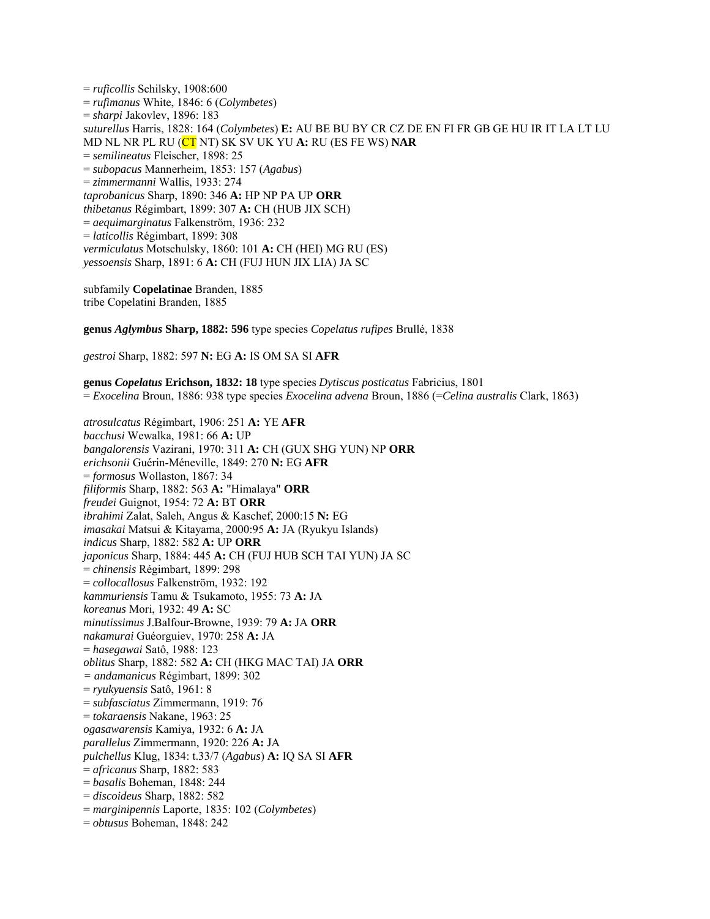= *ruficollis* Schilsky, 1908:600
= *rufimanus* White, 1846: 6 (*Colymbetes*)
= *sharpi* Jakovlev, 1896: 183
*suturellus* Harris, 1828: 164 (*Colymbetes*) **E:** AU BE BU BY CR CZ DE EN FI FR GB GE HU IR IT LA LT LU MD NL NR PL RU (CT NT) SK SV UK YU **A:** RU (ES FE WS) **NAR**
= *semilineatus* Fleischer, 1898: 25
= *subopacus* Mannerheim, 1853: 157 (*Agabus*)
= *zimmermanni* Wallis, 1933: 274
*taprobanicus* Sharp, 1890: 346 **A:** HP NP PA UP **ORR**
*thibetanus* Régimbart, 1899: 307 **A:** CH (HUB JIX SCH)
= *aequimarginatus* Falkenström, 1936: 232
= *laticollis* Régimbart, 1899: 308
*vermiculatus* Motschulsky, 1860: 101 **A:** CH (HEI) MG RU (ES)
*yessoensis* Sharp, 1891: 6 **A:** CH (FUJ HUN JIX LIA) JA SC

subfamily **Copelatinae** Branden, 1885
tribe Copelatini Branden, 1885

**genus *Aglymbus* Sharp, 1882: 596** type species *Copelatus rufipes* Brullé, 1838

*gestroi* Sharp, 1882: 597 **N:** EG **A:** IS OM SA SI **AFR**

**genus *Copelatus* Erichson, 1832: 18** type species *Dytiscus posticatus* Fabricius, 1801
= *Exocelina* Broun, 1886: 938 type species *Exocelina advena* Broun, 1886 (=*Celina australis* Clark, 1863)

*atrosulcatus* Régimbart, 1906: 251 **A:** YE **AFR**
*bacchusi* Wewalka, 1981: 66 **A:** UP
*bangalorensis* Vazirani, 1970: 311 **A:** CH (GUX SHG YUN) NP **ORR**
*erichsonii* Guérin-Méneville, 1849: 270 **N:** EG **AFR**
= *formosus* Wollaston, 1867: 34
*filiformis* Sharp, 1882: 563 **A:** "Himalaya" **ORR**
*freudei* Guignot, 1954: 72 **A:** BT **ORR**
*ibrahimi* Zalat, Saleh, Angus & Kaschef, 2000:15 **N:** EG
*imasakai* Matsui & Kitayama, 2000:95 **A:** JA (Ryukyu Islands)
*indicus* Sharp, 1882: 582 **A:** UP **ORR**
*japonicus* Sharp, 1884: 445 **A:** CH (FUJ HUB SCH TAI YUN) JA SC
= *chinensis* Régimbart, 1899: 298
= *collocallosus* Falkenström, 1932: 192
*kammuriensis* Tamu & Tsukamoto, 1955: 73 **A:** JA
*koreanus* Mori, 1932: 49 **A:** SC
*minutissimus* J.Balfour-Browne, 1939: 79 **A:** JA **ORR**
*nakamurai* Guéorguiev, 1970: 258 **A:** JA
= *hasegawai* Satô, 1988: 123
*oblitus* Sharp, 1882: 582 **A:** CH (HKG MAC TAI) JA **ORR**
= *andamanicus* Régimbart, 1899: 302
= *ryukyuensis* Satô, 1961: 8
= *subfasciatus* Zimmermann, 1919: 76
= *tokaraensis* Nakane, 1963: 25
*ogasawarensis* Kamiya, 1932: 6 **A:** JA
*parallelus* Zimmermann, 1920: 226 **A:** JA
*pulchellus* Klug, 1834: t.33/7 (*Agabus*) **A:** IQ SA SI **AFR**
= *africanus* Sharp, 1882: 583
= *basalis* Boheman, 1848: 244
= *discoideus* Sharp, 1882: 582
= *marginipennis* Laporte, 1835: 102 (*Colymbetes*)
= *obtusus* Boheman, 1848: 242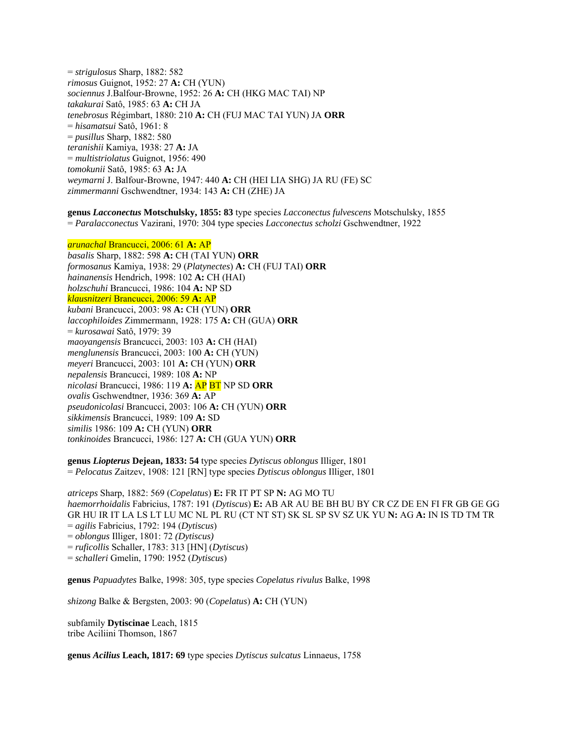= *strigulosus* Sharp, 1882: 582
*rimosus* Guignot, 1952: 27 **A:** CH (YUN)
*sociennus* J.Balfour-Browne, 1952: 26 **A:** CH (HKG MAC TAI) NP
*takakurai* Satô, 1985: 63 **A:** CH JA
*tenebrosus* Régimbart, 1880: 210 **A:** CH (FUJ MAC TAI YUN) JA **ORR**
= *hisamatsui* Satô, 1961: 8
= *pusillus* Sharp, 1882: 580
*teranishii* Kamiya, 1938: 27 **A:** JA
= *multistriolatus* Guignot, 1956: 490
*tomokunii* Satô, 1985: 63 **A:** JA
*weymarni* J. Balfour-Browne, 1947: 440 **A:** CH (HEI LIA SHG) JA RU (FE) SC
*zimmermanni* Gschwendtner, 1934: 143 **A:** CH (ZHE) JA

**genus *Lacconectus* Motschulsky, 1855: 83** type species *Lacconectus fulvescens* Motschulsky, 1855
= *Paralacconectus* Vazirani, 1970: 304 type species *Lacconectus scholzi* Gschwendtner, 1922

*arunachal* Brancucci, 2006: 61 **A:** AP
*basalis* Sharp, 1882: 598 **A:** CH (TAI YUN) **ORR**
*formosanus* Kamiya, 1938: 29 (*Platynectes*) **A:** CH (FUJ TAI) **ORR**
*hainanensis* Hendrich, 1998: 102 **A:** CH (HAI)
*holzschuhi* Brancucci, 1986: 104 **A:** NP SD
*klausnitzeri* Brancucci, 2006: 59 **A:** AP
*kubani* Brancucci, 2003: 98 **A:** CH (YUN) **ORR**
*laccophiloides* Zimmermann, 1928: 175 **A:** CH (GUA) **ORR**
= *kurosawai* Satô, 1979: 39
*maoyangensis* Brancucci, 2003: 103 **A:** CH (HAI)
*menglunensis* Brancucci, 2003: 100 **A:** CH (YUN)
*meyeri* Brancucci, 2003: 101 **A:** CH (YUN) **ORR**
*nepalensis* Brancucci, 1989: 108 **A:** NP
*nicolasi* Brancucci, 1986: 119 **A:** AP BT NP SD **ORR**
*ovalis* Gschwendtner, 1936: 369 **A:** AP
*pseudonicolasi* Brancucci, 2003: 106 **A:** CH (YUN) **ORR**
*sikkimensis* Brancucci, 1989: 109 **A:** SD
*similis* 1986: 109 **A:** CH (YUN) **ORR**
*tonkinoides* Brancucci, 1986: 127 **A:** CH (GUA YUN) **ORR**

**genus *Liopterus* Dejean, 1833: 54** type species *Dytiscus oblongus* Illiger, 1801
= *Pelocatus* Zaitzev, 1908: 121 [RN] type species *Dytiscus oblongus* Illiger, 1801

*atriceps* Sharp, 1882: 569 (*Copelatus*) **E:** FR IT PT SP **N:** AG MO TU
*haemorrhoidalis* Fabricius, 1787: 191 (*Dytiscus*) **E:** AB AR AU BE BH BU BY CR CZ DE EN FI FR GB GE GG GR HU IR IT LA LS LT LU MC NL PL RU (CT NT ST) SK SL SP SV SZ UK YU **N:** AG **A:** IN IS TD TM TR
= *agilis* Fabricius, 1792: 194 (*Dytiscus*)
= *oblongus* Illiger, 1801: 72 *(Dytiscus)*
= *ruficollis* Schaller, 1783: 313 [HN] (*Dytiscus*)
= *schalleri* Gmelin, 1790: 1952 (*Dytiscus*)

**genus** *Papuadytes* Balke, 1998: 305, type species *Copelatus rivulus* Balke, 1998

*shizong* Balke & Bergsten, 2003: 90 (*Copelatus*) **A:** CH (YUN)

subfamily **Dytiscinae** Leach, 1815
tribe Aciliini Thomson, 1867

**genus *Acilius* Leach, 1817: 69** type species *Dytiscus sulcatus* Linnaeus, 1758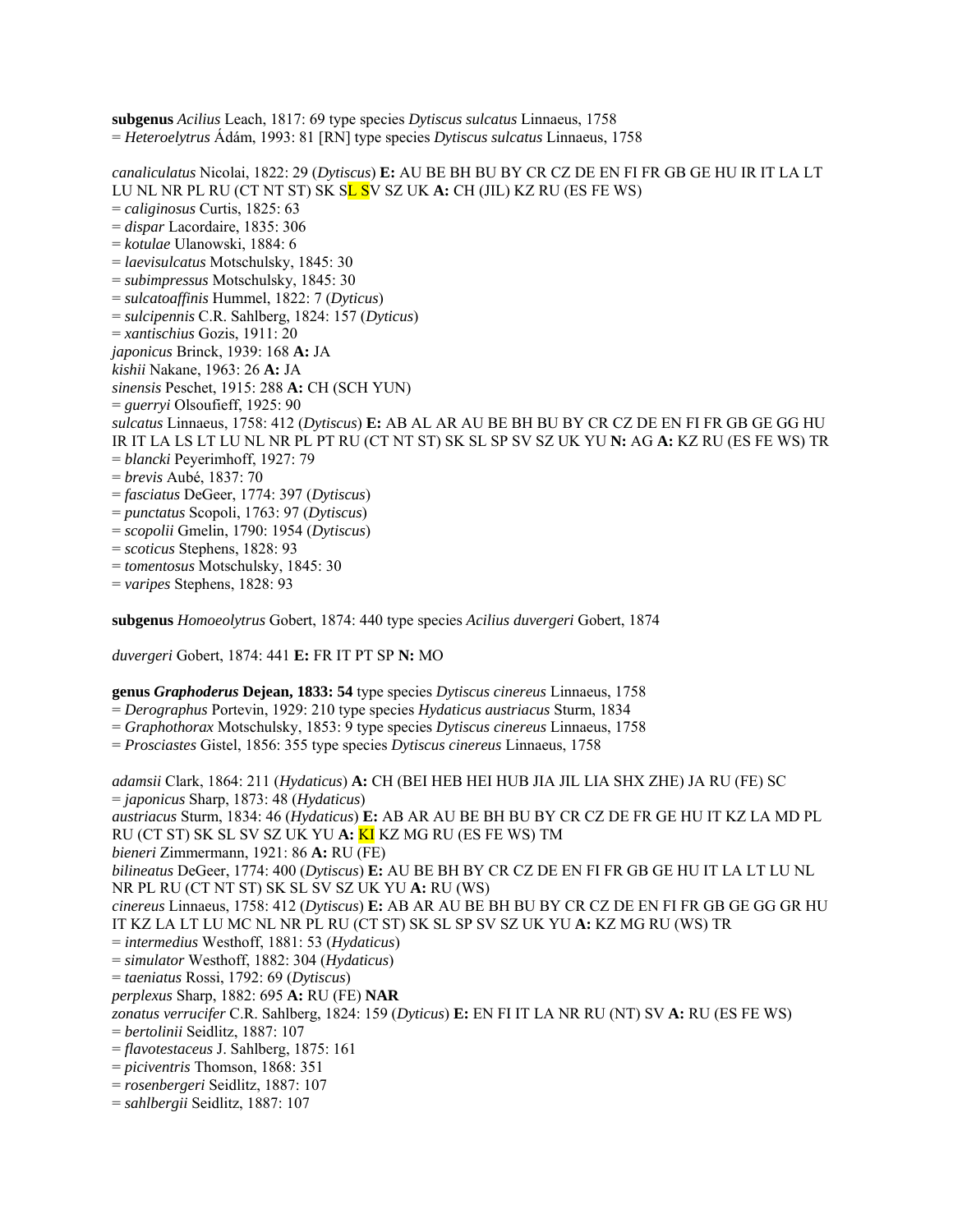**subgenus** *Acilius* Leach, 1817: 69 type species *Dytiscus sulcatus* Linnaeus, 1758
= *Heteroelytrus* Ádám, 1993: 81 [RN] type species *Dytiscus sulcatus* Linnaeus, 1758

*canaliculatus* Nicolai, 1822: 29 (*Dytiscus*) **E:** AU BE BH BU BY CR CZ DE EN FI FR GB GE HU IR IT LA LT LU NL NR PL RU (CT NT ST) SK SL SV SZ UK **A:** CH (JIL) KZ RU (ES FE WS)
= *caliginosus* Curtis, 1825: 63
= *dispar* Lacordaire, 1835: 306
= *kotulae* Ulanowski, 1884: 6
= *laevisulcatus* Motschulsky, 1845: 30
= *subimpressus* Motschulsky, 1845: 30
= *sulcatoaffinis* Hummel, 1822: 7 (*Dyticus*)
= *sulcipennis* C.R. Sahlberg, 1824: 157 (*Dyticus*)
= *xantischius* Gozis, 1911: 20
*japonicus* Brinck, 1939: 168 **A:** JA
*kishii* Nakane, 1963: 26 **A:** JA
*sinensis* Peschet, 1915: 288 **A:** CH (SCH YUN)
= *guerryi* Olsoufieff, 1925: 90
*sulcatus* Linnaeus, 1758: 412 (*Dytiscus*) **E:** AB AL AR AU BE BH BU BY CR CZ DE EN FI FR GB GE GG HU IR IT LA LS LT LU NL NR PL PT RU (CT NT ST) SK SL SP SV SZ UK YU **N:** AG **A:** KZ RU (ES FE WS) TR
= *blancki* Peyerimhoff, 1927: 79
= *brevis* Aubé, 1837: 70
= *fasciatus* DeGeer, 1774: 397 (*Dytiscus*)
= *punctatus* Scopoli, 1763: 97 (*Dytiscus*)
= *scopolii* Gmelin, 1790: 1954 (*Dytiscus*)
= *scoticus* Stephens, 1828: 93
= *tomentosus* Motschulsky, 1845: 30
= *varipes* Stephens, 1828: 93

**subgenus** *Homoeolytrus* Gobert, 1874: 440 type species *Acilius duvergeri* Gobert, 1874

*duvergeri* Gobert, 1874: 441 **E:** FR IT PT SP **N:** MO

**genus *Graphoderus* Dejean, 1833: 54** type species *Dytiscus cinereus* Linnaeus, 1758
= *Derographus* Portevin, 1929: 210 type species *Hydaticus austriacus* Sturm, 1834
= *Graphothorax* Motschulsky, 1853: 9 type species *Dytiscus cinereus* Linnaeus, 1758
= *Prosciastes* Gistel, 1856: 355 type species *Dytiscus cinereus* Linnaeus, 1758

*adamsii* Clark, 1864: 211 (*Hydaticus*) **A:** CH (BEI HEB HEI HUB JIA JIL LIA SHX ZHE) JA RU (FE) SC
= *japonicus* Sharp, 1873: 48 (*Hydaticus*)
*austriacus* Sturm, 1834: 46 (*Hydaticus*) **E:** AB AR AU BE BH BU BY CR CZ DE FR GE HU IT KZ LA MD PL RU (CT ST) SK SL SV SZ UK YU **A:** KI KZ MG RU (ES FE WS) TM
*bieneri* Zimmermann, 1921: 86 **A:** RU (FE)
*bilineatus* DeGeer, 1774: 400 (*Dytiscus*) **E:** AU BE BH BY CR CZ DE EN FI FR GB GE HU IT LA LT LU NL NR PL RU (CT NT ST) SK SL SV SZ UK YU **A:** RU (WS)
*cinereus* Linnaeus, 1758: 412 (*Dytiscus*) **E:** AB AR AU BE BH BU BY CR CZ DE EN FI FR GB GE GG GR HU IT KZ LA LT LU MC NL NR PL RU (CT ST) SK SL SP SV SZ UK YU **A:** KZ MG RU (WS) TR
= *intermedius* Westhoff, 1881: 53 (*Hydaticus*)
= *simulator* Westhoff, 1882: 304 (*Hydaticus*)
= *taeniatus* Rossi, 1792: 69 (*Dytiscus*)
*perplexus* Sharp, 1882: 695 **A:** RU (FE) **NAR**
*zonatus verrucifer* C.R. Sahlberg, 1824: 159 (*Dyticus*) **E:** EN FI IT LA NR RU (NT) SV **A:** RU (ES FE WS)
= *bertolinii* Seidlitz, 1887: 107
= *flavotestaceus* J. Sahlberg, 1875: 161
= *piciventris* Thomson, 1868: 351
= *rosenbergeri* Seidlitz, 1887: 107
= *sahlbergii* Seidlitz, 1887: 107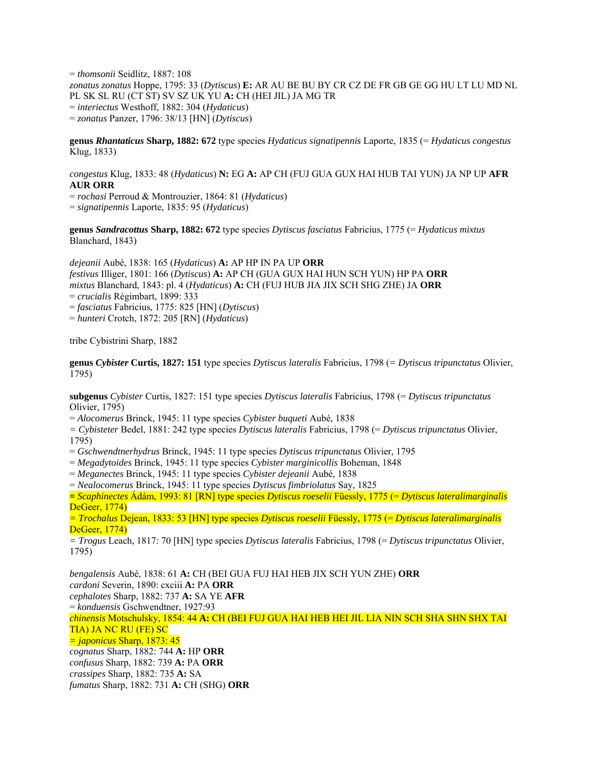= *thomsonii* Seidlitz, 1887: 108
*zonatus zonatus* Hoppe, 1795: 33 (*Dytiscus*) **E:** AR AU BE BU BY CR CZ DE FR GB GE GG HU LT LU MD NL PL SK SL RU (CT ST) SV SZ UK YU **A:** CH (HEI JIL) JA MG TR
= *interiectus* Westhoff, 1882: 304 (*Hydaticus*)
= *zonatus* Panzer, 1796: 38/13 [HN] (*Dytiscus*)

**genus *Rhantaticus* Sharp, 1882: 672** type species *Hydaticus signatipennis* Laporte, 1835 (= *Hydaticus congestus* Klug, 1833)

*congestus* Klug, 1833: 48 (*Hydaticus*) **N:** EG **A:** AP CH (FUJ GUA GUX HAI HUB TAI YUN) JA NP UP **AFR AUR ORR**
= *rochasi* Perroud & Montrouzier, 1864: 81 (*Hydaticus*)
= *signatipennis* Laporte, 1835: 95 (*Hydaticus*)

**genus *Sandracottus* Sharp, 1882: 672** type species *Dytiscus fasciatus* Fabricius, 1775 (= *Hydaticus mixtus* Blanchard, 1843)

*dejeanii* Aubé, 1838: 165 (*Hydaticus*) **A:** AP HP IN PA UP **ORR**
*festivus* Illiger, 1801: 166 (*Dytiscus*) **A:** AP CH (GUA GUX HAI HUN SCH YUN) HP PA **ORR**
*mixtus* Blanchard, 1843: pl. 4 (*Hydaticus*) **A:** CH (FUJ HUB JIA JIX SCH SHG ZHE) JA **ORR**
= *crucialis* Régimbart, 1899: 333
= *fasciatus* Fabricius, 1775: 825 [HN] (*Dytiscus*)
= *hunteri* Crotch, 1872: 205 [RN] (*Hydaticus*)

tribe Cybistrini Sharp, 1882

**genus *Cybister* Curtis, 1827: 151** type species *Dytiscus lateralis* Fabricius, 1798 (= *Dytiscus tripunctatus* Olivier, 1795)

**subgenus** *Cybister* Curtis, 1827: 151 type species *Dytiscus lateralis* Fabricius, 1798 (= *Dytiscus tripunctatus* Olivier, 1795)
= *Alocomerus* Brinck, 1945: 11 type species *Cybister buqueti* Aubé, 1838
= *Cybisteter* Bedel, 1881: 242 type species *Dytiscus lateralis* Fabricius, 1798 (= *Dytiscus tripunctatus* Olivier, 1795)
= *Gschwendtnerhydrus* Brinck, 1945: 11 type species *Dytiscus tripunctatus* Olivier, 1795
= *Megadytoides* Brinck, 1945: 11 type species *Cybister marginicollis* Boheman, 1848
= *Meganectes* Brinck, 1945: 11 type species *Cybister dejeanii* Aubé, 1838
= *Nealocomerus* Brinck, 1945: 11 type species *Dytiscus fimbriolatus* Say, 1825
= *Scaphinectes* Ádám, 1993: 81 [RN] type species *Dytiscus roeselii* Füessly, 1775 (= *Dytiscus lateralimarginalis* DeGeer, 1774)
= *Trochalus* Dejean, 1833: 53 [HN] type species *Dytiscus roeselii* Füessly, 1775 (= *Dytiscus lateralimarginalis* DeGeer, 1774)
= *Trogus* Leach, 1817: 70 [HN] type species *Dytiscus lateralis* Fabricius, 1798 (= *Dytiscus tripunctatus* Olivier, 1795)

*bengalensis* Aubé, 1838: 61 **A:** CH (BEI GUA FUJ HAI HEB JIX SCH YUN ZHE) **ORR**
*cardoni* Severin, 1890: cxciii **A:** PA **ORR**
*cephalotes* Sharp, 1882: 737 **A:** SA YE **AFR**
= *konduensis* Gschwendtner, 1927:93
*chinensis* Motschulsky, 1854: 44 **A:** CH (BEI FUJ GUA HAI HEB HEI JIL LIA NIN SCH SHA SHN SHX TAI TIA) JA NC RU (FE) SC
= *japonicus* Sharp, 1873: 45
*cognatus* Sharp, 1882: 744 **A:** HP **ORR**
*confusus* Sharp, 1882: 739 **A:** PA **ORR**
*crassipes* Sharp, 1882: 735 **A:** SA
*fumatus* Sharp, 1882: 731 **A:** CH (SHG) **ORR**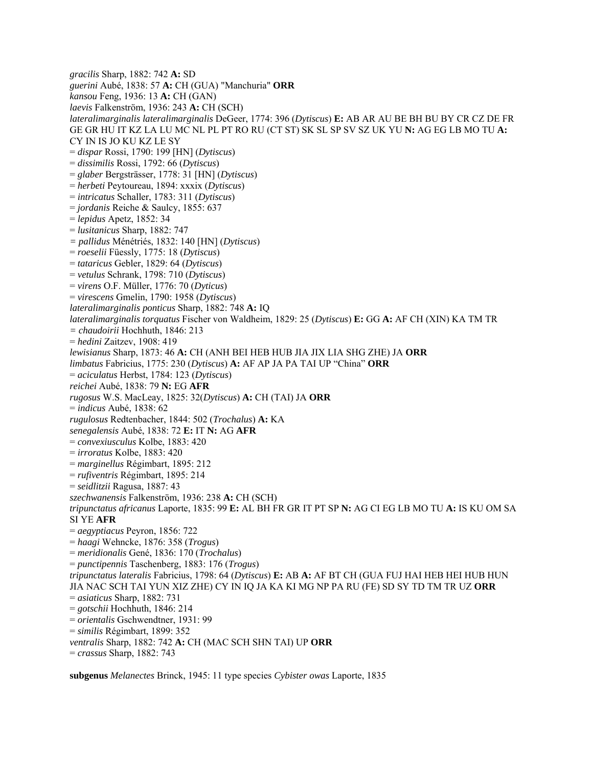*gracilis* Sharp, 1882: 742 **A:** SD
*guerini* Aubé, 1838: 57 **A:** CH (GUA) "Manchuria" **ORR**
*kansou* Feng, 1936: 13 **A:** CH (GAN)
*laevis* Falkenström, 1936: 243 **A:** CH (SCH)
*lateralimarginalis lateralimarginalis* DeGeer, 1774: 396 (*Dytiscus*) **E:** AB AR AU BE BH BU BY CR CZ DE FR GE GR HU IT KZ LA LU MC NL PL PT RO RU (CT ST) SK SL SP SV SZ UK YU **N:** AG EG LB MO TU **A:** CY IN IS JO KU KZ LE SY
= *dispar* Rossi, 1790: 199 [HN] (*Dytiscus*)
= *dissimilis* Rossi, 1792: 66 (*Dytiscus*)
= *glaber* Bergsträsser, 1778: 31 [HN] (*Dytiscus*)
= *herbeti* Peytoureau, 1894: xxxix (*Dytiscus*)
= *intricatus* Schaller, 1783: 311 (*Dytiscus*)
= *jordanis* Reiche & Saulcy, 1855: 637
= *lepidus* Apetz, 1852: 34
= *lusitanicus* Sharp, 1882: 747
= *pallidus* Ménétriés, 1832: 140 [HN] (*Dytiscus*)
= *roeselii* Füessly, 1775: 18 (*Dytiscus*)
= *tataricus* Gebler, 1829: 64 (*Dytiscus*)
= *vetulus* Schrank, 1798: 710 (*Dytiscus*)
= *virens* O.F. Müller, 1776: 70 (*Dyticus*)
= *virescens* Gmelin, 1790: 1958 (*Dytiscus*)
*lateralimarginalis ponticus* Sharp, 1882: 748 **A:** IQ
*lateralimarginalis torquatus* Fischer von Waldheim, 1829: 25 (*Dytiscus*) **E:** GG **A:** AF CH (XIN) KA TM TR
= *chaudoirii* Hochhuth, 1846: 213
= *hedini* Zaitzev, 1908: 419
*lewisianus* Sharp, 1873: 46 **A:** CH (ANH BEI HEB HUB JIA JIX LIA SHG ZHE) JA **ORR**
*limbatus* Fabricius, 1775: 230 (*Dytiscus*) **A:** AF AP JA PA TAI UP "China" **ORR**
= *aciculatus* Herbst, 1784: 123 (*Dytiscus*)
*reichei* Aubé, 1838: 79 **N:** EG **AFR**
*rugosus* W.S. MacLeay, 1825: 32(*Dytiscus*) **A:** CH (TAI) JA **ORR**
= *indicus* Aubé, 1838: 62
*rugulosus* Redtenbacher, 1844: 502 (*Trochalus*) **A:** KA
*senegalensis* Aubé, 1838: 72 **E:** IT **N:** AG **AFR**
= *convexiusculus* Kolbe, 1883: 420
= *irroratus* Kolbe, 1883: 420
= *marginellus* Régimbart, 1895: 212
= *rufiventris* Régimbart, 1895: 214
= *seidlitzii* Ragusa, 1887: 43
*szechwanensis* Falkenström, 1936: 238 **A:** CH (SCH)
*tripunctatus africanus* Laporte, 1835: 99 **E:** AL BH FR GR IT PT SP **N:** AG CI EG LB MO TU **A:** IS KU OM SA SI YE **AFR**
= *aegyptiacus* Peyron, 1856: 722
= *haagi* Wehncke, 1876: 358 (*Trogus*)
= *meridionalis* Gené, 1836: 170 (*Trochalus*)
= *punctipennis* Taschenberg, 1883: 176 (*Trogus*)
*tripunctatus lateralis* Fabricius, 1798: 64 (*Dytiscus*) **E:** AB **A:** AF BT CH (GUA FUJ HAI HEB HEI HUB HUN JIA NAC SCH TAI YUN XIZ ZHE) CY IN IQ JA KA KI MG NP PA RU (FE) SD SY TD TM TR UZ **ORR**
= *asiaticus* Sharp, 1882: 731
= *gotschii* Hochhuth, 1846: 214
= *orientalis* Gschwendtner, 1931: 99
= *similis* Régimbart, 1899: 352
*ventralis* Sharp, 1882: 742 **A:** CH (MAC SCH SHN TAI) UP **ORR**
= *crassus* Sharp, 1882: 743

**subgenus** *Melanectes* Brinck, 1945: 11 type species *Cybister owas* Laporte, 1835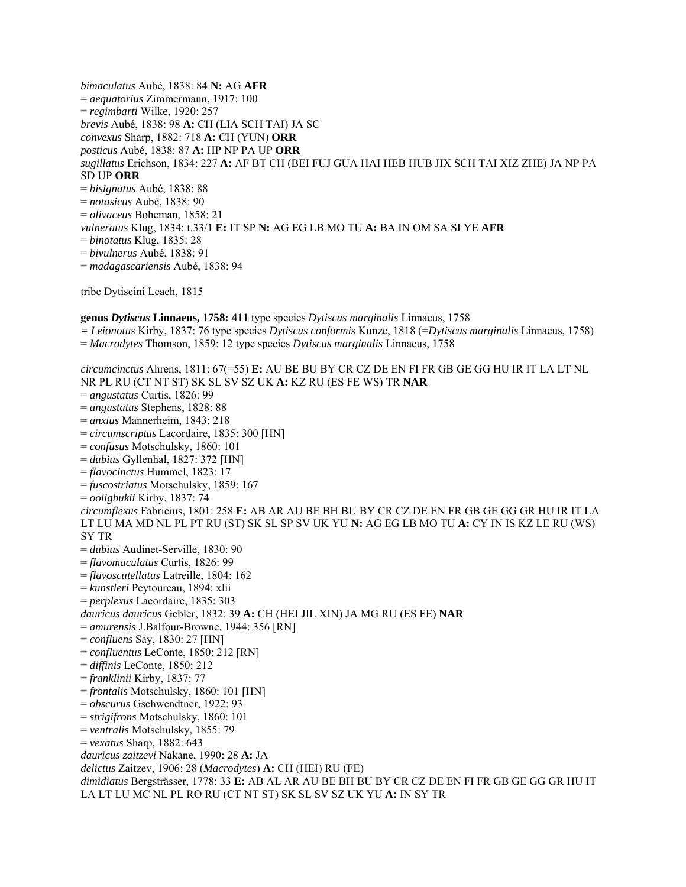*bimaculatus* Aubé, 1838: 84 **N:** AG **AFR**
= *aequatorius* Zimmermann, 1917: 100
= *regimbarti* Wilke, 1920: 257
*brevis* Aubé, 1838: 98 **A:** CH (LIA SCH TAI) JA SC
*convexus* Sharp, 1882: 718 **A:** CH (YUN) **ORR**
*posticus* Aubé, 1838: 87 **A:** HP NP PA UP **ORR**
*sugillatus* Erichson, 1834: 227 **A:** AF BT CH (BEI FUJ GUA HAI HEB HUB JIX SCH TAI XIZ ZHE) JA NP PA SD UP **ORR**
= *bisignatus* Aubé, 1838: 88
= *notasicus* Aubé, 1838: 90
= *olivaceus* Boheman, 1858: 21
*vulneratus* Klug, 1834: t.33/1 **E:** IT SP **N:** AG EG LB MO TU **A:** BA IN OM SA SI YE **AFR**
= *binotatus* Klug, 1835: 28
= *bivulnerus* Aubé, 1838: 91
= *madagascariensis* Aubé, 1838: 94

tribe Dytiscini Leach, 1815

**genus *Dytiscus* Linnaeus, 1758: 411** type species *Dytiscus marginalis* Linnaeus, 1758
= *Leionotus* Kirby, 1837: 76 type species *Dytiscus conformis* Kunze, 1818 (=*Dytiscus marginalis* Linnaeus, 1758)
= *Macrodytes* Thomson, 1859: 12 type species *Dytiscus marginalis* Linnaeus, 1758

*circumcinctus* Ahrens, 1811: 67(=55) **E:** AU BE BU BY CR CZ DE EN FI FR GB GE GG HU IR IT LA LT NL NR PL RU (CT NT ST) SK SL SV SZ UK **A:** KZ RU (ES FE WS) TR **NAR**
= *angustatus* Curtis, 1826: 99
= *angustatus* Stephens, 1828: 88
= *anxius* Mannerheim, 1843: 218
= *circumscriptus* Lacordaire, 1835: 300 [HN]
= *confusus* Motschulsky, 1860: 101
= *dubius* Gyllenhal, 1827: 372 [HN]
= *flavocinctus* Hummel, 1823: 17
= *fuscostriatus* Motschulsky, 1859: 167
= *ooligbukii* Kirby, 1837: 74
*circumflexus* Fabricius, 1801: 258 **E:** AB AR AU BE BH BU BY CR CZ DE EN FR GB GE GG GR HU IR IT LA LT LU MA MD NL PL PT RU (ST) SK SL SP SV UK YU **N:** AG EG LB MO TU **A:** CY IN IS KZ LE RU (WS) SY TR
= *dubius* Audinet-Serville, 1830: 90
= *flavomaculatus* Curtis, 1826: 99
= *flavoscutellatus* Latreille, 1804: 162
= *kunstleri* Peytoureau, 1894: xlii
= *perplexus* Lacordaire, 1835: 303
*dauricus dauricus* Gebler, 1832: 39 **A:** CH (HEI JIL XIN) JA MG RU (ES FE) **NAR**
= *amurensis* J.Balfour-Browne, 1944: 356 [RN]
= *confluens* Say, 1830: 27 [HN]
= *confluentus* LeConte, 1850: 212 [RN]
= *diffinis* LeConte, 1850: 212
= *franklinii* Kirby, 1837: 77
= *frontalis* Motschulsky, 1860: 101 [HN]
= *obscurus* Gschwendtner, 1922: 93
= *strigifrons* Motschulsky, 1860: 101
= *ventralis* Motschulsky, 1855: 79
= *vexatus* Sharp, 1882: 643
*dauricus zaitzevi* Nakane, 1990: 28 **A:** JA
*delictus* Zaitzev, 1906: 28 (*Macrodytes*) **A:** CH (HEI) RU (FE)
*dimidiatus* Bergsträsser, 1778: 33 **E:** AB AL AR AU BE BH BU BY CR CZ DE EN FI FR GB GE GG GR HU IT LA LT LU MC NL PL RO RU (CT NT ST) SK SL SV SZ UK YU **A:** IN SY TR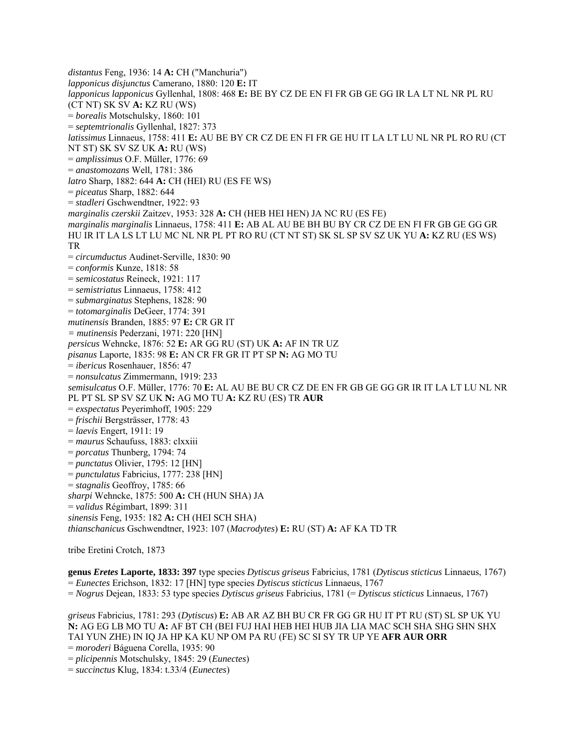*distantus* Feng, 1936: 14 **A:** CH ("Manchuria")
*lapponicus disjunctus* Camerano, 1880: 120 **E:** IT
*lapponicus lapponicus* Gyllenhal, 1808: 468 **E:** BE BY CZ DE EN FI FR GB GE GG IR LA LT NL NR PL RU (CT NT) SK SV **A:** KZ RU (WS)
= *borealis* Motschulsky, 1860: 101
= *septemtrionalis* Gyllenhal, 1827: 373
*latissimus* Linnaeus, 1758: 411 **E:** AU BE BY CR CZ DE EN FI FR GE HU IT LA LT LU NL NR PL RO RU (CT NT ST) SK SV SZ UK **A:** RU (WS)
= *amplissimus* O.F. Müller, 1776: 69
= *anastomozans* Well, 1781: 386
*latro* Sharp, 1882: 644 **A:** CH (HEI) RU (ES FE WS)
= *piceatus* Sharp, 1882: 644
= *stadleri* Gschwendtner, 1922: 93
*marginalis czerskii* Zaitzev, 1953: 328 **A:** CH (HEB HEI HEN) JA NC RU (ES FE)
*marginalis marginalis* Linnaeus, 1758: 411 **E:** AB AL AU BE BH BU BY CR CZ DE EN FI FR GB GE GG GR HU IR IT LA LS LT LU MC NL NR PL PT RO RU (CT NT ST) SK SL SP SV SZ UK YU **A:** KZ RU (ES WS) TR
= *circumductus* Audinet-Serville, 1830: 90
= *conformis* Kunze, 1818: 58
= *semicostatus* Reineck, 1921: 117
= *semistriatus* Linnaeus, 1758: 412
= *submarginatus* Stephens, 1828: 90
= *totomarginalis* DeGeer, 1774: 391
*mutinensis* Branden, 1885: 97 **E:** CR GR IT
= *mutinensis* Pederzani, 1971: 220 [HN]
*persicus* Wehncke, 1876: 52 **E:** AR GG RU (ST) UK **A:** AF IN TR UZ
*pisanus* Laporte, 1835: 98 **E:** AN CR FR GR IT PT SP **N:** AG MO TU
= *ibericus* Rosenhauer, 1856: 47
= *nonsulcatus* Zimmermann, 1919: 233
*semisulcatus* O.F. Müller, 1776: 70 **E:** AL AU BE BU CR CZ DE EN FR GB GE GG GR IR IT LA LT LU NL NR PL PT SL SP SV SZ UK **N:** AG MO TU **A:** KZ RU (ES) TR **AUR**
= *exspectatus* Peyerimhoff, 1905: 229
= *frischii* Bergsträsser, 1778: 43
= *laevis* Engert, 1911: 19
= *maurus* Schaufuss, 1883: clxxiii
= *porcatus* Thunberg, 1794: 74
= *punctatus* Olivier, 1795: 12 [HN]
= *punctulatus* Fabricius, 1777: 238 [HN]
= *stagnalis* Geoffroy, 1785: 66
*sharpi* Wehncke, 1875: 500 **A:** CH (HUN SHA) JA
= *validus* Régimbart, 1899: 311
*sinensis* Feng, 1935: 182 **A:** CH (HEI SCH SHA)
*thianschanicus* Gschwendtner, 1923: 107 (*Macrodytes*) **E:** RU (ST) **A:** AF KA TD TR

tribe Eretini Crotch, 1873

**genus *Eretes* Laporte, 1833: 397** type species *Dytiscus griseus* Fabricius, 1781 (*Dytiscus sticticus* Linnaeus, 1767)
= *Eunectes* Erichson, 1832: 17 [HN] type species *Dytiscus sticticus* Linnaeus, 1767
= *Nogrus* Dejean, 1833: 53 type species *Dytiscus griseus* Fabricius, 1781 (= *Dytiscus sticticus* Linnaeus, 1767)

*griseus* Fabricius, 1781: 293 (*Dytiscus*) **E:** AB AR AZ BH BU CR FR GG GR HU IT PT RU (ST) SL SP UK YU **N:** AG EG LB MO TU **A:** AF BT CH (BEI FUJ HAI HEB HEI HUB JIA LIA MAC SCH SHA SHG SHN SHX TAI YUN ZHE) IN IQ JA HP KA KU NP OM PA RU (FE) SC SI SY TR UP YE **AFR AUR ORR**
= *moroderi* Báguena Corella, 1935: 90
= *plicipennis* Motschulsky, 1845: 29 (*Eunectes*)
= *succinctus* Klug, 1834: t.33/4 (*Eunectes*)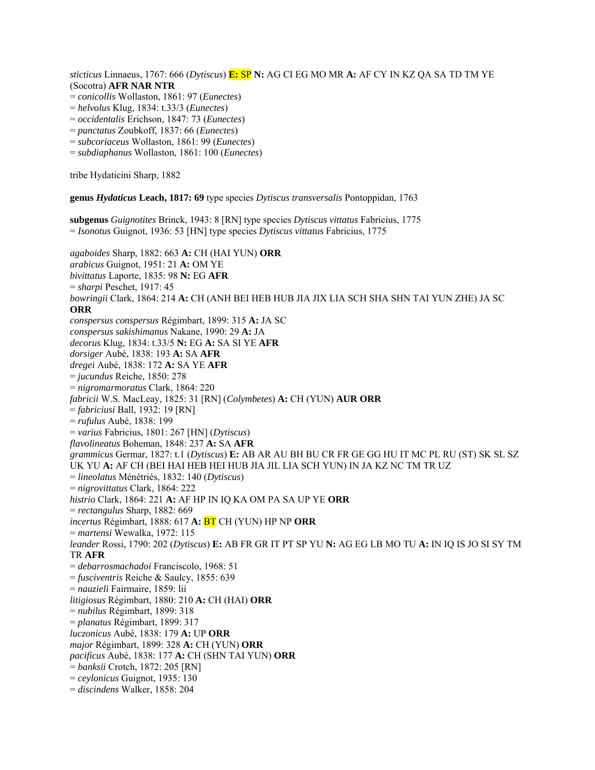*sticticus* Linnaeus, 1767: 666 (*Dytiscus*) **E:** SP **N:** AG CI EG MO MR **A:** AF CY IN KZ QA SA TD TM YE (Socotra) **AFR NAR NTR**
= *conicollis* Wollaston, 1861: 97 (*Eunectes*)
= *helvolus* Klug, 1834: t.33/3 (*Eunectes*)
= *occidentalis* Erichson, 1847: 73 (*Eunectes*)
= *punctatus* Zoubkoff, 1837: 66 (*Eunectes*)
= *subcoriaceus* Wollaston, 1861: 99 (*Eunectes*)
= *subdiaphanus* Wollaston, 1861: 100 (*Eunectes*)

tribe Hydaticini Sharp, 1882

**genus *Hydaticus* Leach, 1817: 69** type species *Dytiscus transversalis* Pontoppidan, 1763

**subgenus** *Guignotites* Brinck, 1943: 8 [RN] type species *Dytiscus vittatus* Fabricius, 1775
= *Isonotus* Guignot, 1936: 53 [HN] type species *Dytiscus vittatus* Fabricius, 1775

*agaboides* Sharp, 1882: 663 **A:** CH (HAI YUN) **ORR**
*arabicus* Guignot, 1951: 21 **A:** OM YE
*bivittatus* Laporte, 1835: 98 **N:** EG **AFR**
= *sharpi* Peschet, 1917: 45
*bowringii* Clark, 1864: 214 **A:** CH (ANH BEI HEB HUB JIA JIX LIA SCH SHA SHN TAI YUN ZHE) JA SC **ORR**
*conspersus conspersus* Régimbart, 1899: 315 **A:** JA SC
*conspersus sakishimanus* Nakane, 1990: 29 **A:** JA
*decorus* Klug, 1834: t.33/5 **N:** EG **A:** SA SI YE **AFR**
*dorsiger* Aubé, 1838: 193 **A:** SA **AFR**
*dregei* Aubé, 1838: 172 **A:** SA YE **AFR**
= *jucundus* Reiche, 1850: 278
= *nigromarmoratus* Clark, 1864: 220
*fabricii* W.S. MacLeay, 1825: 31 [RN] (*Colymbetes*) **A:** CH (YUN) **AUR ORR**
= *fabriciusi* Ball, 1932: 19 [RN]
= *rufulus* Aubé, 1838: 199
= *varius* Fabricius, 1801: 267 [HN] (*Dytiscus*)
*flavolineatus* Boheman, 1848: 237 **A:** SA **AFR**
*grammicus* Germar, 1827: t.1 (*Dytiscus*) **E:** AB AR AU BH BU CR FR GE GG HU IT MC PL RU (ST) SK SL SZ UK YU **A:** AF CH (BEI HAI HEB HEI HUB JIA JIL LIA SCH YUN) IN JA KZ NC TM TR UZ
= *lineolatus* Ménétriés, 1832: 140 (*Dytiscus*)
= *nigrovittatus* Clark, 1864: 222
*histrio* Clark, 1864: 221 **A:** AF HP IN IQ KA OM PA SA UP YE **ORR**
= *rectangulus* Sharp, 1882: 669
*incertus* Régimbart, 1888: 617 **A:** BT CH (YUN) HP NP **ORR**
= *martensi* Wewalka, 1972: 115
*leander* Rossi, 1790: 202 (*Dytiscus*) **E:** AB FR GR IT PT SP YU **N:** AG EG LB MO TU **A:** IN IQ IS JO SI SY TM TR **AFR**
= *debarrosmachadoi* Franciscolo, 1968: 51
= *fusciventris* Reiche & Saulcy, 1855: 639
= *nauzieli* Fairmaire, 1859: lii
*litigiosus* Régimbart, 1880: 210 **A:** CH (HAI) **ORR**
= *nubilus* Régimbart, 1899: 318
= *planatus* Régimbart, 1899: 317
*luczonicus* Aubé, 1838: 179 **A:** UP **ORR**
*major* Régimbart, 1899: 328 **A:** CH (YUN) **ORR**
*pacificus* Aubé, 1838: 177 **A:** CH (SHN TAI YUN) **ORR**
= *banksii* Crotch, 1872: 205 [RN]
= *ceylonicus* Guignot, 1935: 130
= *discindens* Walker, 1858: 204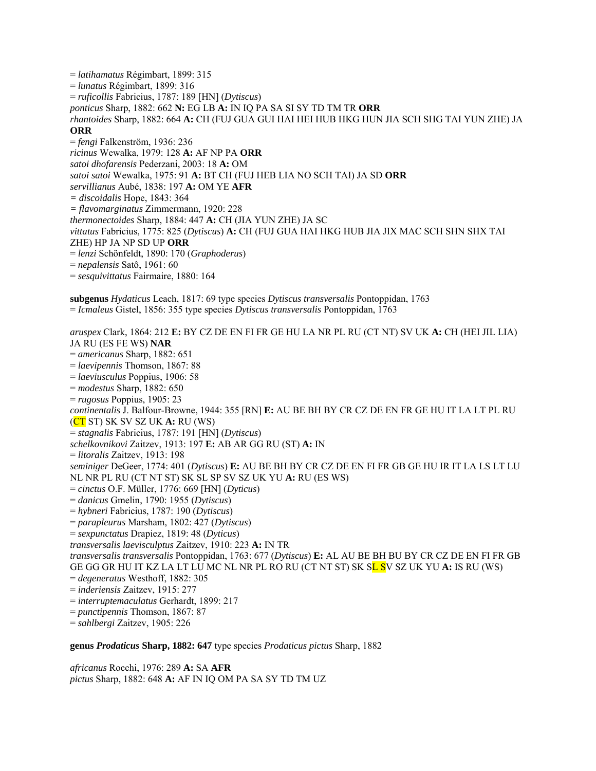= *latihamatus* Régimbart, 1899: 315
= *lunatus* Régimbart, 1899: 316
= *ruficollis* Fabricius, 1787: 189 [HN] (*Dytiscus*)
*ponticus* Sharp, 1882: 662 **N:** EG LB **A:** IN IQ PA SA SI SY TD TM TR **ORR**
*rhantoides* Sharp, 1882: 664 **A:** CH (FUJ GUA GUI HAI HEI HUB HKG HUN JIA SCH SHG TAI YUN ZHE) JA **ORR**
= *fengi* Falkenström, 1936: 236
*ricinus* Wewalka, 1979: 128 **A:** AF NP PA **ORR**
*satoi dhofarensis* Pederzani, 2003: 18 **A:** OM
*satoi satoi* Wewalka, 1975: 91 **A:** BT CH (FUJ HEB LIA NO SCH TAI) JA SD **ORR**
*servillianus* Aubé, 1838: 197 **A:** OM YE **AFR**
= *discoidalis* Hope, 1843: 364
= *flavomarginatus* Zimmermann, 1920: 228
*thermonectoides* Sharp, 1884: 447 **A:** CH (JIA YUN ZHE) JA SC
*vittatus* Fabricius, 1775: 825 (*Dytiscus*) **A:** CH (FUJ GUA HAI HKG HUB JIA JIX MAC SCH SHN SHX TAI ZHE) HP JA NP SD UP **ORR**
= *lenzi* Schönfeldt, 1890: 170 (*Graphoderus*)
= *nepalensis* Satô, 1961: 60
= *sesquivittatus* Fairmaire, 1880: 164

**subgenus** *Hydaticus* Leach, 1817: 69 type species *Dytiscus transversalis* Pontoppidan, 1763
= *Icmaleus* Gistel, 1856: 355 type species *Dytiscus transversalis* Pontoppidan, 1763

*aruspex* Clark, 1864: 212 **E:** BY CZ DE EN FI FR GE HU LA NR PL RU (CT NT) SV UK **A:** CH (HEI JIL LIA) JA RU (ES FE WS) **NAR**
= *americanus* Sharp, 1882: 651
= *laevipennis* Thomson, 1867: 88
= *laeviusculus* Poppius, 1906: 58
= *modestus* Sharp, 1882: 650
= *rugosus* Poppius, 1905: 23
*continentalis* J. Balfour-Browne, 1944: 355 [RN] **E:** AU BE BH BY CR CZ DE EN FR GE HU IT LA LT PL RU (CT ST) SK SV SZ UK **A:** RU (WS)
= *stagnalis* Fabricius, 1787: 191 [HN] (*Dytiscus*)
*schelkovnikovi* Zaitzev, 1913: 197 **E:** AB AR GG RU (ST) **A:** IN
= *litoralis* Zaitzev, 1913: 198
*seminiger* DeGeer, 1774: 401 (*Dytiscus*) **E:** AU BE BH BY CR CZ DE EN FI FR GB GE HU IR IT LA LS LT LU NL NR PL RU (CT NT ST) SK SL SP SV SZ UK YU **A:** RU (ES WS)
= *cinctus* O.F. Müller, 1776: 669 [HN] (*Dyticus*)
= *danicus* Gmelin, 1790: 1955 (*Dytiscus*)
= *hybneri* Fabricius, 1787: 190 (*Dytiscus*)
= *parapleurus* Marsham, 1802: 427 (*Dytiscus*)
= *sexpunctatus* Drapiez, 1819: 48 (*Dyticus*)
*transversalis laevisculptus* Zaitzev, 1910: 223 **A:** IN TR
*transversalis transversalis* Pontoppidan, 1763: 677 (*Dytiscus*) **E:** AL AU BE BH BU BY CR CZ DE EN FI FR GB GE GG GR HU IT KZ LA LT LU MC NL NR PL RO RU (CT NT ST) SK SL SV SZ UK YU **A:** IS RU (WS)
= *degeneratus* Westhoff, 1882: 305
= *inderiensis* Zaitzev, 1915: 277
= *interruptemaculatus* Gerhardt, 1899: 217
= *punctipennis* Thomson, 1867: 87
= *sahlbergi* Zaitzev, 1905: 226

**genus *Prodaticus* Sharp, 1882: 647** type species *Prodaticus pictus* Sharp, 1882

*africanus* Rocchi, 1976: 289 **A:** SA **AFR**
*pictus* Sharp, 1882: 648 **A:** AF IN IQ OM PA SA SY TD TM UZ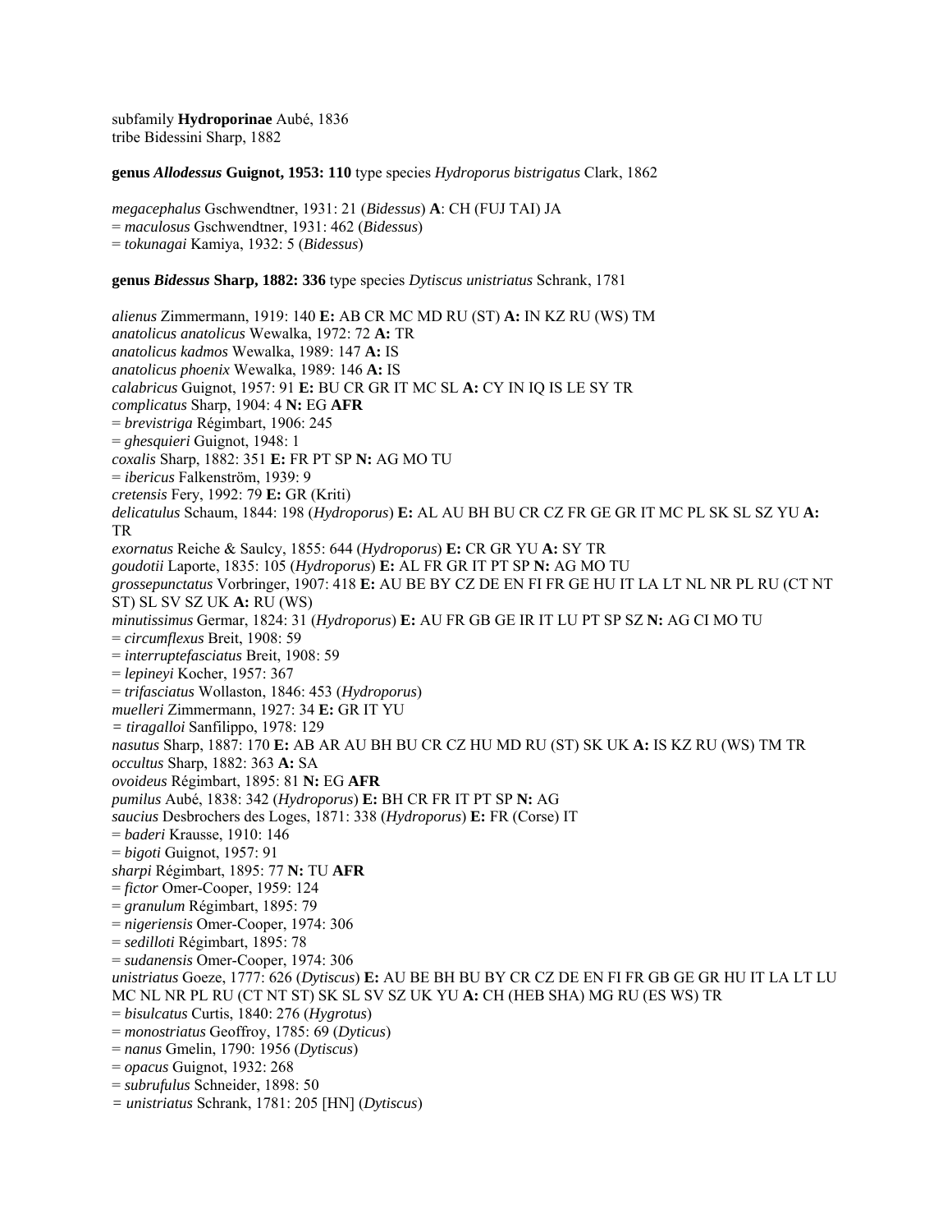subfamily **Hydroporinae** Aubé, 1836
tribe Bidessini Sharp, 1882

**genus *Allodessus* Guignot, 1953: 110** type species *Hydroporus bistrigatus* Clark, 1862

*megacephalus* Gschwendtner, 1931: 21 (*Bidessus*) **A**: CH (FUJ TAI) JA
= *maculosus* Gschwendtner, 1931: 462 (*Bidessus*)
= *tokunagai* Kamiya, 1932: 5 (*Bidessus*)

**genus *Bidessus* Sharp, 1882: 336** type species *Dytiscus unistriatus* Schrank, 1781

*alienus* Zimmermann, 1919: 140 **E:** AB CR MC MD RU (ST) **A:** IN KZ RU (WS) TM
*anatolicus anatolicus* Wewalka, 1972: 72 **A:** TR
*anatolicus kadmos* Wewalka, 1989: 147 **A:** IS
*anatolicus phoenix* Wewalka, 1989: 146 **A:** IS
*calabricus* Guignot, 1957: 91 **E:** BU CR GR IT MC SL **A:** CY IN IQ IS LE SY TR
*complicatus* Sharp, 1904: 4 **N:** EG **AFR**
= *brevistriga* Régimbart, 1906: 245
= *ghesquieri* Guignot, 1948: 1
*coxalis* Sharp, 1882: 351 **E:** FR PT SP **N:** AG MO TU
= *ibericus* Falkenström, 1939: 9
*cretensis* Fery, 1992: 79 **E:** GR (Kriti)
*delicatulus* Schaum, 1844: 198 (*Hydroporus*) **E:** AL AU BH BU CR CZ FR GE GR IT MC PL SK SL SZ YU **A:** TR
*exornatus* Reiche & Saulcy, 1855: 644 (*Hydroporus*) **E:** CR GR YU **A:** SY TR
*goudotii* Laporte, 1835: 105 (*Hydroporus*) **E:** AL FR GR IT PT SP **N:** AG MO TU
*grossepunctatus* Vorbringer, 1907: 418 **E:** AU BE BY CZ DE EN FI FR GE HU IT LA LT NL NR PL RU (CT NT ST) SL SV SZ UK **A:** RU (WS)
*minutissimus* Germar, 1824: 31 (*Hydroporus*) **E:** AU FR GB GE IR IT LU PT SP SZ **N:** AG CI MO TU
= *circumflexus* Breit, 1908: 59
= *interruptefasciatus* Breit, 1908: 59
= *lepineyi* Kocher, 1957: 367
= *trifasciatus* Wollaston, 1846: 453 (*Hydroporus*)
*muelleri* Zimmermann, 1927: 34 **E:** GR IT YU
= *tiragalloi* Sanfilippo, 1978: 129
*nasutus* Sharp, 1887: 170 **E:** AB AR AU BH BU CR CZ HU MD RU (ST) SK UK **A:** IS KZ RU (WS) TM TR
*occultus* Sharp, 1882: 363 **A:** SA
*ovoideus* Régimbart, 1895: 81 **N:** EG **AFR**
*pumilus* Aubé, 1838: 342 (*Hydroporus*) **E:** BH CR FR IT PT SP **N:** AG
*saucius* Desbrochers des Loges, 1871: 338 (*Hydroporus*) **E:** FR (Corse) IT
= *baderi* Krausse, 1910: 146
= *bigoti* Guignot, 1957: 91
*sharpi* Régimbart, 1895: 77 **N:** TU **AFR**
= *fictor* Omer-Cooper, 1959: 124
= *granulum* Régimbart, 1895: 79
= *nigeriensis* Omer-Cooper, 1974: 306
= *sedilloti* Régimbart, 1895: 78
= *sudanensis* Omer-Cooper, 1974: 306
*unistriatus* Goeze, 1777: 626 (*Dytiscus*) **E:** AU BE BH BU BY CR CZ DE EN FI FR GB GE GR HU IT LA LT LU MC NL NR PL RU (CT NT ST) SK SL SV SZ UK YU **A:** CH (HEB SHA) MG RU (ES WS) TR
= *bisulcatus* Curtis, 1840: 276 (*Hygrotus*)
= *monostriatus* Geoffroy, 1785: 69 (*Dyticus*)
= *nanus* Gmelin, 1790: 1956 (*Dytiscus*)
= *opacus* Guignot, 1932: 268
= *subrufulus* Schneider, 1898: 50
= *unistriatus* Schrank, 1781: 205 [HN] (*Dytiscus*)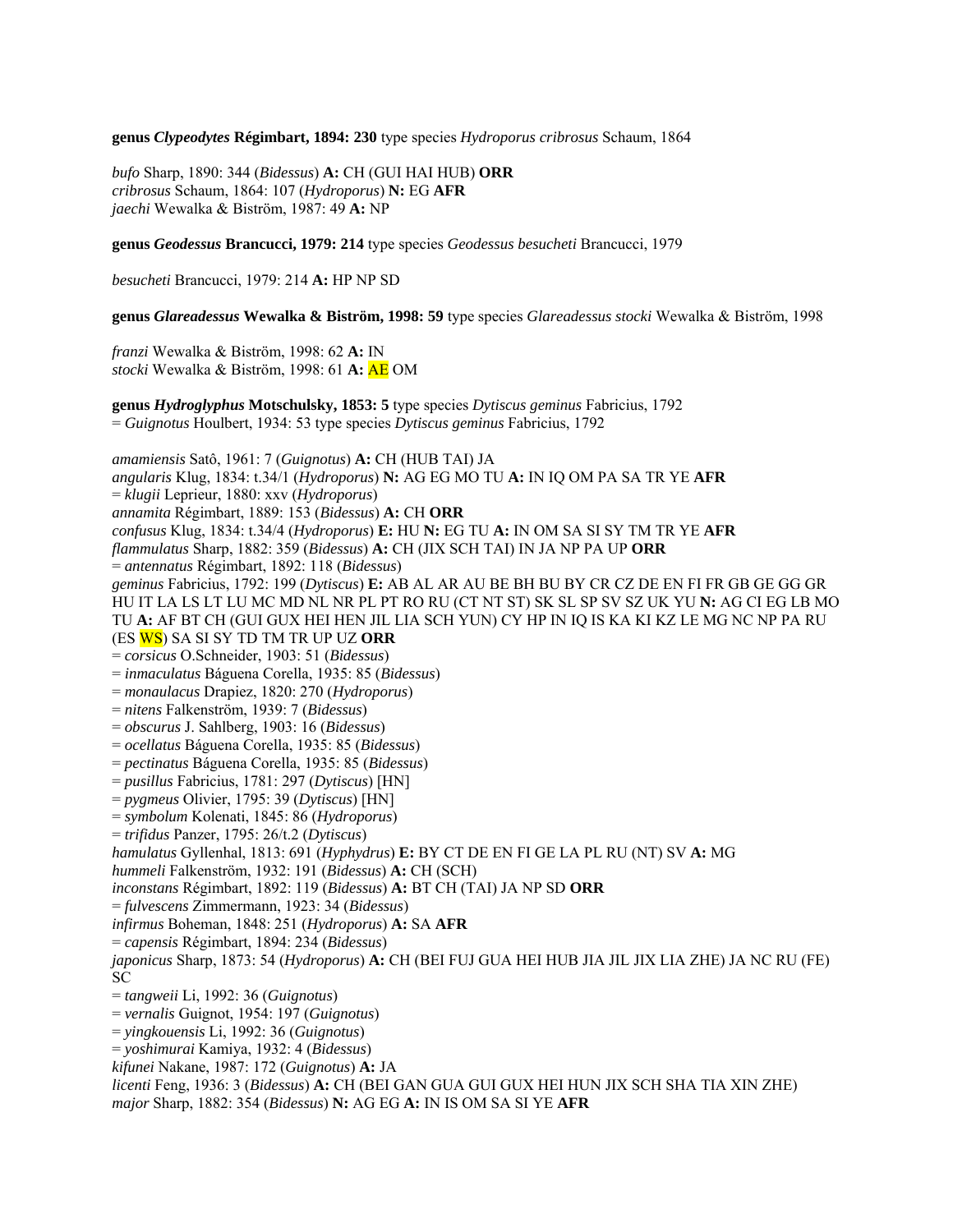**genus *Clypeodytes* Régimbart, 1894: 230** type species *Hydroporus cribrosus* Schaum, 1864

*bufo* Sharp, 1890: 344 (*Bidessus*) **A:** CH (GUI HAI HUB) **ORR**
*cribrosus* Schaum, 1864: 107 (*Hydroporus*) **N:** EG **AFR**
*jaechi* Wewalka & Biström, 1987: 49 **A:** NP

**genus *Geodessus* Brancucci, 1979: 214** type species *Geodessus besucheti* Brancucci, 1979

*besucheti* Brancucci, 1979: 214 **A:** HP NP SD

**genus *Glareadessus* Wewalka & Biström, 1998: 59** type species *Glareadessus stocki* Wewalka & Biström, 1998

*franzi* Wewalka & Biström, 1998: 62 **A:** IN
*stocki* Wewalka & Biström, 1998: 61 **A:** AE OM

**genus *Hydroglyphus* Motschulsky, 1853: 5** type species *Dytiscus geminus* Fabricius, 1792
= *Guignotus* Houlbert, 1934: 53 type species *Dytiscus geminus* Fabricius, 1792

*amamiensis* Satô, 1961: 7 (*Guignotus*) **A:** CH (HUB TAI) JA
*angularis* Klug, 1834: t.34/1 (*Hydroporus*) **N:** AG EG MO TU **A:** IN IQ OM PA SA TR YE **AFR**
= *klugii* Leprieur, 1880: xxv (*Hydroporus*)
*annamita* Régimbart, 1889: 153 (*Bidessus*) **A:** CH **ORR**
*confusus* Klug, 1834: t.34/4 (*Hydroporus*) **E:** HU **N:** EG TU **A:** IN OM SA SI SY TM TR YE **AFR**
*flammulatus* Sharp, 1882: 359 (*Bidessus*) **A:** CH (JIX SCH TAI) IN JA NP PA UP **ORR**
= *antennatus* Régimbart, 1892: 118 (*Bidessus*)
*geminus* Fabricius, 1792: 199 (*Dytiscus*) **E:** AB AL AR AU BE BH BU BY CR CZ DE EN FI FR GB GE GG GR HU IT LA LS LT LU MC MD NL NR PL PT RO RU (CT NT ST) SK SL SP SV SZ UK YU **N:** AG CI EG LB MO TU **A:** AF BT CH (GUI GUX HEI HEN JIL LIA SCH YUN) CY HP IN IQ IS KA KI KZ LE MG NC NP PA RU (ES WS) SA SI SY TD TM TR UP UZ **ORR**
= *corsicus* O.Schneider, 1903: 51 (*Bidessus*)
= *inmaculatus* Báguena Corella, 1935: 85 (*Bidessus*)
= *monaulacus* Drapiez, 1820: 270 (*Hydroporus*)
= *nitens* Falkenström, 1939: 7 (*Bidessus*)
= *obscurus* J. Sahlberg, 1903: 16 (*Bidessus*)
= *ocellatus* Báguena Corella, 1935: 85 (*Bidessus*)
= *pectinatus* Báguena Corella, 1935: 85 (*Bidessus*)
= *pusillus* Fabricius, 1781: 297 (*Dytiscus*) [HN]
= *pygmeus* Olivier, 1795: 39 (*Dytiscus*) [HN]
= *symbolum* Kolenati, 1845: 86 (*Hydroporus*)
= *trifidus* Panzer, 1795: 26/t.2 (*Dytiscus*)
*hamulatus* Gyllenhal, 1813: 691 (*Hyphydrus*) **E:** BY CT DE EN FI GE LA PL RU (NT) SV **A:** MG
*hummeli* Falkenström, 1932: 191 (*Bidessus*) **A:** CH (SCH)
*inconstans* Régimbart, 1892: 119 (*Bidessus*) **A:** BT CH (TAI) JA NP SD **ORR**
= *fulvescens* Zimmermann, 1923: 34 (*Bidessus*)
*infirmus* Boheman, 1848: 251 (*Hydroporus*) **A:** SA **AFR**
= *capensis* Régimbart, 1894: 234 (*Bidessus*)
*japonicus* Sharp, 1873: 54 (*Hydroporus*) **A:** CH (BEI FUJ GUA HEI HUB JIA JIL JIX LIA ZHE) JA NC RU (FE) SC
= *tangweii* Li, 1992: 36 (*Guignotus*)
= *vernalis* Guignot, 1954: 197 (*Guignotus*)
= *yingkouensis* Li, 1992: 36 (*Guignotus*)
= *yoshimurai* Kamiya, 1932: 4 (*Bidessus*)
*kifunei* Nakane, 1987: 172 (*Guignotus*) **A:** JA
*licenti* Feng, 1936: 3 (*Bidessus*) **A:** CH (BEI GAN GUA GUI GUX HEI HUN JIX SCH SHA TIA XIN ZHE)
*major* Sharp, 1882: 354 (*Bidessus*) **N:** AG EG **A:** IN IS OM SA SI YE **AFR**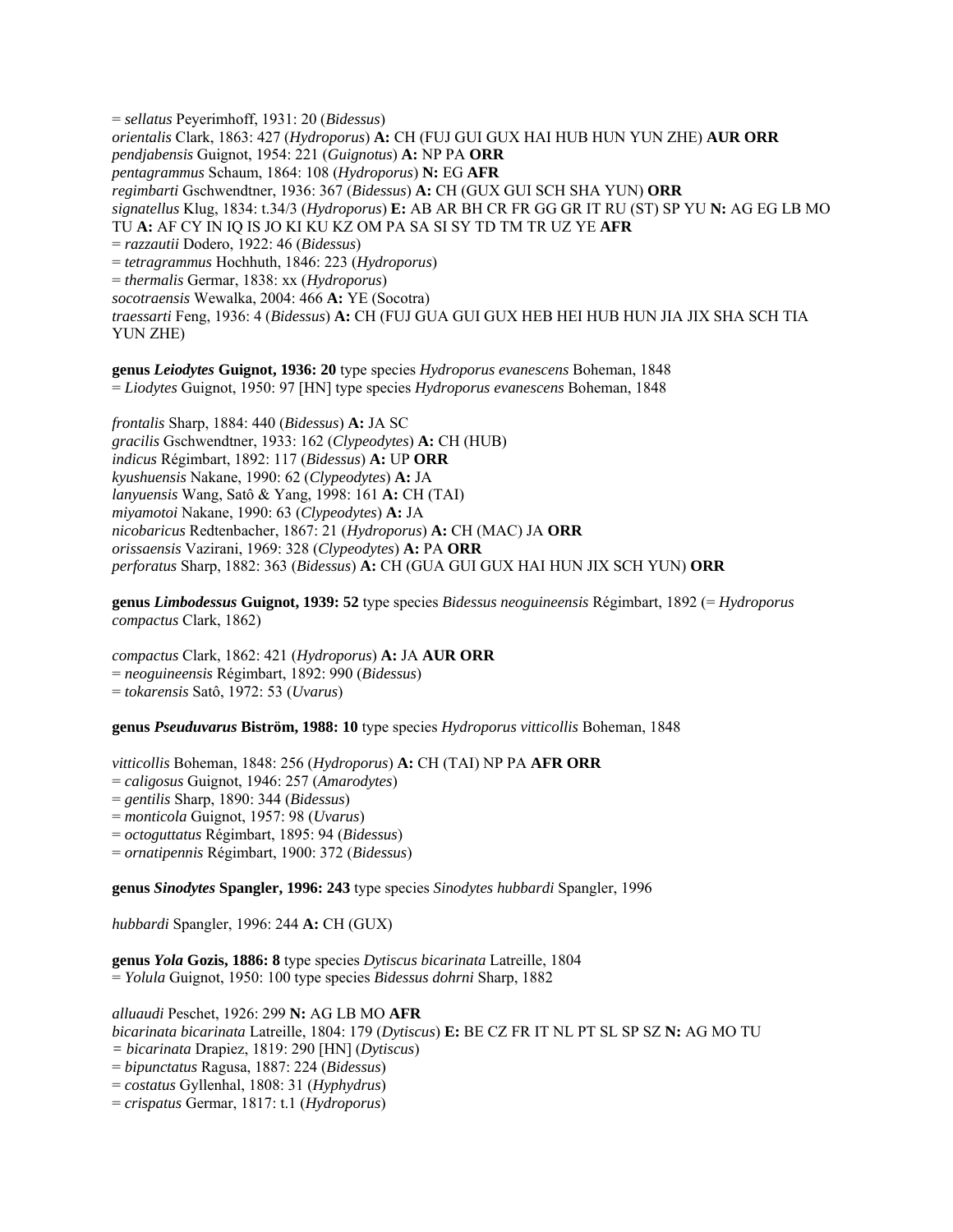= *sellatus* Peyerimhoff, 1931: 20 (*Bidessus*)
*orientalis* Clark, 1863: 427 (*Hydroporus*) **A:** CH (FUJ GUI GUX HAI HUB HUN YUN ZHE) **AUR ORR**
*pendjabensis* Guignot, 1954: 221 (*Guignotus*) **A:** NP PA **ORR**
*pentagrammus* Schaum, 1864: 108 (*Hydroporus*) **N:** EG **AFR**
*regimbarti* Gschwendtner, 1936: 367 (*Bidessus*) **A:** CH (GUX GUI SCH SHA YUN) **ORR**
*signatellus* Klug, 1834: t.34/3 (*Hydroporus*) **E:** AB AR BH CR FR GG GR IT RU (ST) SP YU **N:** AG EG LB MO TU **A:** AF CY IN IQ IS JO KI KU KZ OM PA SA SI SY TD TM TR UZ YE **AFR**
= *razzautii* Dodero, 1922: 46 (*Bidessus*)
= *tetragrammus* Hochhuth, 1846: 223 (*Hydroporus*)
= *thermalis* Germar, 1838: xx (*Hydroporus*)
*socotraensis* Wewalka, 2004: 466 **A:** YE (Socotra)
*traessarti* Feng, 1936: 4 (*Bidessus*) **A:** CH (FUJ GUA GUI GUX HEB HEI HUB HUN JIA JIX SHA SCH TIA YUN ZHE)

**genus *Leiodytes* Guignot, 1936: 20** type species *Hydroporus evanescens* Boheman, 1848
= *Liodytes* Guignot, 1950: 97 [HN] type species *Hydroporus evanescens* Boheman, 1848

*frontalis* Sharp, 1884: 440 (*Bidessus*) **A:** JA SC
*gracilis* Gschwendtner, 1933: 162 (*Clypeodytes*) **A:** CH (HUB)
*indicus* Régimbart, 1892: 117 (*Bidessus*) **A:** UP **ORR**
*kyushuensis* Nakane, 1990: 62 (*Clypeodytes*) **A:** JA
*lanyuensis* Wang, Satô & Yang, 1998: 161 **A:** CH (TAI)
*miyamotoi* Nakane, 1990: 63 (*Clypeodytes*) **A:** JA
*nicobaricus* Redtenbacher, 1867: 21 (*Hydroporus*) **A:** CH (MAC) JA **ORR**
*orissaensis* Vazirani, 1969: 328 (*Clypeodytes*) **A:** PA **ORR**
*perforatus* Sharp, 1882: 363 (*Bidessus*) **A:** CH (GUA GUI GUX HAI HUN JIX SCH YUN) **ORR**

**genus *Limbodessus* Guignot, 1939: 52** type species *Bidessus neoguineensis* Régimbart, 1892 (= *Hydroporus compactus* Clark, 1862)

*compactus* Clark, 1862: 421 (*Hydroporus*) **A:** JA **AUR ORR**
= *neoguineensis* Régimbart, 1892: 990 (*Bidessus*)
= *tokarensis* Satô, 1972: 53 (*Uvarus*)

**genus *Pseuduvarus* Biström, 1988: 10** type species *Hydroporus vitticollis* Boheman, 1848

*vitticollis* Boheman, 1848: 256 (*Hydroporus*) **A:** CH (TAI) NP PA **AFR ORR**
= *caligosus* Guignot, 1946: 257 (*Amarodytes*)
= *gentilis* Sharp, 1890: 344 (*Bidessus*)
= *monticola* Guignot, 1957: 98 (*Uvarus*)
= *octoguttatus* Régimbart, 1895: 94 (*Bidessus*)
= *ornatipennis* Régimbart, 1900: 372 (*Bidessus*)

**genus *Sinodytes* Spangler, 1996: 243** type species *Sinodytes hubbardi* Spangler, 1996

*hubbardi* Spangler, 1996: 244 **A:** CH (GUX)

**genus *Yola* Gozis, 1886: 8** type species *Dytiscus bicarinata* Latreille, 1804
= *Yolula* Guignot, 1950: 100 type species *Bidessus dohrni* Sharp, 1882

*alluaudi* Peschet, 1926: 299 **N:** AG LB MO **AFR**
*bicarinata bicarinata* Latreille, 1804: 179 (*Dytiscus*) **E:** BE CZ FR IT NL PT SL SP SZ **N:** AG MO TU
= *bicarinata* Drapiez, 1819: 290 [HN] (*Dytiscus*)
= *bipunctatus* Ragusa, 1887: 224 (*Bidessus*)
= *costatus* Gyllenhal, 1808: 31 (*Hyphydrus*)
= *crispatus* Germar, 1817: t.1 (*Hydroporus*)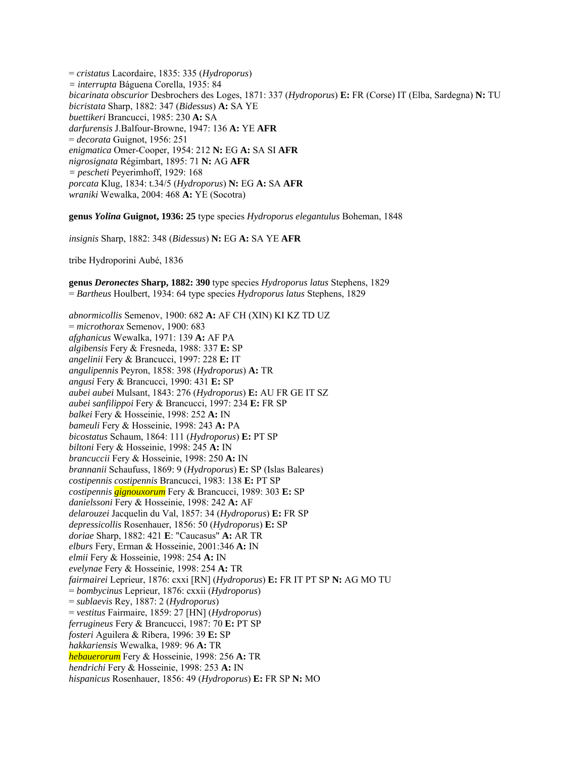= *cristatus* Lacordaire, 1835: 335 (*Hydroporus*)
= *interrupta* Báguena Corella, 1935: 84
*bicarinata obscurior* Desbrochers des Loges, 1871: 337 (*Hydroporus*) **E:** FR (Corse) IT (Elba, Sardegna) **N:** TU
*bicristata* Sharp, 1882: 347 (*Bidessus*) **A:** SA YE
*buettikeri* Brancucci, 1985: 230 **A:** SA
*darfurensis* J.Balfour-Browne, 1947: 136 **A:** YE **AFR**
= *decorata* Guignot, 1956: 251
*enigmatica* Omer-Cooper, 1954: 212 **N:** EG **A:** SA SI **AFR**
*nigrosignata* Régimbart, 1895: 71 **N:** AG **AFR**
= *pescheti* Peyerimhoff, 1929: 168
*porcata* Klug, 1834: t.34/5 (*Hydroporus*) **N:** EG **A:** SA **AFR**
*wraniki* Wewalka, 2004: 468 **A:** YE (Socotra)

**genus *Yolina* Guignot, 1936: 25** type species *Hydroporus elegantulus* Boheman, 1848

*insignis* Sharp, 1882: 348 (*Bidessus*) **N:** EG **A:** SA YE **AFR**

tribe Hydroporini Aubé, 1836

**genus *Deronectes* Sharp, 1882: 390** type species *Hydroporus latus* Stephens, 1829
= *Bartheus* Houlbert, 1934: 64 type species *Hydroporus latus* Stephens, 1829

*abnormicollis* Semenov, 1900: 682 **A:** AF CH (XIN) KI KZ TD UZ
= *microthorax* Semenov, 1900: 683
*afghanicus* Wewalka, 1971: 139 **A:** AF PA
*algibensis* Fery & Fresneda, 1988: 337 **E:** SP
*angelinii* Fery & Brancucci, 1997: 228 **E:** IT
*angulipennis* Peyron, 1858: 398 (*Hydroporus*) **A:** TR
*angusi* Fery & Brancucci, 1990: 431 **E:** SP
*aubei aubei* Mulsant, 1843: 276 (*Hydroporus*) **E:** AU FR GE IT SZ
*aubei sanfilippoi* Fery & Brancucci, 1997: 234 **E:** FR SP
*balkei* Fery & Hosseinie, 1998: 252 **A:** IN
*bameuli* Fery & Hosseinie, 1998: 243 **A:** PA
*bicostatus* Schaum, 1864: 111 (*Hydroporus*) **E:** PT SP
*biltoni* Fery & Hosseinie, 1998: 245 **A:** IN
*brancuccii* Fery & Hosseinie, 1998: 250 **A:** IN
*brannanii* Schaufuss, 1869: 9 (*Hydroporus*) **E:** SP (Islas Baleares)
*costipennis costipennis* Brancucci, 1983: 138 **E:** PT SP
*costipennis gignouxorum* Fery & Brancucci, 1989: 303 **E:** SP
*danielssoni* Fery & Hosseinie, 1998: 242 **A:** AF
*delarouzei* Jacquelin du Val, 1857: 34 (*Hydroporus*) **E:** FR SP
*depressicollis* Rosenhauer, 1856: 50 (*Hydroporus*) **E:** SP
*doriae* Sharp, 1882: 421 **E**: "Caucasus" **A:** AR TR
*elburs* Fery, Erman & Hosseinie, 2001:346 **A:** IN
*elmii* Fery & Hosseinie, 1998: 254 **A:** IN
*evelynae* Fery & Hosseinie, 1998: 254 **A:** TR
*fairmairei* Leprieur, 1876: cxxi [RN] (*Hydroporus*) **E:** FR IT PT SP **N:** AG MO TU
= *bombycinus* Leprieur, 1876: cxxii (*Hydroporus*)
= *sublaevis* Rey, 1887: 2 (*Hydroporus*)
= *vestitus* Fairmaire, 1859: 27 [HN] (*Hydroporus*)
*ferrugineus* Fery & Brancucci, 1987: 70 **E:** PT SP
*fosteri* Aguilera & Ribera, 1996: 39 **E:** SP
*hakkariensis* Wewalka, 1989: 96 **A:** TR
*hebauerorum* Fery & Hosseinie, 1998: 256 **A:** TR
*hendrichi* Fery & Hosseinie, 1998: 253 **A:** IN
*hispanicus* Rosenhauer, 1856: 49 (*Hydroporus*) **E:** FR SP **N:** MO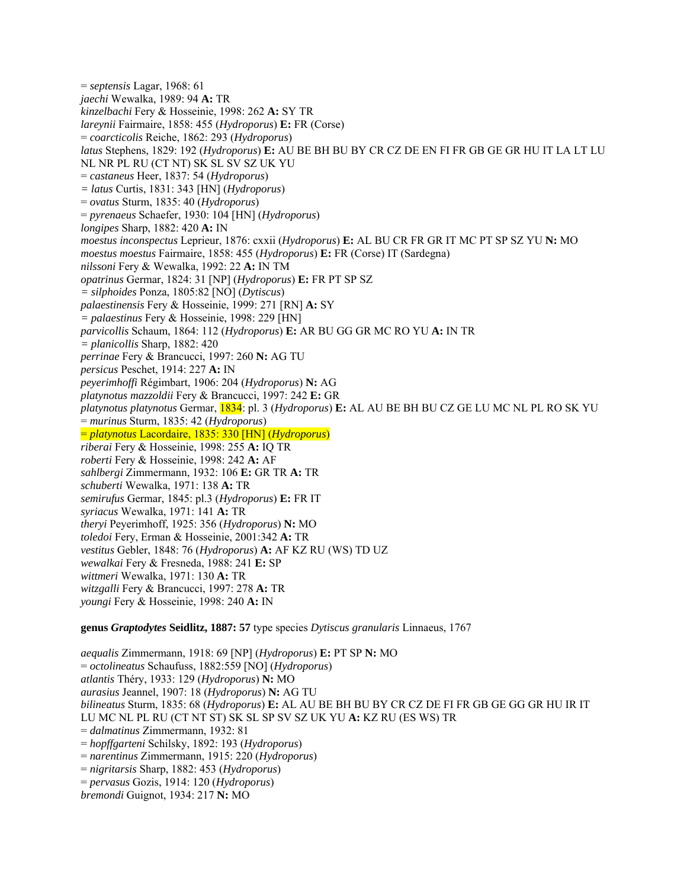= *septensis* Lagar, 1968: 61
*jaechi* Wewalka, 1989: 94 **A:** TR
*kinzelbachi* Fery & Hosseinie, 1998: 262 **A:** SY TR
*lareynii* Fairmaire, 1858: 455 (*Hydroporus*) **E:** FR (Corse)
= *coarcticolis* Reiche, 1862: 293 (*Hydroporus*)
*latus* Stephens, 1829: 192 (*Hydroporus*) **E:** AU BE BH BU BY CR CZ DE EN FI FR GB GE GR HU IT LA LT LU NL NR PL RU (CT NT) SK SL SV SZ UK YU
= *castaneus* Heer, 1837: 54 (*Hydroporus*)
= *latus* Curtis, 1831: 343 [HN] (*Hydroporus*)
= *ovatus* Sturm, 1835: 40 (*Hydroporus*)
= *pyrenaeus* Schaefer, 1930: 104 [HN] (*Hydroporus*)
*longipes* Sharp, 1882: 420 **A:** IN
*moestus inconspectus* Leprieur, 1876: cxxii (*Hydroporus*) **E:** AL BU CR FR GR IT MC PT SP SZ YU **N:** MO
*moestus moestus* Fairmaire, 1858: 455 (*Hydroporus*) **E:** FR (Corse) IT (Sardegna)
*nilssoni* Fery & Wewalka, 1992: 22 **A:** IN TM
*opatrinus* Germar, 1824: 31 [NP] (*Hydroporus*) **E:** FR PT SP SZ
= *silphoides* Ponza, 1805:82 [NO] (*Dytiscus*)
*palaestinensis* Fery & Hosseinie, 1999: 271 [RN] **A:** SY
= *palaestinus* Fery & Hosseinie, 1998: 229 [HN]
*parvicollis* Schaum, 1864: 112 (*Hydroporus*) **E:** AR BU GG GR MC RO YU **A:** IN TR
= *planicollis* Sharp, 1882: 420
*perrinae* Fery & Brancucci, 1997: 260 **N:** AG TU
*persicus* Peschet, 1914: 227 **A:** IN
*peyerimhoffi* Régimbart, 1906: 204 (*Hydroporus*) **N:** AG
*platynotus mazzoldii* Fery & Brancucci, 1997: 242 **E:** GR
*platynotus platynotus* Germar, 1834: pl. 3 (*Hydroporus*) **E:** AL AU BE BH BU CZ GE LU MC NL PL RO SK YU
= *murinus* Sturm, 1835: 42 (*Hydroporus*)
= *platynotus* Lacordaire, 1835: 330 [HN] (*Hydroporus*)
*riberai* Fery & Hosseinie, 1998: 255 **A:** IQ TR
*roberti* Fery & Hosseinie, 1998: 242 **A:** AF
*sahlbergi* Zimmermann, 1932: 106 **E:** GR TR **A:** TR
*schuberti* Wewalka, 1971: 138 **A:** TR
*semirufus* Germar, 1845: pl.3 (*Hydroporus*) **E:** FR IT
*syriacus* Wewalka, 1971: 141 **A:** TR
*theryi* Peyerimhoff, 1925: 356 (*Hydroporus*) **N:** MO
*toledoi* Fery, Erman & Hosseinie, 2001:342 **A:** TR
*vestitus* Gebler, 1848: 76 (*Hydroporus*) **A:** AF KZ RU (WS) TD UZ
*wewalkai* Fery & Fresneda, 1988: 241 **E:** SP
*wittmeri* Wewalka, 1971: 130 **A:** TR
*witzgalli* Fery & Brancucci, 1997: 278 **A:** TR
*youngi* Fery & Hosseinie, 1998: 240 **A:** IN

**genus *Graptodytes* Seidlitz, 1887: 57** type species *Dytiscus granularis* Linnaeus, 1767

*aequalis* Zimmermann, 1918: 69 [NP] (*Hydroporus*) **E:** PT SP **N:** MO
= *octolineatus* Schaufuss, 1882:559 [NO] (*Hydroporus*)
*atlantis* Théry, 1933: 129 (*Hydroporus*) **N:** MO
*aurasius* Jeannel, 1907: 18 (*Hydroporus*) **N:** AG TU
*bilineatus* Sturm, 1835: 68 (*Hydroporus*) **E:** AL AU BE BH BU BY CR CZ DE FI FR GB GE GG GR HU IR IT LU MC NL PL RU (CT NT ST) SK SL SP SV SZ UK YU **A:** KZ RU (ES WS) TR
= *dalmatinus* Zimmermann, 1932: 81
= *hopffgarteni* Schilsky, 1892: 193 (*Hydroporus*)
= *narentinus* Zimmermann, 1915: 220 (*Hydroporus*)
= *nigritarsis* Sharp, 1882: 453 (*Hydroporus*)
= *pervasus* Gozis, 1914: 120 (*Hydroporus*)
*bremondi* Guignot, 1934: 217 **N:** MO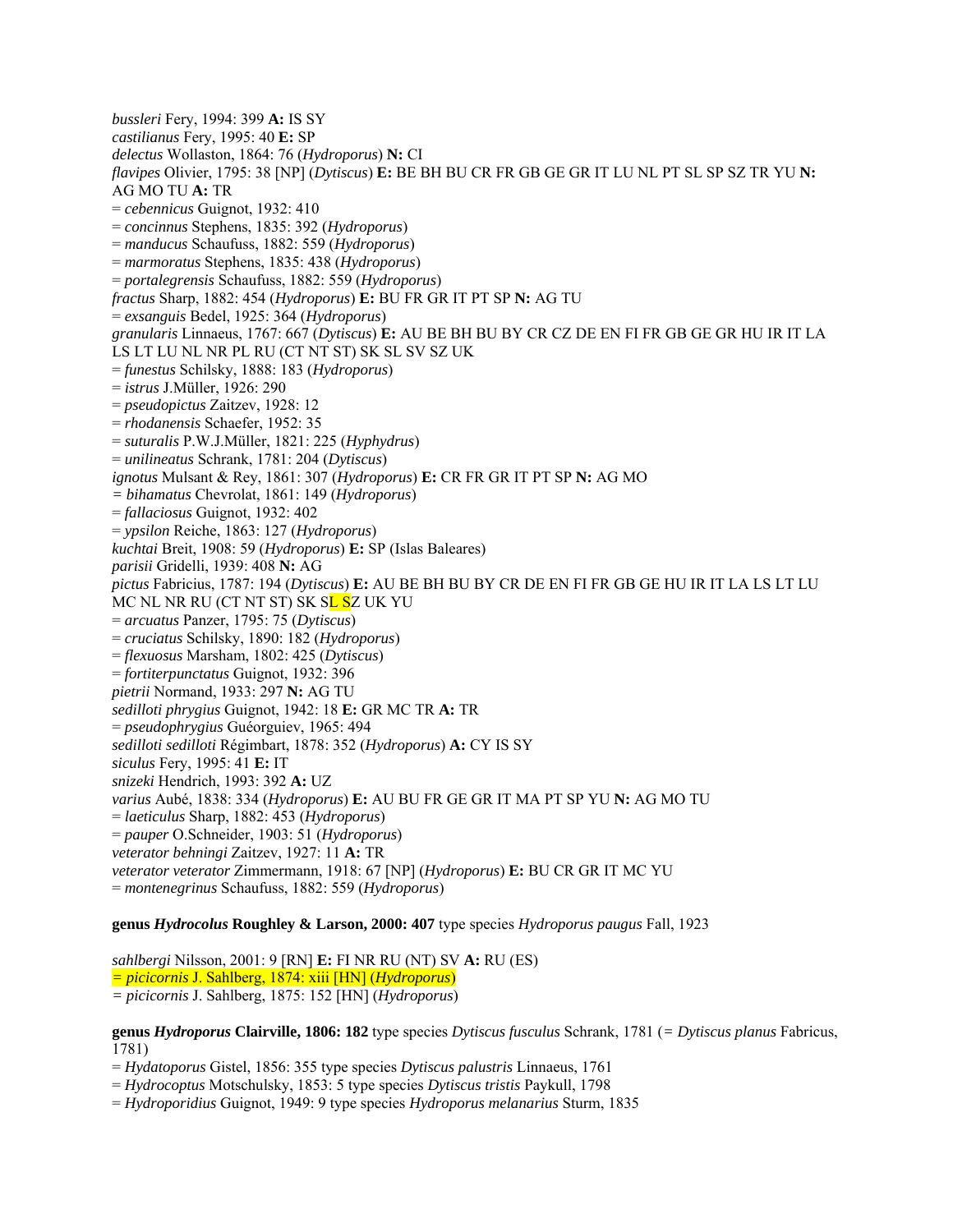*bussleri* Fery, 1994: 399 **A:** IS SY
*castilianus* Fery, 1995: 40 **E:** SP
*delectus* Wollaston, 1864: 76 (*Hydroporus*) **N:** CI
*flavipes* Olivier, 1795: 38 [NP] (*Dytiscus*) **E:** BE BH BU CR FR GB GE GR IT LU NL PT SL SP SZ TR YU **N:** AG MO TU **A:** TR
= *cebennicus* Guignot, 1932: 410
= *concinnus* Stephens, 1835: 392 (*Hydroporus*)
= *manducus* Schaufuss, 1882: 559 (*Hydroporus*)
= *marmoratus* Stephens, 1835: 438 (*Hydroporus*)
= *portalegrensis* Schaufuss, 1882: 559 (*Hydroporus*)
*fractus* Sharp, 1882: 454 (*Hydroporus*) **E:** BU FR GR IT PT SP **N:** AG TU
= *exsanguis* Bedel, 1925: 364 (*Hydroporus*)
*granularis* Linnaeus, 1767: 667 (*Dytiscus*) **E:** AU BE BH BU BY CR CZ DE EN FI FR GB GE GR HU IR IT LA LS LT LU NL NR PL RU (CT NT ST) SK SL SV SZ UK
= *funestus* Schilsky, 1888: 183 (*Hydroporus*)
= *istrus* J.Müller, 1926: 290
= *pseudopictus* Zaitzev, 1928: 12
= *rhodanensis* Schaefer, 1952: 35
= *suturalis* P.W.J.Müller, 1821: 225 (*Hyphydrus*)
= *unilineatus* Schrank, 1781: 204 (*Dytiscus*)
*ignotus* Mulsant & Rey, 1861: 307 (*Hydroporus*) **E:** CR FR GR IT PT SP **N:** AG MO
= *bihamatus* Chevrolat, 1861: 149 (*Hydroporus*)
= *fallaciosus* Guignot, 1932: 402
= *ypsilon* Reiche, 1863: 127 (*Hydroporus*)
*kuchtai* Breit, 1908: 59 (*Hydroporus*) **E:** SP (Islas Baleares)
*parisii* Gridelli, 1939: 408 **N:** AG
*pictus* Fabricius, 1787: 194 (*Dytiscus*) **E:** AU BE BH BU BY CR DE EN FI FR GB GE HU IR IT LA LS LT LU MC NL NR RU (CT NT ST) SK SL SZ UK YU
= *arcuatus* Panzer, 1795: 75 (*Dytiscus*)
= *cruciatus* Schilsky, 1890: 182 (*Hydroporus*)
= *flexuosus* Marsham, 1802: 425 (*Dytiscus*)
= *fortiterpunctatus* Guignot, 1932: 396
*pietrii* Normand, 1933: 297 **N:** AG TU
*sedilloti phrygius* Guignot, 1942: 18 **E:** GR MC TR **A:** TR
= *pseudophrygius* Guéorguiev, 1965: 494
*sedilloti sedilloti* Régimbart, 1878: 352 (*Hydroporus*) **A:** CY IS SY
*siculus* Fery, 1995: 41 **E:** IT
*snizeki* Hendrich, 1993: 392 **A:** UZ
*varius* Aubé, 1838: 334 (*Hydroporus*) **E:** AU BU FR GE GR IT MA PT SP YU **N:** AG MO TU
= *laeticulus* Sharp, 1882: 453 (*Hydroporus*)
= *pauper* O.Schneider, 1903: 51 (*Hydroporus*)
*veterator behningi* Zaitzev, 1927: 11 **A:** TR
*veterator veterator* Zimmermann, 1918: 67 [NP] (*Hydroporus*) **E:** BU CR GR IT MC YU
= *montenegrinus* Schaufuss, 1882: 559 (*Hydroporus*)

**genus *Hydrocolus* Roughley & Larson, 2000: 407** type species *Hydroporus paugus* Fall, 1923

*sahlbergi* Nilsson, 2001: 9 [RN] **E:** FI NR RU (NT) SV **A:** RU (ES)
= *picicornis* J. Sahlberg, 1874: xiii [HN] (*Hydroporus*)
= *picicornis* J. Sahlberg, 1875: 152 [HN] (*Hydroporus*)

**genus *Hydroporus* Clairville, 1806: 182** type species *Dytiscus fusculus* Schrank, 1781 (= *Dytiscus planus* Fabricius, 1781)
= *Hydatoporus* Gistel, 1856: 355 type species *Dytiscus palustris* Linnaeus, 1761
= *Hydrocoptus* Motschulsky, 1853: 5 type species *Dytiscus tristis* Paykull, 1798
= *Hydroporidius* Guignot, 1949: 9 type species *Hydroporus melanarius* Sturm, 1835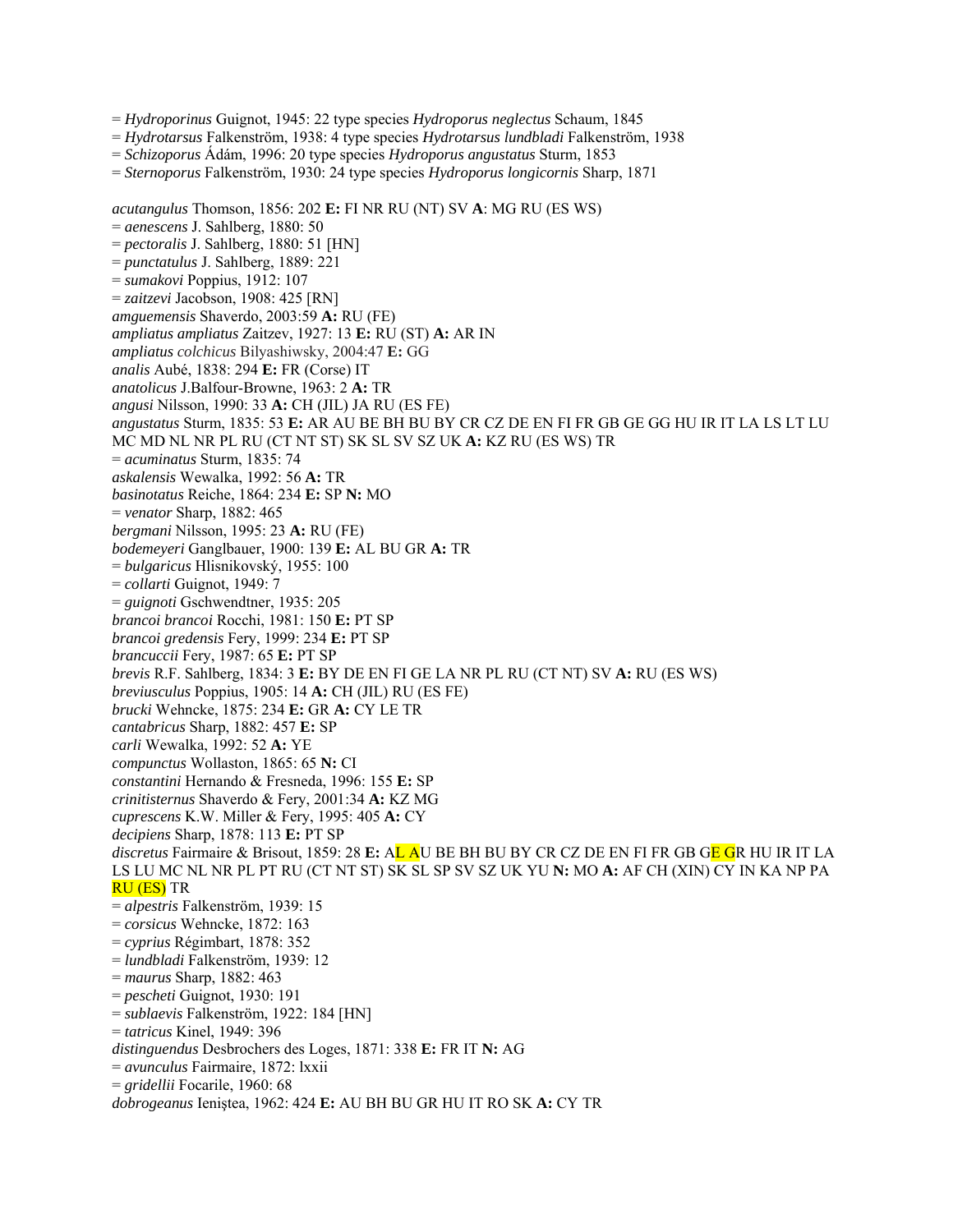= *Hydroporinus* Guignot, 1945: 22 type species *Hydroporus neglectus* Schaum, 1845
= *Hydrotarsus* Falkenström, 1938: 4 type species *Hydrotarsus lundbladi* Falkenström, 1938
= *Schizoporus* Ádám, 1996: 20 type species *Hydroporus angustatus* Sturm, 1853
= *Sternoporus* Falkenström, 1930: 24 type species *Hydroporus longicornis* Sharp, 1871

*acutangulus* Thomson, 1856: 202 **E:** FI NR RU (NT) SV **A**: MG RU (ES WS)
= *aenescens* J. Sahlberg, 1880: 50
= *pectoralis* J. Sahlberg, 1880: 51 [HN]
= *punctatulus* J. Sahlberg, 1889: 221
= *sumakovi* Poppius, 1912: 107
= *zaitzevi* Jacobson, 1908: 425 [RN]
*amguemensis* Shaverdo, 2003:59 **A:** RU (FE)
*ampliatus ampliatus* Zaitzev, 1927: 13 **E:** RU (ST) **A:** AR IN
*ampliatus colchicus* Bilyashiwsky, 2004:47 **E:** GG
*analis* Aubé, 1838: 294 **E:** FR (Corse) IT
*anatolicus* J.Balfour-Browne, 1963: 2 **A:** TR
*angusi* Nilsson, 1990: 33 **A:** CH (JIL) JA RU (ES FE)
*angustatus* Sturm, 1835: 53 **E:** AR AU BE BH BU BY CR CZ DE EN FI FR GB GE GG HU IR IT LA LS LT LU MC MD NL NR PL RU (CT NT ST) SK SL SV SZ UK **A:** KZ RU (ES WS) TR
= *acuminatus* Sturm, 1835: 74
*askalensis* Wewalka, 1992: 56 **A:** TR
*basinotatus* Reiche, 1864: 234 **E:** SP **N:** MO
= *venator* Sharp, 1882: 465
*bergmani* Nilsson, 1995: 23 **A:** RU (FE)
*bodemeyeri* Ganglbauer, 1900: 139 **E:** AL BU GR **A:** TR
= *bulgaricus* Hlisnikovský, 1955: 100
= *collarti* Guignot, 1949: 7
= *guignoti* Gschwendtner, 1935: 205
*brancoi brancoi* Rocchi, 1981: 150 **E:** PT SP
*brancoi gredensis* Fery, 1999: 234 **E:** PT SP
*brancuccii* Fery, 1987: 65 **E:** PT SP
*brevis* R.F. Sahlberg, 1834: 3 **E:** BY DE EN FI GE LA NR PL RU (CT NT) SV **A:** RU (ES WS)
*breviusculus* Poppius, 1905: 14 **A:** CH (JIL) RU (ES FE)
*brucki* Wehncke, 1875: 234 **E:** GR **A:** CY LE TR
*cantabricus* Sharp, 1882: 457 **E:** SP
*carli* Wewalka, 1992: 52 **A:** YE
*compunctus* Wollaston, 1865: 65 **N:** CI
*constantini* Hernando & Fresneda, 1996: 155 **E:** SP
*crinitisternus* Shaverdo & Fery, 2001:34 **A:** KZ MG
*cuprescens* K.W. Miller & Fery, 1995: 405 **A:** CY
*decipiens* Sharp, 1878: 113 **E:** PT SP
*discretus* Fairmaire & Brisout, 1859: 28 **E:** AL AU BE BH BU BY CR CZ DE EN FI FR GB GE GR HU IR IT LA LS LU MC NL NR PL PT RU (CT NT ST) SK SL SP SV SZ UK YU **N:** MO **A:** AF CH (XIN) CY IN KA NP PA RU (ES) TR
= *alpestris* Falkenström, 1939: 15
= *corsicus* Wehncke, 1872: 163
= *cyprius* Régimbart, 1878: 352
= *lundbladi* Falkenström, 1939: 12
= *maurus* Sharp, 1882: 463
= *pescheti* Guignot, 1930: 191
= *sublaevis* Falkenström, 1922: 184 [HN]
= *tatricus* Kinel, 1949: 396
*distinguendus* Desbrochers des Loges, 1871: 338 **E:** FR IT **N:** AG
= *avunculus* Fairmaire, 1872: lxxii
= *gridellii* Focarile, 1960: 68
*dobrogeanus* Ieniştea, 1962: 424 **E:** AU BH BU GR HU IT RO SK **A:** CY TR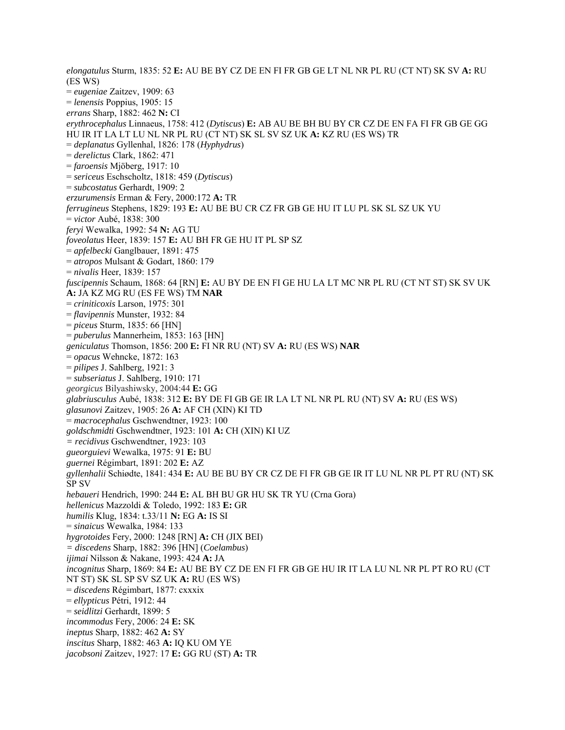*elongatulus* Sturm, 1835: 52 **E:** AU BE BY CZ DE EN FI FR GB GE LT NL NR PL RU (CT NT) SK SV **A:** RU (ES WS)
= *eugeniae* Zaitzev, 1909: 63
= *lenensis* Poppius, 1905: 15
*errans* Sharp, 1882: 462 **N:** CI
*erythrocephalus* Linnaeus, 1758: 412 (*Dytiscus*) **E:** AB AU BE BH BU BY CR CZ DE EN FA FI FR GB GE GG HU IR IT LA LT LU NL NR PL RU (CT NT) SK SL SV SZ UK **A:** KZ RU (ES WS) TR
= *deplanatus* Gyllenhal, 1826: 178 (*Hyphydrus*)
= *derelictus* Clark, 1862: 471
= *faroensis* Mjöberg, 1917: 10
= *sericeus* Eschscholtz, 1818: 459 (*Dytiscus*)
= *subcostatus* Gerhardt, 1909: 2
*erzurumensis* Erman & Fery, 2000:172 **A:** TR
*ferrugineus* Stephens, 1829: 193 **E:** AU BE BU CR CZ FR GB GE HU IT LU PL SK SL SZ UK YU
= *victor* Aubé, 1838: 300
*feryi* Wewalka, 1992: 54 **N:** AG TU
*foveolatus* Heer, 1839: 157 **E:** AU BH FR GE HU IT PL SP SZ
= *apfelbecki* Ganglbauer, 1891: 475
= *atropos* Mulsant & Godart, 1860: 179
= *nivalis* Heer, 1839: 157
*fuscipennis* Schaum, 1868: 64 [RN] **E:** AU BY DE EN FI GE HU LA LT MC NR PL RU (CT NT ST) SK SV UK **A:** JA KZ MG RU (ES FE WS) TM **NAR**
= *criniticoxis* Larson, 1975: 301
= *flavipennis* Munster, 1932: 84
= *piceus* Sturm, 1835: 66 [HN]
= *puberulus* Mannerheim, 1853: 163 [HN]
*geniculatus* Thomson, 1856: 200 **E:** FI NR RU (NT) SV **A:** RU (ES WS) **NAR**
= *opacus* Wehncke, 1872: 163
= *pilipes* J. Sahlberg, 1921: 3
= *subseriatus* J. Sahlberg, 1910: 171
*georgicus* Bilyashiwsky, 2004:44 **E:** GG
*glabriusculus* Aubé, 1838: 312 **E:** BY DE FI GB GE IR LA LT NL NR PL RU (NT) SV **A:** RU (ES WS)
*glasunovi* Zaitzev, 1905: 26 **A:** AF CH (XIN) KI TD
= *macrocephalus* Gschwendtner, 1923: 100
*goldschmidti* Gschwendtner, 1923: 101 **A:** CH (XIN) KI UZ
= *recidivus* Gschwendtner, 1923: 103
*gueorguievi* Wewalka, 1975: 91 **E:** BU
*guernei* Régimbart, 1891: 202 **E:** AZ
*gyllenhalii* Schiødte, 1841: 434 **E:** AU BE BU BY CR CZ DE FI FR GB GE IR IT LU NL NR PL PT RU (NT) SK SP SV
*hebaueri* Hendrich, 1990: 244 **E:** AL BH BU GR HU SK TR YU (Crna Gora)
*hellenicus* Mazzoldi & Toledo, 1992: 183 **E:** GR
*humilis* Klug, 1834: t.33/11 **N:** EG **A:** IS SI
= *sinaicus* Wewalka, 1984: 133
*hygrotoides* Fery, 2000: 1248 [RN] **A:** CH (JIX BEI)
= *discedens* Sharp, 1882: 396 [HN] (*Coelambus*)
*ijimai* Nilsson & Nakane, 1993: 424 **A:** JA
*incognitus* Sharp, 1869: 84 **E:** AU BE BY CZ DE EN FI FR GB GE HU IR IT LA LU NL NR PL PT RO RU (CT NT ST) SK SL SP SV SZ UK **A:** RU (ES WS)
= *discedens* Régimbart, 1877: cxxxix
= *ellypticus* Pétri, 1912: 44
= *seidlitzi* Gerhardt, 1899: 5
*incommodus* Fery, 2006: 24 **E:** SK
*ineptus* Sharp, 1882: 462 **A:** SY
*inscitus* Sharp, 1882: 463 **A:** IQ KU OM YE
*jacobsoni* Zaitzev, 1927: 17 **E:** GG RU (ST) **A:** TR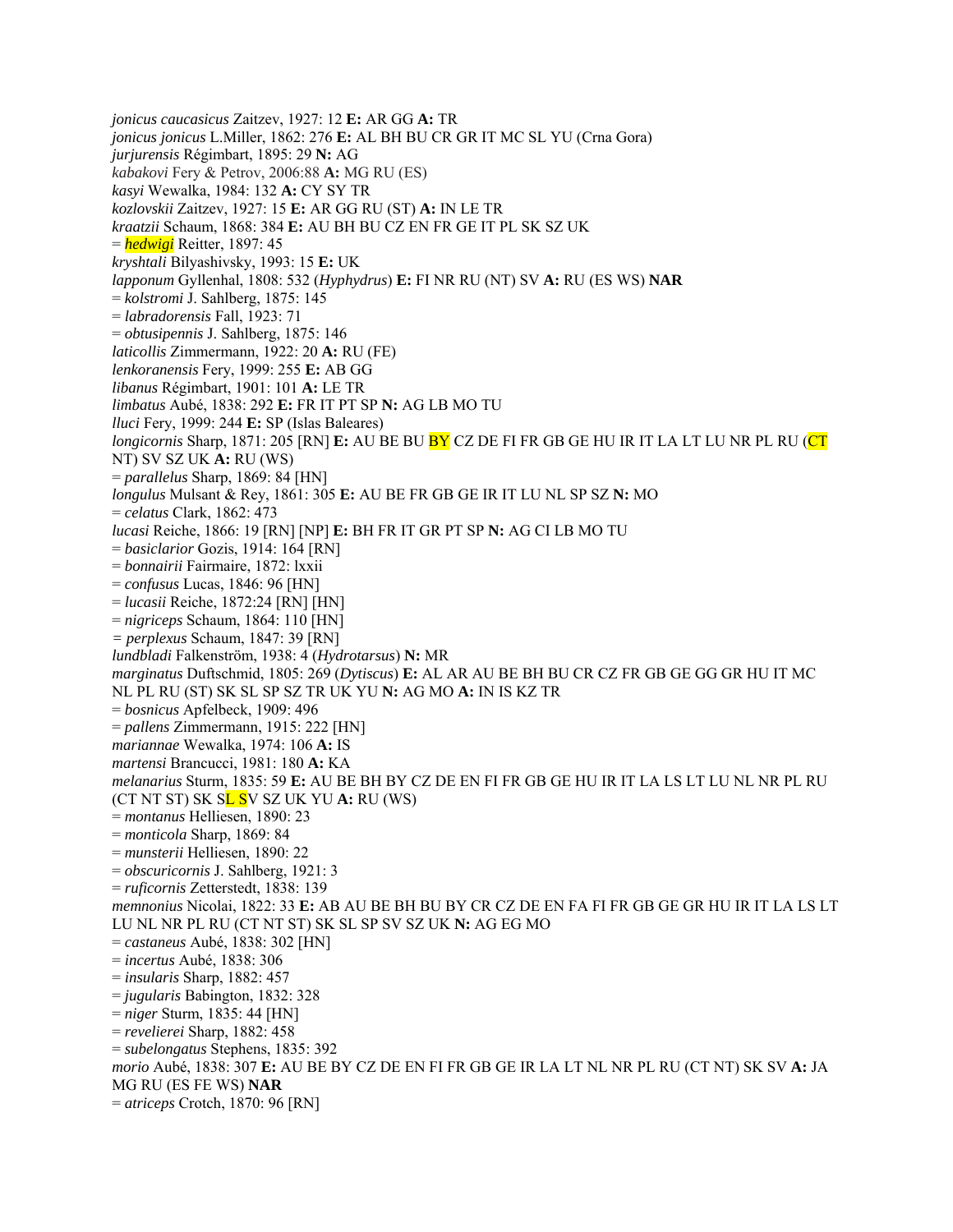*jonicus caucasicus* Zaitzev, 1927: 12 **E:** AR GG **A:** TR
*jonicus jonicus* L.Miller, 1862: 276 **E:** AL BH BU CR GR IT MC SL YU (Crna Gora)
*jurjurensis* Régimbart, 1895: 29 **N:** AG
*kabakovi* Fery & Petrov, 2006:88 **A:** MG RU (ES)
*kasyi* Wewalka, 1984: 132 **A:** CY SY TR
*kozlovskii* Zaitzev, 1927: 15 **E:** AR GG RU (ST) **A:** IN LE TR
*kraatzii* Schaum, 1868: 384 **E:** AU BH BU CZ EN FR GE IT PL SK SZ UK
= *hedwigi* Reitter, 1897: 45
*kryshtali* Bilyashivsky, 1993: 15 **E:** UK
*lapponum* Gyllenhal, 1808: 532 (*Hyphydrus*) **E:** FI NR RU (NT) SV **A:** RU (ES WS) **NAR**
= *kolstromi* J. Sahlberg, 1875: 145
= *labradorensis* Fall, 1923: 71
= *obtusipennis* J. Sahlberg, 1875: 146
*laticollis* Zimmermann, 1922: 20 **A:** RU (FE)
*lenkoranensis* Fery, 1999: 255 **E:** AB GG
*libanus* Régimbart, 1901: 101 **A:** LE TR
*limbatus* Aubé, 1838: 292 **E:** FR IT PT SP **N:** AG LB MO TU
*lluci* Fery, 1999: 244 **E:** SP (Islas Baleares)
*longicornis* Sharp, 1871: 205 [RN] **E:** AU BE BU BY CZ DE FI FR GB GE HU IR IT LA LT LU NR PL RU (CT NT) SV SZ UK **A:** RU (WS)
= *parallelus* Sharp, 1869: 84 [HN]
*longulus* Mulsant & Rey, 1861: 305 **E:** AU BE FR GB GE IR IT LU NL SP SZ **N:** MO
= *celatus* Clark, 1862: 473
*lucasi* Reiche, 1866: 19 [RN] [NP] **E:** BH FR IT GR PT SP **N:** AG CI LB MO TU
= *basiclarior* Gozis, 1914: 164 [RN]
= *bonnairii* Fairmaire, 1872: lxxii
= *confusus* Lucas, 1846: 96 [HN]
= *lucasii* Reiche, 1872:24 [RN] [HN]
= *nigriceps* Schaum, 1864: 110 [HN]
= *perplexus* Schaum, 1847: 39 [RN]
*lundbladi* Falkenström, 1938: 4 (*Hydrotarsus*) **N:** MR
*marginatus* Duftschmid, 1805: 269 (*Dytiscus*) **E:** AL AR AU BE BH BU CR CZ FR GB GE GG GR HU IT MC NL PL RU (ST) SK SL SP SZ TR UK YU **N:** AG MO **A:** IN IS KZ TR
= *bosnicus* Apfelbeck, 1909: 496
= *pallens* Zimmermann, 1915: 222 [HN]
*mariannae* Wewalka, 1974: 106 **A:** IS
*martensi* Brancucci, 1981: 180 **A:** KA
*melanarius* Sturm, 1835: 59 **E:** AU BE BH BY CZ DE EN FI FR GB GE HU IR IT LA LS LT LU NL NR PL RU (CT NT ST) SK SL SV SZ UK YU **A:** RU (WS)
= *montanus* Helliesen, 1890: 23
= *monticola* Sharp, 1869: 84
= *munsterii* Helliesen, 1890: 22
= *obscuricornis* J. Sahlberg, 1921: 3
= *ruficornis* Zetterstedt, 1838: 139
*memnonius* Nicolai, 1822: 33 **E:** AB AU BE BH BU BY CR CZ DE EN FA FI FR GB GE GR HU IR IT LA LS LT LU NL NR PL RU (CT NT ST) SK SL SP SV SZ UK **N:** AG EG MO
= *castaneus* Aubé, 1838: 302 [HN]
= *incertus* Aubé, 1838: 306
= *insularis* Sharp, 1882: 457
= *jugularis* Babington, 1832: 328
= *niger* Sturm, 1835: 44 [HN]
= *revelierei* Sharp, 1882: 458
= *subelongatus* Stephens, 1835: 392
*morio* Aubé, 1838: 307 **E:** AU BE BY CZ DE EN FI FR GB GE IR LA LT NL NR PL RU (CT NT) SK SV **A:** JA MG RU (ES FE WS) **NAR**
= *atriceps* Crotch, 1870: 96 [RN]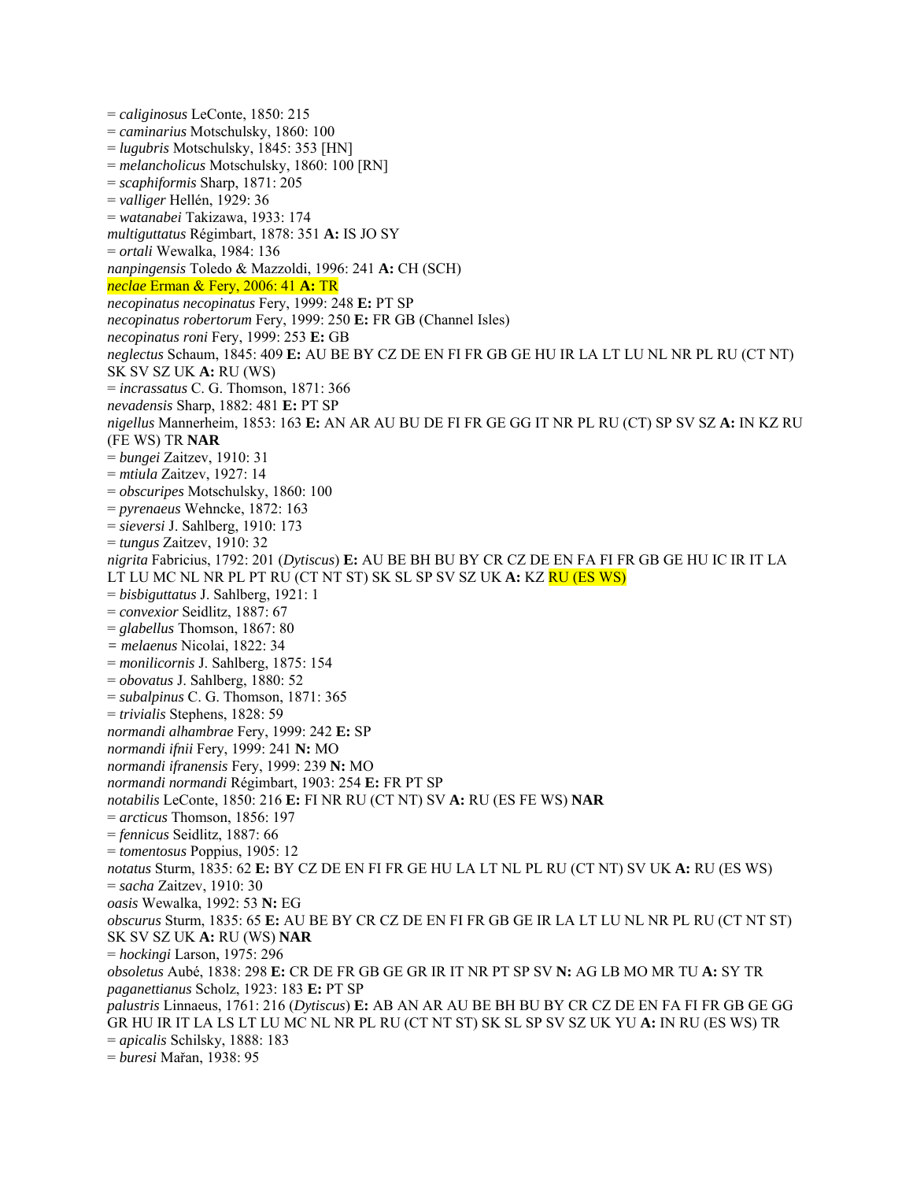= *caliginosus* LeConte, 1850: 215
= *caminarius* Motschulsky, 1860: 100
= *lugubris* Motschulsky, 1845: 353 [HN]
= *melancholicus* Motschulsky, 1860: 100 [RN]
= *scaphiformis* Sharp, 1871: 205
= *valliger* Hellén, 1929: 36
= *watanabei* Takizawa, 1933: 174
*multiguttatus* Régimbart, 1878: 351 **A:** IS JO SY
= *ortali* Wewalka, 1984: 136
*nanpingensis* Toledo & Mazzoldi, 1996: 241 **A:** CH (SCH)
*neclae* Erman & Fery, 2006: 41 **A:** TR
*necopinatus necopinatus* Fery, 1999: 248 **E:** PT SP
*necopinatus robertorum* Fery, 1999: 250 **E:** FR GB (Channel Isles)
*necopinatus roni* Fery, 1999: 253 **E:** GB
*neglectus* Schaum, 1845: 409 **E:** AU BE BY CZ DE EN FI FR GB GE HU IR LA LT LU NL NR PL RU (CT NT) SK SV SZ UK **A:** RU (WS)
= *incrassatus* C. G. Thomson, 1871: 366
*nevadensis* Sharp, 1882: 481 **E:** PT SP
*nigellus* Mannerheim, 1853: 163 **E:** AN AR AU BU DE FI FR GE GG IT NR PL RU (CT) SP SV SZ **A:** IN KZ RU (FE WS) TR **NAR**
= *bungei* Zaitzev, 1910: 31
= *mtiula* Zaitzev, 1927: 14
= *obscuripes* Motschulsky, 1860: 100
= *pyrenaeus* Wehncke, 1872: 163
= *sieversi* J. Sahlberg, 1910: 173
= *tungus* Zaitzev, 1910: 32
*nigrita* Fabricius, 1792: 201 (*Dytiscus*) **E:** AU BE BH BU BY CR CZ DE EN FA FI FR GB GE HU IC IR IT LA LT LU MC NL NR PL PT RU (CT NT ST) SK SL SP SV SZ UK **A:** KZ RU (ES WS)
= *bisbiguttatus* J. Sahlberg, 1921: 1
= *convexior* Seidlitz, 1887: 67
= *glabellus* Thomson, 1867: 80
= *melaenus* Nicolai, 1822: 34
= *monilicornis* J. Sahlberg, 1875: 154
= *obovatus* J. Sahlberg, 1880: 52
= *subalpinus* C. G. Thomson, 1871: 365
= *trivialis* Stephens, 1828: 59
*normandi alhambrae* Fery, 1999: 242 **E:** SP
*normandi ifnii* Fery, 1999: 241 **N:** MO
*normandi ifranensis* Fery, 1999: 239 **N:** MO
*normandi normandi* Régimbart, 1903: 254 **E:** FR PT SP
*notabilis* LeConte, 1850: 216 **E:** FI NR RU (CT NT) SV **A:** RU (ES FE WS) **NAR**
= *arcticus* Thomson, 1856: 197
= *fennicus* Seidlitz, 1887: 66
= *tomentosus* Poppius, 1905: 12
*notatus* Sturm, 1835: 62 **E:** BY CZ DE EN FI FR GE HU LA LT NL PL RU (CT NT) SV UK **A:** RU (ES WS)
= *sacha* Zaitzev, 1910: 30
*oasis* Wewalka, 1992: 53 **N:** EG
*obscurus* Sturm, 1835: 65 **E:** AU BE BY CR CZ DE EN FI FR GB GE IR LA LT LU NL NR PL RU (CT NT ST) SK SV SZ UK **A:** RU (WS) **NAR**
= *hockingi* Larson, 1975: 296
*obsoletus* Aubé, 1838: 298 **E:** CR DE FR GB GE GR IR IT NR PT SP SV **N:** AG LB MO MR TU **A:** SY TR
*paganettianus* Scholz, 1923: 183 **E:** PT SP
*palustris* Linnaeus, 1761: 216 (*Dytiscus*) **E:** AB AN AR AU BE BH BU BY CR CZ DE EN FA FI FR GB GE GG GR HU IR IT LA LS LT LU MC NL NR PL RU (CT NT ST) SK SL SP SV SZ UK YU **A:** IN RU (ES WS) TR
= *apicalis* Schilsky, 1888: 183
= *buresi* Mařan, 1938: 95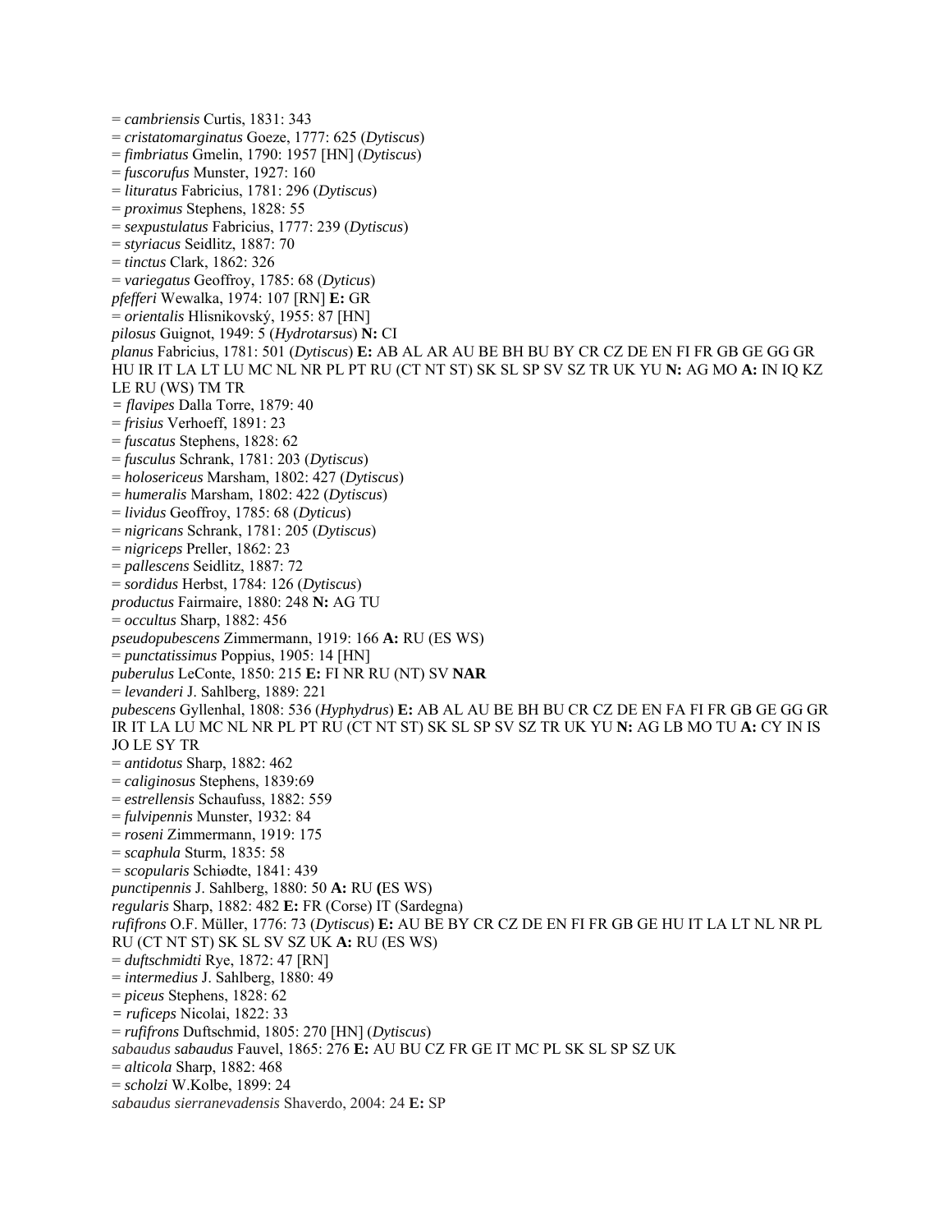= *cambriensis* Curtis, 1831: 343
= *cristatomarginatus* Goeze, 1777: 625 (*Dytiscus*)
= *fimbriatus* Gmelin, 1790: 1957 [HN] (*Dytiscus*)
= *fuscorufus* Munster, 1927: 160
= *lituratus* Fabricius, 1781: 296 (*Dytiscus*)
= *proximus* Stephens, 1828: 55
= *sexpustulatus* Fabricius, 1777: 239 (*Dytiscus*)
= *styriacus* Seidlitz, 1887: 70
= *tinctus* Clark, 1862: 326
= *variegatus* Geoffroy, 1785: 68 (*Dyticus*)
*pfefferi* Wewalka, 1974: 107 [RN] **E:** GR
= *orientalis* Hlisnikovský, 1955: 87 [HN]
*pilosus* Guignot, 1949: 5 (*Hydrotarsus*) **N:** CI
*planus* Fabricius, 1781: 501 (*Dytiscus*) **E:** AB AL AR AU BE BH BU BY CR CZ DE EN FI FR GB GE GG GR HU IR IT LA LT LU MC NL NR PL PT RU (CT NT ST) SK SL SP SV SZ TR UK YU **N:** AG MO **A:** IN IQ KZ LE RU (WS) TM TR
= *flavipes* Dalla Torre, 1879: 40
= *frisius* Verhoeff, 1891: 23
= *fuscatus* Stephens, 1828: 62
= *fusculus* Schrank, 1781: 203 (*Dytiscus*)
= *holosericeus* Marsham, 1802: 427 (*Dytiscus*)
= *humeralis* Marsham, 1802: 422 (*Dytiscus*)
= *lividus* Geoffroy, 1785: 68 (*Dyticus*)
= *nigricans* Schrank, 1781: 205 (*Dytiscus*)
= *nigriceps* Preller, 1862: 23
= *pallescens* Seidlitz, 1887: 72
= *sordidus* Herbst, 1784: 126 (*Dytiscus*)
*productus* Fairmaire, 1880: 248 **N:** AG TU
= *occultus* Sharp, 1882: 456
*pseudopubescens* Zimmermann, 1919: 166 **A:** RU (ES WS)
= *punctatissimus* Poppius, 1905: 14 [HN]
*puberulus* LeConte, 1850: 215 **E:** FI NR RU (NT) SV **NAR**
= *levanderi* J. Sahlberg, 1889: 221
*pubescens* Gyllenhal, 1808: 536 (*Hyphydrus*) **E:** AB AL AU BE BH BU CR CZ DE EN FA FI FR GB GE GG GR IR IT LA LU MC NL NR PL PT RU (CT NT ST) SK SL SP SV SZ TR UK YU **N:** AG LB MO TU **A:** CY IN IS JO LE SY TR
= *antidotus* Sharp, 1882: 462
= *caliginosus* Stephens, 1839:69
= *estrellensis* Schaufuss, 1882: 559
= *fulvipennis* Munster, 1932: 84
= *roseni* Zimmermann, 1919: 175
= *scaphula* Sturm, 1835: 58
= *scopularis* Schiødte, 1841: 439
*punctipennis* J. Sahlberg, 1880: 50 **A:** RU **(**ES WS)
*regularis* Sharp, 1882: 482 **E:** FR (Corse) IT (Sardegna)
*rufifrons* O.F. Müller, 1776: 73 (*Dytiscus*) **E:** AU BE BY CR CZ DE EN FI FR GB GE HU IT LA LT NL NR PL RU (CT NT ST) SK SL SV SZ UK **A:** RU (ES WS)
= *duftschmidti* Rye, 1872: 47 [RN]
= *intermedius* J. Sahlberg, 1880: 49
= *piceus* Stephens, 1828: 62
= *ruficeps* Nicolai, 1822: 33
= *rufifrons* Duftschmid, 1805: 270 [HN] (*Dytiscus*)
*sabaudus sabaudus* Fauvel, 1865: 276 **E:** AU BU CZ FR GE IT MC PL SK SL SP SZ UK
= *alticola* Sharp, 1882: 468
= *scholzi* W.Kolbe, 1899: 24
*sabaudus sierranevadensis* Shaverdo, 2004: 24 **E:** SP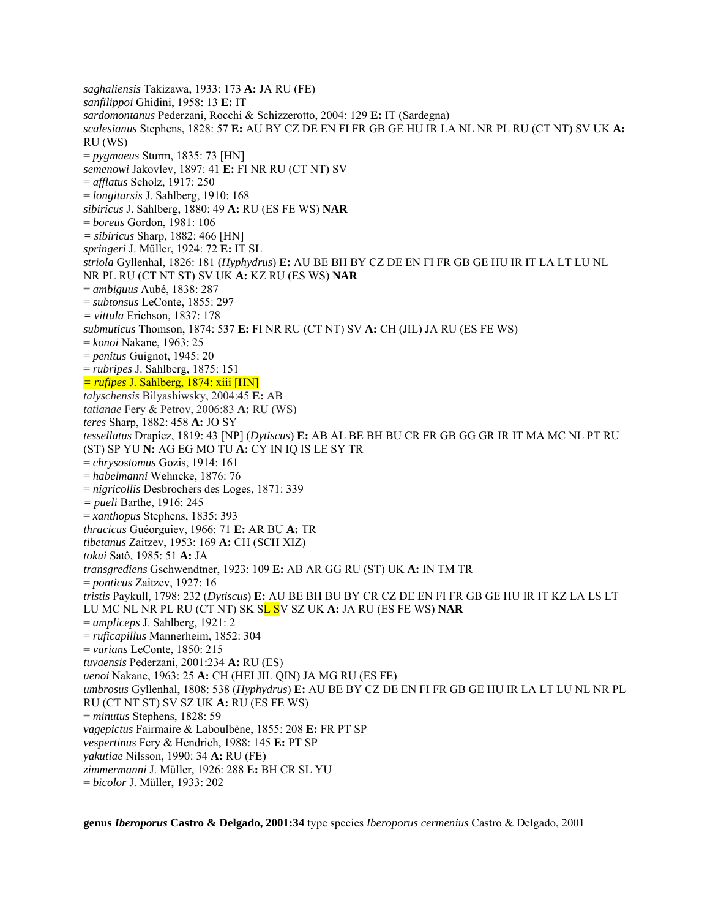*saghaliensis* Takizawa, 1933: 173 **A:** JA RU (FE)
*sanfilippoi* Ghidini, 1958: 13 **E:** IT
*sardomontanus* Pederzani, Rocchi & Schizzerotto, 2004: 129 **E:** IT (Sardegna)
*scalesianus* Stephens, 1828: 57 **E:** AU BY CZ DE EN FI FR GB GE HU IR LA NL NR PL RU (CT NT) SV UK **A:** RU (WS)
= *pygmaeus* Sturm, 1835: 73 [HN]
*semenowi* Jakovlev, 1897: 41 **E:** FI NR RU (CT NT) SV
= *afflatus* Scholz, 1917: 250
= *longitarsis* J. Sahlberg, 1910: 168
*sibiricus* J. Sahlberg, 1880: 49 **A:** RU (ES FE WS) **NAR**
= *boreus* Gordon, 1981: 106
= *sibiricus* Sharp, 1882: 466 [HN]
*springeri* J. Müller, 1924: 72 **E:** IT SL
*striola* Gyllenhal, 1826: 181 (*Hyphydrus*) **E:** AU BE BH BY CZ DE EN FI FR GB GE HU IR IT LA LT LU NL NR PL RU (CT NT ST) SV UK **A:** KZ RU (ES WS) **NAR**
= *ambiguus* Aubé, 1838: 287
= *subtonsus* LeConte, 1855: 297
= *vittula* Erichson, 1837: 178
*submuticus* Thomson, 1874: 537 **E:** FI NR RU (CT NT) SV **A:** CH (JIL) JA RU (ES FE WS)
= *konoi* Nakane, 1963: 25
= *penitus* Guignot, 1945: 20
= *rubripes* J. Sahlberg, 1875: 151
= *rufipes* J. Sahlberg, 1874: xiii [HN]
*talyschensis* Bilyashiwsky, 2004:45 **E:** AB
*tatianae* Fery & Petrov, 2006:83 **A:** RU (WS)
*teres* Sharp, 1882: 458 **A:** JO SY
*tessellatus* Drapiez, 1819: 43 [NP] (*Dytiscus*) **E:** AB AL BE BH BU CR FR GB GG GR IR IT MA MC NL PT RU (ST) SP YU **N:** AG EG MO TU **A:** CY IN IQ IS LE SY TR
= *chrysostomus* Gozis, 1914: 161
= *habelmanni* Wehncke, 1876: 76
= *nigricollis* Desbrochers des Loges, 1871: 339
= *pueli* Barthe, 1916: 245
= *xanthopus* Stephens, 1835: 393
*thracicus* Guéorguiev, 1966: 71 **E:** AR BU **A:** TR
*tibetanus* Zaitzev, 1953: 169 **A:** CH (SCH XIZ)
*tokui* Satô, 1985: 51 **A:** JA
*transgrediens* Gschwendtner, 1923: 109 **E:** AB AR GG RU (ST) UK **A:** IN TM TR
= *ponticus* Zaitzev, 1927: 16
*tristis* Paykull, 1798: 232 (*Dytiscus*) **E:** AU BE BH BU BY CR CZ DE EN FI FR GB GE HU IR IT KZ LA LS LT LU MC NL NR PL RU (CT NT) SK SL SV SZ UK **A:** JA RU (ES FE WS) **NAR**
= *ampliceps* J. Sahlberg, 1921: 2
= *ruficapillus* Mannerheim, 1852: 304
= *varians* LeConte, 1850: 215
*tuvaensis* Pederzani, 2001:234 **A:** RU (ES)
*uenoi* Nakane, 1963: 25 **A:** CH (HEI JIL QIN) JA MG RU (ES FE)
*umbrosus* Gyllenhal, 1808: 538 (*Hyphydrus*) **E:** AU BE BY CZ DE EN FI FR GB GE HU IR LA LT LU NL NR PL RU (CT NT ST) SV SZ UK **A:** RU (ES FE WS)
= *minutus* Stephens, 1828: 59
*vagepictus* Fairmaire & Laboulbène, 1855: 208 **E:** FR PT SP
*vespertinus* Fery & Hendrich, 1988: 145 **E:** PT SP
*yakutiae* Nilsson, 1990: 34 **A:** RU (FE)
*zimmermanni* J. Müller, 1926: 288 **E:** BH CR SL YU
= *bicolor* J. Müller, 1933: 202

**genus *Iberoporus* Castro & Delgado, 2001:34** type species *Iberoporus cermenius* Castro & Delgado, 2001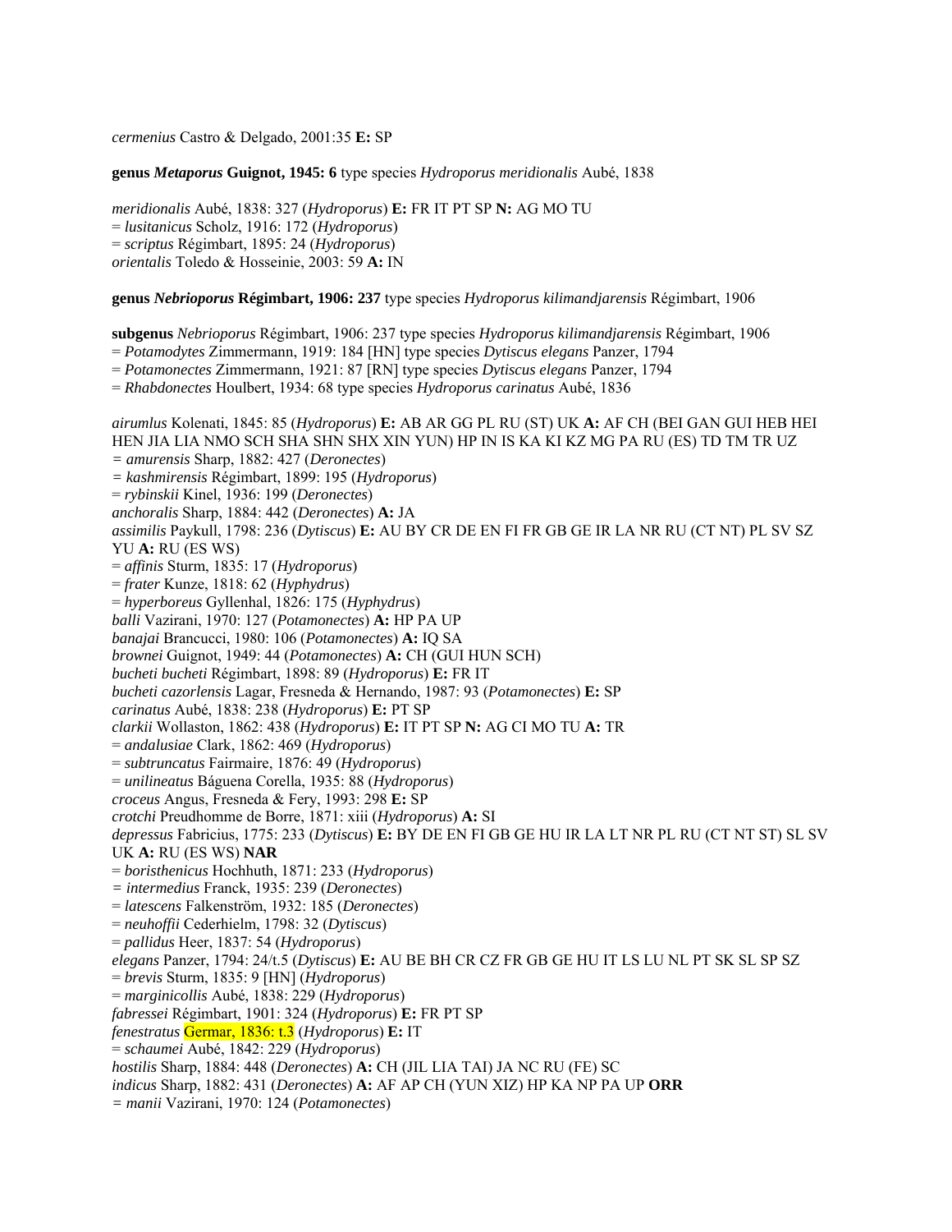*cermenius* Castro & Delgado, 2001:35 **E:** SP

**genus *Metaporus* Guignot, 1945: 6** type species *Hydroporus meridionalis* Aubé, 1838

*meridionalis* Aubé, 1838: 327 (*Hydroporus*) **E:** FR IT PT SP **N:** AG MO TU
= *lusitanicus* Scholz, 1916: 172 (*Hydroporus*)
= *scriptus* Régimbart, 1895: 24 (*Hydroporus*)
*orientalis* Toledo & Hosseinie, 2003: 59 **A:** IN

**genus *Nebrioporus* Régimbart, 1906: 237** type species *Hydroporus kilimandjarensis* Régimbart, 1906

**subgenus** *Nebrioporus* Régimbart, 1906: 237 type species *Hydroporus kilimandjarensis* Régimbart, 1906
= *Potamodytes* Zimmermann, 1919: 184 [HN] type species *Dytiscus elegans* Panzer, 1794
= *Potamonectes* Zimmermann, 1921: 87 [RN] type species *Dytiscus elegans* Panzer, 1794
= *Rhabdonectes* Houlbert, 1934: 68 type species *Hydroporus carinatus* Aubé, 1836

*airumlus* Kolenati, 1845: 85 (*Hydroporus*) **E:** AB AR GG PL RU (ST) UK **A:** AF CH (BEI GAN GUI HEB HEI HEN JIA LIA NMO SCH SHA SHN SHX XIN YUN) HP IN IS KA KI KZ MG PA RU (ES) TD TM TR UZ
= *amurensis* Sharp, 1882: 427 (*Deronectes*)
= *kashmirensis* Régimbart, 1899: 195 (*Hydroporus*)
= *rybinskii* Kinel, 1936: 199 (*Deronectes*)
*anchoralis* Sharp, 1884: 442 (*Deronectes*) **A:** JA
*assimilis* Paykull, 1798: 236 (*Dytiscus*) **E:** AU BY CR DE EN FI FR GB GE IR LA NR RU (CT NT) PL SV SZ YU **A:** RU (ES WS)
= *affinis* Sturm, 1835: 17 (*Hydroporus*)
= *frater* Kunze, 1818: 62 (*Hyphydrus*)
= *hyperboreus* Gyllenhal, 1826: 175 (*Hyphydrus*)
*balli* Vazirani, 1970: 127 (*Potamonectes*) **A:** HP PA UP
*banajai* Brancucci, 1980: 106 (*Potamonectes*) **A:** IQ SA
*brownei* Guignot, 1949: 44 (*Potamonectes*) **A:** CH (GUI HUN SCH)
*bucheti bucheti* Régimbart, 1898: 89 (*Hydroporus*) **E:** FR IT
*bucheti cazorlensis* Lagar, Fresneda & Hernando, 1987: 93 (*Potamonectes*) **E:** SP
*carinatus* Aubé, 1838: 238 (*Hydroporus*) **E:** PT SP
*clarkii* Wollaston, 1862: 438 (*Hydroporus*) **E:** IT PT SP **N:** AG CI MO TU **A:** TR
= *andalusiae* Clark, 1862: 469 (*Hydroporus*)
= *subtruncatus* Fairmaire, 1876: 49 (*Hydroporus*)
= *unilineatus* Báguena Corella, 1935: 88 (*Hydroporus*)
*croceus* Angus, Fresneda & Fery, 1993: 298 **E:** SP
*crotchi* Preudhomme de Borre, 1871: xiii (*Hydroporus*) **A:** SI
*depressus* Fabricius, 1775: 233 (*Dytiscus*) **E:** BY DE EN FI GB GE HU IR LA LT NR PL RU (CT NT ST) SL SV UK **A:** RU (ES WS) **NAR**
= *boristhenicus* Hochhuth, 1871: 233 (*Hydroporus*)
= *intermedius* Franck, 1935: 239 (*Deronectes*)
= *latescens* Falkenström, 1932: 185 (*Deronectes*)
= *neuhoffii* Cederhielm, 1798: 32 (*Dytiscus*)
= *pallidus* Heer, 1837: 54 (*Hydroporus*)
*elegans* Panzer, 1794: 24/t.5 (*Dytiscus*) **E:** AU BE BH CR CZ FR GB GE HU IT LS LU NL PT SK SL SP SZ
= *brevis* Sturm, 1835: 9 [HN] (*Hydroporus*)
= *marginicollis* Aubé, 1838: 229 (*Hydroporus*)
*fabressei* Régimbart, 1901: 324 (*Hydroporus*) **E:** FR PT SP
*fenestratus* Germar, 1836: t.3 (*Hydroporus*) **E:** IT
= *schaumei* Aubé, 1842: 229 (*Hydroporus*)
*hostilis* Sharp, 1884: 448 (*Deronectes*) **A:** CH (JIL LIA TAI) JA NC RU (FE) SC
*indicus* Sharp, 1882: 431 (*Deronectes*) **A:** AF AP CH (YUN XIZ) HP KA NP PA UP **ORR**
= *manii* Vazirani, 1970: 124 (*Potamonectes*)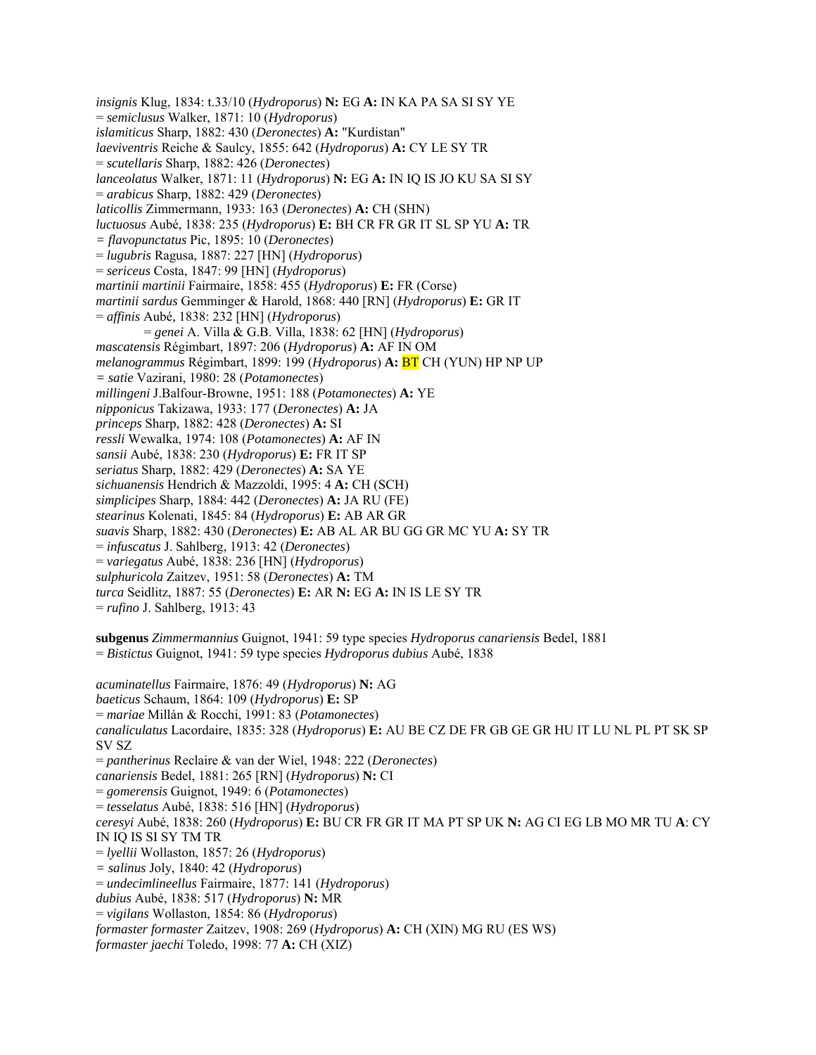*insignis* Klug, 1834: t.33/10 (*Hydroporus*) **N:** EG **A:** IN KA PA SA SI SY YE
= *semiclusus* Walker, 1871: 10 (*Hydroporus*)
*islamiticus* Sharp, 1882: 430 (*Deronectes*) **A:** "Kurdistan"
*laeviventris* Reiche & Saulcy, 1855: 642 (*Hydroporus*) **A:** CY LE SY TR
= *scutellaris* Sharp, 1882: 426 (*Deronectes*)
*lanceolatus* Walker, 1871: 11 (*Hydroporus*) **N:** EG **A:** IN IQ IS JO KU SA SI SY
= *arabicus* Sharp, 1882: 429 (*Deronectes*)
*laticollis* Zimmermann, 1933: 163 (*Deronectes*) **A:** CH (SHN)
*luctuosus* Aubé, 1838: 235 (*Hydroporus*) **E:** BH CR FR GR IT SL SP YU **A:** TR
= *flavopunctatus* Pic, 1895: 10 (*Deronectes*)
= *lugubris* Ragusa, 1887: 227 [HN] (*Hydroporus*)
= *sericeus* Costa, 1847: 99 [HN] (*Hydroporus*)
*martinii martinii* Fairmaire, 1858: 455 (*Hydroporus*) **E:** FR (Corse)
*martinii sardus* Gemminger & Harold, 1868: 440 [RN] (*Hydroporus*) **E:** GR IT
= *affinis* Aubé, 1838: 232 [HN] (*Hydroporus*)
    = *genei* A. Villa & G.B. Villa, 1838: 62 [HN] (*Hydroporus*)
*mascatensis* Régimbart, 1897: 206 (*Hydroporus*) **A:** AF IN OM
*melanogrammus* Régimbart, 1899: 199 (*Hydroporus*) **A:** BT CH (YUN) HP NP UP
= *satie* Vazirani, 1980: 28 (*Potamonectes*)
*millingeni* J.Balfour-Browne, 1951: 188 (*Potamonectes*) **A:** YE
*nipponicus* Takizawa, 1933: 177 (*Deronectes*) **A:** JA
*princeps* Sharp, 1882: 428 (*Deronectes*) **A:** SI
*ressli* Wewalka, 1974: 108 (*Potamonectes*) **A:** AF IN
*sansii* Aubé, 1838: 230 (*Hydroporus*) **E:** FR IT SP
*seriatus* Sharp, 1882: 429 (*Deronectes*) **A:** SA YE
*sichuanensis* Hendrich & Mazzoldi, 1995: 4 **A:** CH (SCH)
*simplicipes* Sharp, 1884: 442 (*Deronectes*) **A:** JA RU (FE)
*stearinus* Kolenati, 1845: 84 (*Hydroporus*) **E:** AB AR GR
*suavis* Sharp, 1882: 430 (*Deronectes*) **E:** AB AL AR BU GG GR MC YU **A:** SY TR
= *infuscatus* J. Sahlberg, 1913: 42 (*Deronectes*)
= *variegatus* Aubé, 1838: 236 [HN] (*Hydroporus*)
*sulphuricola* Zaitzev, 1951: 58 (*Deronectes*) **A:** TM
*turca* Seidlitz, 1887: 55 (*Deronectes*) **E:** AR **N:** EG **A:** IN IS LE SY TR
= *rufino* J. Sahlberg, 1913: 43

**subgenus** *Zimmermannius* Guignot, 1941: 59 type species *Hydroporus canariensis* Bedel, 1881
= *Bistictus* Guignot, 1941: 59 type species *Hydroporus dubius* Aubé, 1838

*acuminatellus* Fairmaire, 1876: 49 (*Hydroporus*) **N:** AG
*baeticus* Schaum, 1864: 109 (*Hydroporus*) **E:** SP
= *mariae* Millán & Rocchi, 1991: 83 (*Potamonectes*)
*canaliculatus* Lacordaire, 1835: 328 (*Hydroporus*) **E:** AU BE CZ DE FR GB GE GR HU IT LU NL PL PT SK SP SV SZ
= *pantherinus* Reclaire & van der Wiel, 1948: 222 (*Deronectes*)
*canariensis* Bedel, 1881: 265 [RN] (*Hydroporus*) **N:** CI
= *gomerensis* Guignot, 1949: 6 (*Potamonectes*)
= *tesselatus* Aubé, 1838: 516 [HN] (*Hydroporus*)
*ceresyi* Aubé, 1838: 260 (*Hydroporus*) **E:** BU CR FR GR IT MA PT SP UK **N:** AG CI EG LB MO MR TU **A**: CY IN IQ IS SI SY TM TR
= *lyellii* Wollaston, 1857: 26 (*Hydroporus*)
= *salinus* Joly, 1840: 42 (*Hydroporus*)
= *undecimlineellus* Fairmaire, 1877: 141 (*Hydroporus*)
*dubius* Aubé, 1838: 517 (*Hydroporus*) **N:** MR
= *vigilans* Wollaston, 1854: 86 (*Hydroporus*)
*formaster formaster* Zaitzev, 1908: 269 (*Hydroporus*) **A:** CH (XIN) MG RU (ES WS)
*formaster jaechi* Toledo, 1998: 77 **A:** CH (XIZ)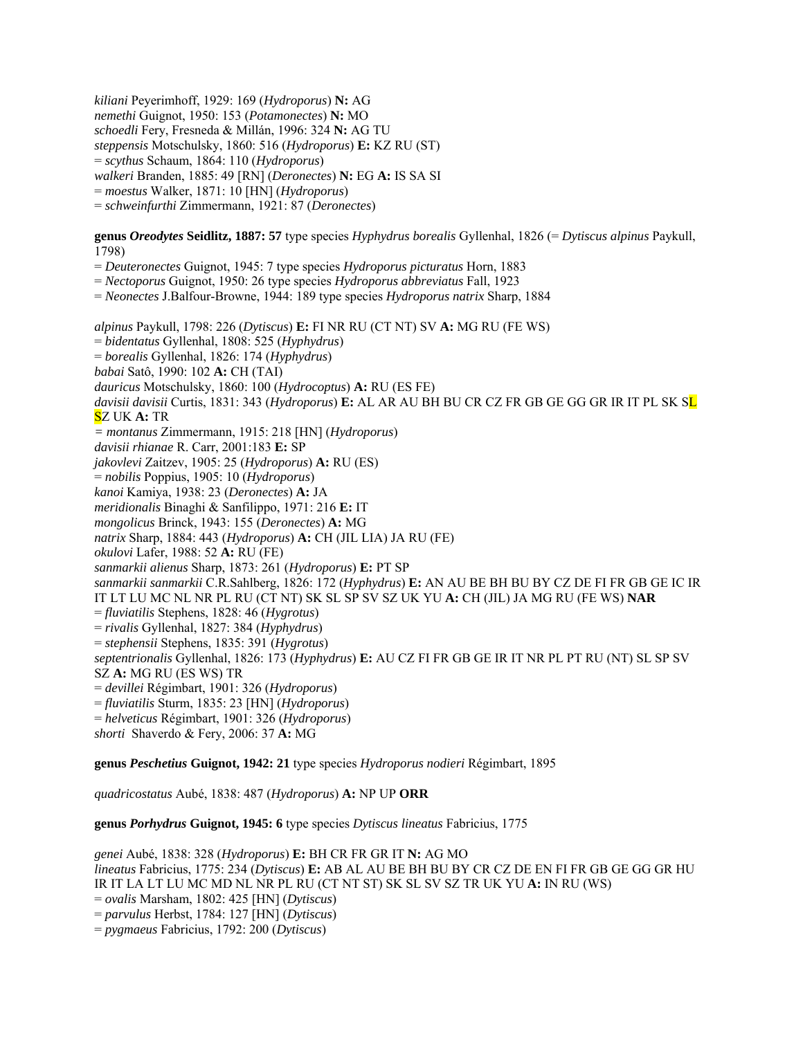*kiliani* Peyerimhoff, 1929: 169 (*Hydroporus*) **N:** AG
*nemethi* Guignot, 1950: 153 (*Potamonectes*) **N:** MO
*schoedli* Fery, Fresneda & Millán, 1996: 324 **N:** AG TU
*steppensis* Motschulsky, 1860: 516 (*Hydroporus*) **E:** KZ RU (ST)
= *scythus* Schaum, 1864: 110 (*Hydroporus*)
*walkeri* Branden, 1885: 49 [RN] (*Deronectes*) **N:** EG **A:** IS SA SI
= *moestus* Walker, 1871: 10 [HN] (*Hydroporus*)
= *schweinfurthi* Zimmermann, 1921: 87 (*Deronectes*)

**genus *Oreodytes* Seidlitz, 1887: 57** type species *Hyphydrus borealis* Gyllenhal, 1826 (= *Dytiscus alpinus* Paykull, 1798)
= *Deuteronectes* Guignot, 1945: 7 type species *Hydroporus picturatus* Horn, 1883
= *Nectoporus* Guignot, 1950: 26 type species *Hydroporus abbreviatus* Fall, 1923
= *Neonectes* J.Balfour-Browne, 1944: 189 type species *Hydroporus natrix* Sharp, 1884

*alpinus* Paykull, 1798: 226 (*Dytiscus*) **E:** FI NR RU (CT NT) SV **A:** MG RU (FE WS)
= *bidentatus* Gyllenhal, 1808: 525 (*Hyphydrus*)
= *borealis* Gyllenhal, 1826: 174 (*Hyphydrus*)
*babai* Satô, 1990: 102 **A:** CH (TAI)
*dauricus* Motschulsky, 1860: 100 (*Hydrocoptus*) **A:** RU (ES FE)
*davisii davisii* Curtis, 1831: 343 (*Hydroporus*) **E:** AL AR AU BH BU CR CZ FR GB GE GG GR IR IT PL SK SL SZ UK **A:** TR
= *montanus* Zimmermann, 1915: 218 [HN] (*Hydroporus*)
*davisii rhianae* R. Carr, 2001:183 **E:** SP
*jakovlevi* Zaitzev, 1905: 25 (*Hydroporus*) **A:** RU (ES)
= *nobilis* Poppius, 1905: 10 (*Hydroporus*)
*kanoi* Kamiya, 1938: 23 (*Deronectes*) **A:** JA
*meridionalis* Binaghi & Sanfilippo, 1971: 216 **E:** IT
*mongolicus* Brinck, 1943: 155 (*Deronectes*) **A:** MG
*natrix* Sharp, 1884: 443 (*Hydroporus*) **A:** CH (JIL LIA) JA RU (FE)
*okulovi* Lafer, 1988: 52 **A:** RU (FE)
*sanmarkii alienus* Sharp, 1873: 261 (*Hydroporus*) **E:** PT SP
*sanmarkii sanmarkii* C.R.Sahlberg, 1826: 172 (*Hyphydrus*) **E:** AN AU BE BH BU BY CZ DE FI FR GB GE IC IR IT LT LU MC NL NR PL RU (CT NT) SK SL SP SV SZ UK YU **A:** CH (JIL) JA MG RU (FE WS) **NAR**
= *fluviatilis* Stephens, 1828: 46 (*Hygrotus*)
= *rivalis* Gyllenhal, 1827: 384 (*Hyphydrus*)
= *stephensii* Stephens, 1835: 391 (*Hygrotus*)
*septentrionalis* Gyllenhal, 1826: 173 (*Hyphydrus*) **E:** AU CZ FI FR GB GE IR IT NR PL PT RU (NT) SL SP SV SZ **A:** MG RU (ES WS) TR
= *devillei* Régimbart, 1901: 326 (*Hydroporus*)
= *fluviatilis* Sturm, 1835: 23 [HN] (*Hydroporus*)
= *helveticus* Régimbart, 1901: 326 (*Hydroporus*)
*shorti* Shaverdo & Fery, 2006: 37 **A:** MG

**genus *Peschetius* Guignot, 1942: 21** type species *Hydroporus nodieri* Régimbart, 1895

*quadricostatus* Aubé, 1838: 487 (*Hydroporus*) **A:** NP UP **ORR**

**genus *Porhydrus* Guignot, 1945: 6** type species *Dytiscus lineatus* Fabricius, 1775

*genei* Aubé, 1838: 328 (*Hydroporus*) **E:** BH CR FR GR IT **N:** AG MO
*lineatus* Fabricius, 1775: 234 (*Dytiscus*) **E:** AB AL AU BE BH BU BY CR CZ DE EN FI FR GB GE GG GR HU IR IT LA LT LU MC MD NL NR PL RU (CT NT ST) SK SL SV SZ TR UK YU **A:** IN RU (WS)
= *ovalis* Marsham, 1802: 425 [HN] (*Dytiscus*)
= *parvulus* Herbst, 1784: 127 [HN] (*Dytiscus*)
= *pygmaeus* Fabricius, 1792: 200 (*Dytiscus*)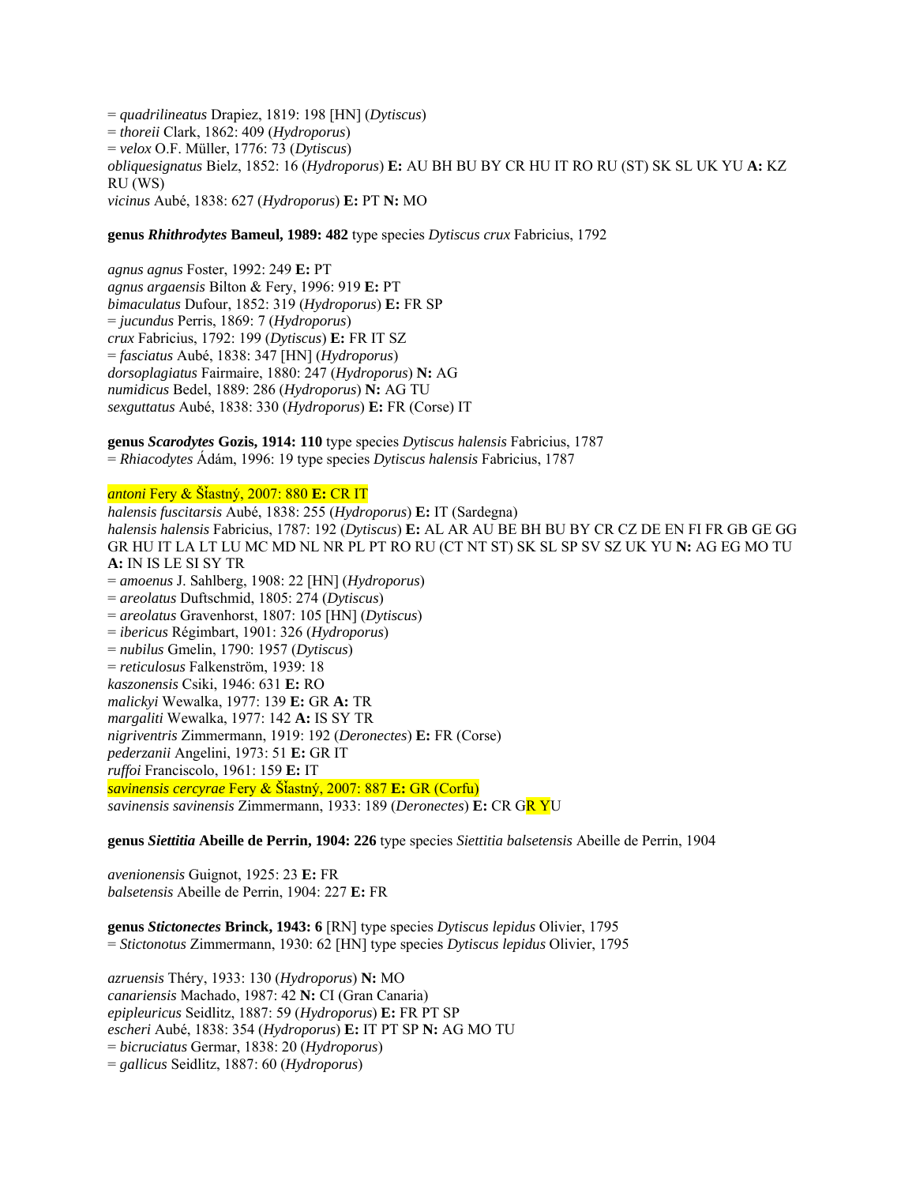= *quadrilineatus* Drapiez, 1819: 198 [HN] (*Dytiscus*)
= *thoreii* Clark, 1862: 409 (*Hydroporus*)
= *velox* O.F. Müller, 1776: 73 (*Dytiscus*)
*obliquesignatus* Bielz, 1852: 16 (*Hydroporus*) **E:** AU BH BU BY CR HU IT RO RU (ST) SK SL UK YU **A:** KZ RU (WS)
*vicinus* Aubé, 1838: 627 (*Hydroporus*) **E:** PT **N:** MO

**genus *Rhithrodytes* Bameul, 1989: 482** type species *Dytiscus crux* Fabricius, 1792

*agnus agnus* Foster, 1992: 249 **E:** PT
*agnus argaensis* Bilton & Fery, 1996: 919 **E:** PT
*bimaculatus* Dufour, 1852: 319 (*Hydroporus*) **E:** FR SP
= *jucundus* Perris, 1869: 7 (*Hydroporus*)
*crux* Fabricius, 1792: 199 (*Dytiscus*) **E:** FR IT SZ
= *fasciatus* Aubé, 1838: 347 [HN] (*Hydroporus*)
*dorsoplagiatus* Fairmaire, 1880: 247 (*Hydroporus*) **N:** AG
*numidicus* Bedel, 1889: 286 (*Hydroporus*) **N:** AG TU
*sexguttatus* Aubé, 1838: 330 (*Hydroporus*) **E:** FR (Corse) IT

**genus *Scarodytes* Gozis, 1914: 110** type species *Dytiscus halensis* Fabricius, 1787
= *Rhiacodytes* Ádám, 1996: 19 type species *Dytiscus halensis* Fabricius, 1787

*antoni* Fery & Šťastný, 2007: 880 **E:** CR IT
*halensis fuscitarsis* Aubé, 1838: 255 (*Hydroporus*) **E:** IT (Sardegna)
*halensis halensis* Fabricius, 1787: 192 (*Dytiscus*) **E:** AL AR AU BE BH BU BY CR CZ DE EN FI FR GB GE GG GR HU IT LA LT LU MC MD NL NR PL PT RO RU (CT NT ST) SK SL SP SV SZ UK YU **N:** AG EG MO TU **A:** IN IS LE SI SY TR
= *amoenus* J. Sahlberg, 1908: 22 [HN] (*Hydroporus*)
= *areolatus* Duftschmid, 1805: 274 (*Dytiscus*)
= *areolatus* Gravenhorst, 1807: 105 [HN] (*Dytiscus*)
= *ibericus* Régimbart, 1901: 326 (*Hydroporus*)
= *nubilus* Gmelin, 1790: 1957 (*Dytiscus*)
= *reticulosus* Falkenström, 1939: 18
*kaszonensis* Csiki, 1946: 631 **E:** RO
*malickyi* Wewalka, 1977: 139 **E:** GR **A:** TR
*margaliti* Wewalka, 1977: 142 **A:** IS SY TR
*nigriventris* Zimmermann, 1919: 192 (*Deronectes*) **E:** FR (Corse)
*pederzanii* Angelini, 1973: 51 **E:** GR IT
*ruffoi* Franciscolo, 1961: 159 **E:** IT
*savinensis cercyrae* Fery & Šťastný, 2007: 887 **E:** GR (Corfu)
*savinensis savinensis* Zimmermann, 1933: 189 (*Deronectes*) **E:** CR GR YU

**genus *Siettitia* Abeille de Perrin, 1904: 226** type species *Siettitia balsetensis* Abeille de Perrin, 1904

*avenionensis* Guignot, 1925: 23 **E:** FR
*balsetensis* Abeille de Perrin, 1904: 227 **E:** FR

**genus *Stictonectes* Brinck, 1943: 6** [RN] type species *Dytiscus lepidus* Olivier, 1795
= *Stictonotus* Zimmermann, 1930: 62 [HN] type species *Dytiscus lepidus* Olivier, 1795

*azruensis* Théry, 1933: 130 (*Hydroporus*) **N:** MO
*canariensis* Machado, 1987: 42 **N:** CI (Gran Canaria)
*epipleuricus* Seidlitz, 1887: 59 (*Hydroporus*) **E:** FR PT SP
*escheri* Aubé, 1838: 354 (*Hydroporus*) **E:** IT PT SP **N:** AG MO TU
= *bicruciatus* Germar, 1838: 20 (*Hydroporus*)
= *gallicus* Seidlitz, 1887: 60 (*Hydroporus*)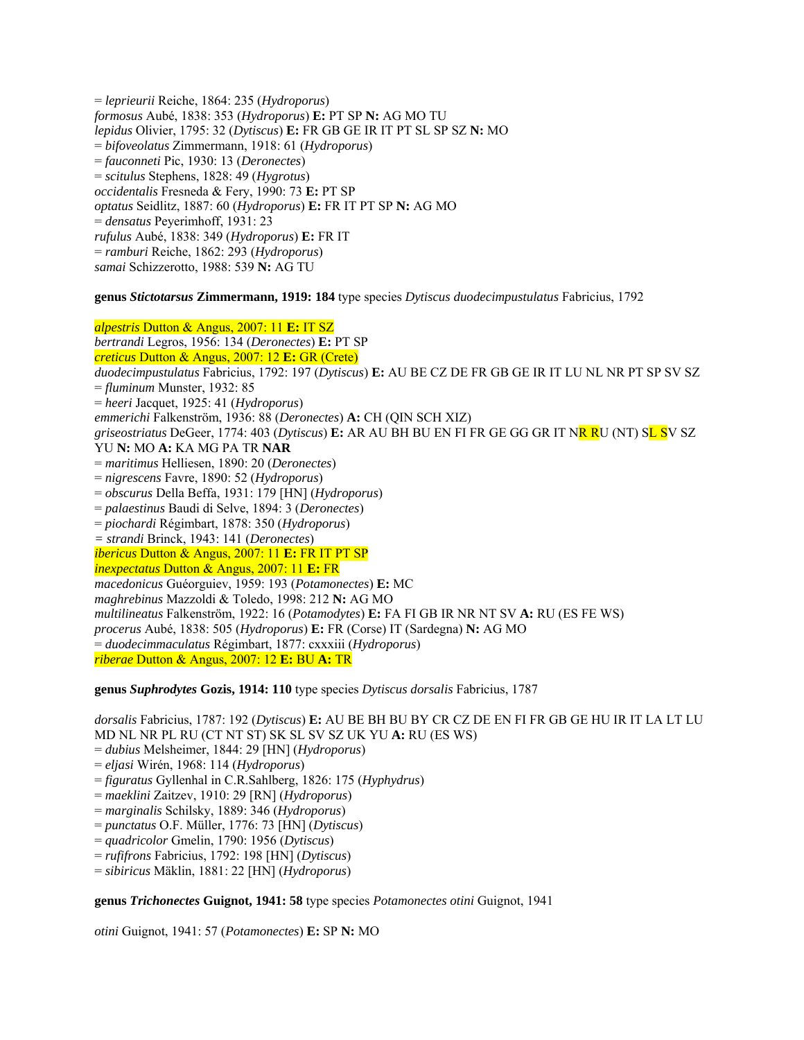= *leprieurii* Reiche, 1864: 235 (*Hydroporus*)
*formosus* Aubé, 1838: 353 (*Hydroporus*) **E:** PT SP **N:** AG MO TU
*lepidus* Olivier, 1795: 32 (*Dytiscus*) **E:** FR GB GE IR IT PT SL SP SZ **N:** MO
= *bifoveolatus* Zimmermann, 1918: 61 (*Hydroporus*)
= *fauconneti* Pic, 1930: 13 (*Deronectes*)
= *scitulus* Stephens, 1828: 49 (*Hygrotus*)
*occidentalis* Fresneda & Fery, 1990: 73 **E:** PT SP
*optatus* Seidlitz, 1887: 60 (*Hydroporus*) **E:** FR IT PT SP **N:** AG MO
= *densatus* Peyerimhoff, 1931: 23
*rufulus* Aubé, 1838: 349 (*Hydroporus*) **E:** FR IT
= *ramburi* Reiche, 1862: 293 (*Hydroporus*)
*samai* Schizzerotto, 1988: 539 **N:** AG TU

**genus *Stictotarsus* Zimmermann, 1919: 184** type species *Dytiscus duodecimpustulatus* Fabricius, 1792

*alpestris* Dutton & Angus, 2007: 11 **E:** IT SZ
*bertrandi* Legros, 1956: 134 (*Deronectes*) **E:** PT SP
*creticus* Dutton & Angus, 2007: 12 **E:** GR (Crete)
*duodecimpustulatus* Fabricius, 1792: 197 (*Dytiscus*) **E:** AU BE CZ DE FR GB GE IR IT LU NL NR PT SP SV SZ
= *fluminum* Munster, 1932: 85
= *heeri* Jacquet, 1925: 41 (*Hydroporus*)
*emmerichi* Falkenström, 1936: 88 (*Deronectes*) **A:** CH (QIN SCH XIZ)
*griseostriatus* DeGeer, 1774: 403 (*Dytiscus*) **E:** AR AU BH BU EN FI FR GE GG GR IT NR RU (NT) SL SV SZ YU **N:** MO **A:** KA MG PA TR **NAR**
= *maritimus* Helliesen, 1890: 20 (*Deronectes*)
= *nigrescens* Favre, 1890: 52 (*Hydroporus*)
= *obscurus* Della Beffa, 1931: 179 [HN] (*Hydroporus*)
= *palaestinus* Baudi di Selve, 1894: 3 (*Deronectes*)
= *piochardi* Régimbart, 1878: 350 (*Hydroporus*)
= *strandi* Brinck, 1943: 141 (*Deronectes*)
*ibericus* Dutton & Angus, 2007: 11 **E:** FR IT PT SP
*inexpectatus* Dutton & Angus, 2007: 11 **E:** FR
*macedonicus* Guéorguiev, 1959: 193 (*Potamonectes*) **E:** MC
*maghrebinus* Mazzoldi & Toledo, 1998: 212 **N:** AG MO
*multilineatus* Falkenström, 1922: 16 (*Potamodytes*) **E:** FA FI GB IR NR NT SV **A:** RU (ES FE WS)
*procerus* Aubé, 1838: 505 (*Hydroporus*) **E:** FR (Corse) IT (Sardegna) **N:** AG MO
= *duodecimmaculatus* Régimbart, 1877: cxxxiii (*Hydroporus*)
*riberae* Dutton & Angus, 2007: 12 **E:** BU **A:** TR

**genus *Suphrodytes* Gozis, 1914: 110** type species *Dytiscus dorsalis* Fabricius, 1787

*dorsalis* Fabricius, 1787: 192 (*Dytiscus*) **E:** AU BE BH BU BY CR CZ DE EN FI FR GB GE HU IR IT LA LT LU MD NL NR PL RU (CT NT ST) SK SL SV SZ UK YU **A:** RU (ES WS)
= *dubius* Melsheimer, 1844: 29 [HN] (*Hydroporus*)
= *eljasi* Wirén, 1968: 114 (*Hydroporus*)
= *figuratus* Gyllenhal in C.R.Sahlberg, 1826: 175 (*Hyphydrus*)
= *maeklini* Zaitzev, 1910: 29 [RN] (*Hydroporus*)
= *marginalis* Schilsky, 1889: 346 (*Hydroporus*)
= *punctatus* O.F. Müller, 1776: 73 [HN] (*Dytiscus*)
= *quadricolor* Gmelin, 1790: 1956 (*Dytiscus*)
= *rufifrons* Fabricius, 1792: 198 [HN] (*Dytiscus*)
= *sibiricus* Mäklin, 1881: 22 [HN] (*Hydroporus*)

**genus *Trichonectes* Guignot, 1941: 58** type species *Potamonectes otini* Guignot, 1941

*otini* Guignot, 1941: 57 (*Potamonectes*) **E:** SP **N:** MO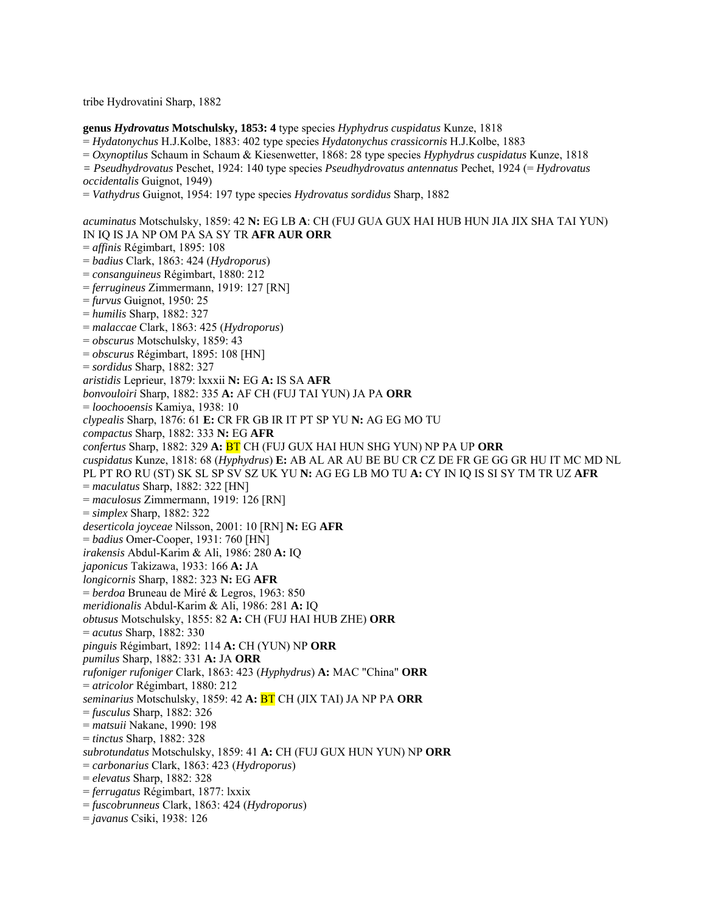tribe Hydrovatini Sharp, 1882

**genus *Hydrovatus* Motschulsky, 1853: 4** type species *Hyphydrus cuspidatus* Kunze, 1818
= *Hydatonychus* H.J.Kolbe, 1883: 402 type species *Hydatonychus crassicornis* H.J.Kolbe, 1883
= *Oxynoptilus* Schaum in Schaum & Kiesenwetter, 1868: 28 type species *Hyphydrus cuspidatus* Kunze, 1818
= *Pseudhydrovatus* Peschet, 1924: 140 type species *Pseudhydrovatus antennatus* Pechet, 1924 (= *Hydrovatus occidentalis* Guignot, 1949)
= *Vathydrus* Guignot, 1954: 197 type species *Hydrovatus sordidus* Sharp, 1882

*acuminatus* Motschulsky, 1859: 42 **N:** EG LB **A**: CH (FUJ GUA GUX HAI HUB HUN JIA JIX SHA TAI YUN) IN IQ IS JA NP OM PA SA SY TR **AFR AUR ORR**
= *affinis* Régimbart, 1895: 108
= *badius* Clark, 1863: 424 (*Hydroporus*)
= *consanguineus* Régimbart, 1880: 212
= *ferrugineus* Zimmermann, 1919: 127 [RN]
= *furvus* Guignot, 1950: 25
= *humilis* Sharp, 1882: 327
= *malaccae* Clark, 1863: 425 (*Hydroporus*)
= *obscurus* Motschulsky, 1859: 43
= *obscurus* Régimbart, 1895: 108 [HN]
= *sordidus* Sharp, 1882: 327
*aristidis* Leprieur, 1879: lxxxii **N:** EG **A:** IS SA **AFR**
*bonvouloiri* Sharp, 1882: 335 **A:** AF CH (FUJ TAI YUN) JA PA **ORR**
= *loochooensis* Kamiya, 1938: 10
*clypealis* Sharp, 1876: 61 **E:** CR FR GB IR IT PT SP YU **N:** AG EG MO TU
*compactus* Sharp, 1882: 333 **N:** EG **AFR**
*confertus* Sharp, 1882: 329 **A:** BT CH (FUJ GUX HAI HUN SHG YUN) NP PA UP **ORR**
*cuspidatus* Kunze, 1818: 68 (*Hyphydrus*) **E:** AB AL AR AU BE BU CR CZ DE FR GE GG GR HU IT MC MD NL PL PT RO RU (ST) SK SL SP SV SZ UK YU **N:** AG EG LB MO TU **A:** CY IN IQ IS SI SY TM TR UZ **AFR**
= *maculatus* Sharp, 1882: 322 [HN]
= *maculosus* Zimmermann, 1919: 126 [RN]
= *simplex* Sharp, 1882: 322
*deserticola joyceae* Nilsson, 2001: 10 [RN] **N:** EG **AFR**
= *badius* Omer-Cooper, 1931: 760 [HN]
*irakensis* Abdul-Karim & Ali, 1986: 280 **A:** IQ
*japonicus* Takizawa, 1933: 166 **A:** JA
*longicornis* Sharp, 1882: 323 **N:** EG **AFR**
= *berdoa* Bruneau de Miré & Legros, 1963: 850
*meridionalis* Abdul-Karim & Ali, 1986: 281 **A:** IQ
*obtusus* Motschulsky, 1855: 82 **A:** CH (FUJ HAI HUB ZHE) **ORR**
= *acutus* Sharp, 1882: 330
*pinguis* Régimbart, 1892: 114 **A:** CH (YUN) NP **ORR**
*pumilus* Sharp, 1882: 331 **A:** JA **ORR**
*rufoniger rufoniger* Clark, 1863: 423 (*Hyphydrus*) **A:** MAC "China" **ORR**
= *atricolor* Régimbart, 1880: 212
*seminarius* Motschulsky, 1859: 42 **A:** BT CH (JIX TAI) JA NP PA **ORR**
= *fusculus* Sharp, 1882: 326
= *matsuii* Nakane, 1990: 198
= *tinctus* Sharp, 1882: 328
*subrotundatus* Motschulsky, 1859: 41 **A:** CH (FUJ GUX HUN YUN) NP **ORR**
= *carbonarius* Clark, 1863: 423 (*Hydroporus*)
= *elevatus* Sharp, 1882: 328
= *ferrugatus* Régimbart, 1877: lxxix
= *fuscobrunneus* Clark, 1863: 424 (*Hydroporus*)
= *javanus* Csiki, 1938: 126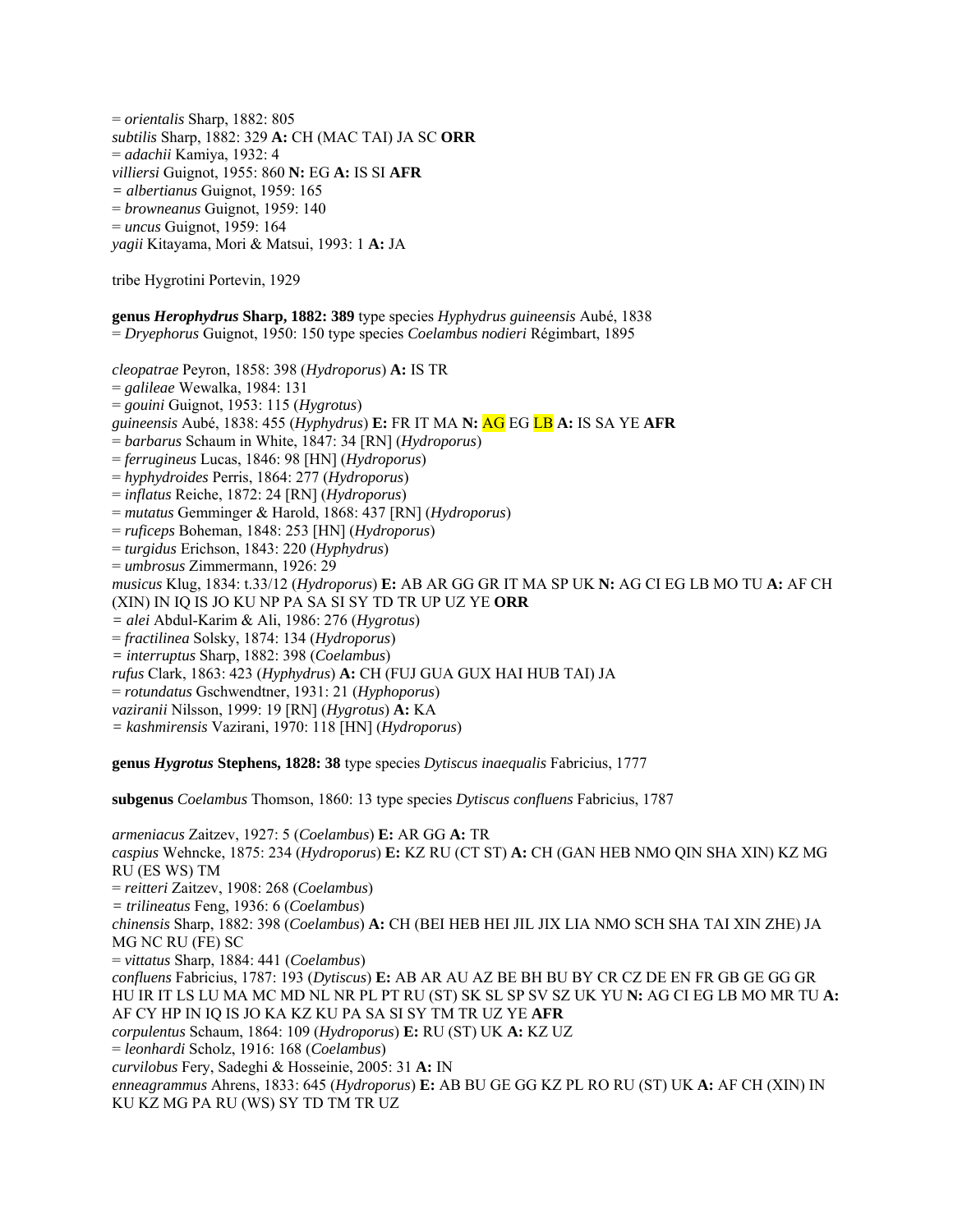= *orientalis* Sharp, 1882: 805
*subtilis* Sharp, 1882: 329 **A:** CH (MAC TAI) JA SC **ORR**
= *adachii* Kamiya, 1932: 4
*villiersi* Guignot, 1955: 860 **N:** EG **A:** IS SI **AFR**
= *albertianus* Guignot, 1959: 165
= *browneanus* Guignot, 1959: 140
= *uncus* Guignot, 1959: 164
*yagii* Kitayama, Mori & Matsui, 1993: 1 **A:** JA

tribe Hygrotini Portevin, 1929

**genus *Herophydrus* Sharp, 1882: 389** type species *Hyphydrus guineensis* Aubé, 1838
= *Dryephorus* Guignot, 1950: 150 type species *Coelambus nodieri* Régimbart, 1895

*cleopatrae* Peyron, 1858: 398 (*Hydroporus*) **A:** IS TR
= *galileae* Wewalka, 1984: 131
= *gouini* Guignot, 1953: 115 (*Hygrotus*)
*guineensis* Aubé, 1838: 455 (*Hyphydrus*) **E:** FR IT MA **N:** AG EG LB **A:** IS SA YE **AFR**
= *barbarus* Schaum in White, 1847: 34 [RN] (*Hydroporus*)
= *ferrugineus* Lucas, 1846: 98 [HN] (*Hydroporus*)
= *hyphydroides* Perris, 1864: 277 (*Hydroporus*)
= *inflatus* Reiche, 1872: 24 [RN] (*Hydroporus*)
= *mutatus* Gemminger & Harold, 1868: 437 [RN] (*Hydroporus*)
= *ruficeps* Boheman, 1848: 253 [HN] (*Hydroporus*)
= *turgidus* Erichson, 1843: 220 (*Hyphydrus*)
= *umbrosus* Zimmermann, 1926: 29
*musicus* Klug, 1834: t.33/12 (*Hydroporus*) **E:** AB AR GG GR IT MA SP UK **N:** AG CI EG LB MO TU **A:** AF CH (XIN) IN IQ IS JO KU NP PA SA SI SY TD TR UP UZ YE **ORR**
= *alei* Abdul-Karim & Ali, 1986: 276 (*Hygrotus*)
= *fractilinea* Solsky, 1874: 134 (*Hydroporus*)
= *interruptus* Sharp, 1882: 398 (*Coelambus*)
*rufus* Clark, 1863: 423 (*Hyphydrus*) **A:** CH (FUJ GUA GUX HAI HUB TAI) JA
= *rotundatus* Gschwendtner, 1931: 21 (*Hyphoporus*)
*vaziranii* Nilsson, 1999: 19 [RN] (*Hygrotus*) **A:** KA
= *kashmirensis* Vazirani, 1970: 118 [HN] (*Hydroporus*)

**genus *Hygrotus* Stephens, 1828: 38** type species *Dytiscus inaequalis* Fabricius, 1777

**subgenus** *Coelambus* Thomson, 1860: 13 type species *Dytiscus confluens* Fabricius, 1787

*armeniacus* Zaitzev, 1927: 5 (*Coelambus*) **E:** AR GG **A:** TR
*caspius* Wehncke, 1875: 234 (*Hydroporus*) **E:** KZ RU (CT ST) **A:** CH (GAN HEB NMO QIN SHA XIN) KZ MG RU (ES WS) TM
= *reitteri* Zaitzev, 1908: 268 (*Coelambus*)
= *trilineatus* Feng, 1936: 6 (*Coelambus*)
*chinensis* Sharp, 1882: 398 (*Coelambus*) **A:** CH (BEI HEB HEI JIL JIX LIA NMO SCH SHA TAI XIN ZHE) JA MG NC RU (FE) SC
= *vittatus* Sharp, 1884: 441 (*Coelambus*)
*confluens* Fabricius, 1787: 193 (*Dytiscus*) **E:** AB AR AU AZ BE BH BU BY CR CZ DE EN FR GB GE GG GR HU IR IT LS LU MA MC MD NL NR PL PT RU (ST) SK SL SP SV SZ UK YU **N:** AG CI EG LB MO MR TU **A:** AF CY HP IN IQ IS JO KA KZ KU PA SA SI SY TM TR UZ YE **AFR**
*corpulentus* Schaum, 1864: 109 (*Hydroporus*) **E:** RU (ST) UK **A:** KZ UZ
= *leonhardi* Scholz, 1916: 168 (*Coelambus*)
*curvilobus* Fery, Sadeghi & Hosseinie, 2005: 31 **A:** IN
*enneagrammus* Ahrens, 1833: 645 (*Hydroporus*) **E:** AB BU GE GG KZ PL RO RU (ST) UK **A:** AF CH (XIN) IN KU KZ MG PA RU (WS) SY TD TM TR UZ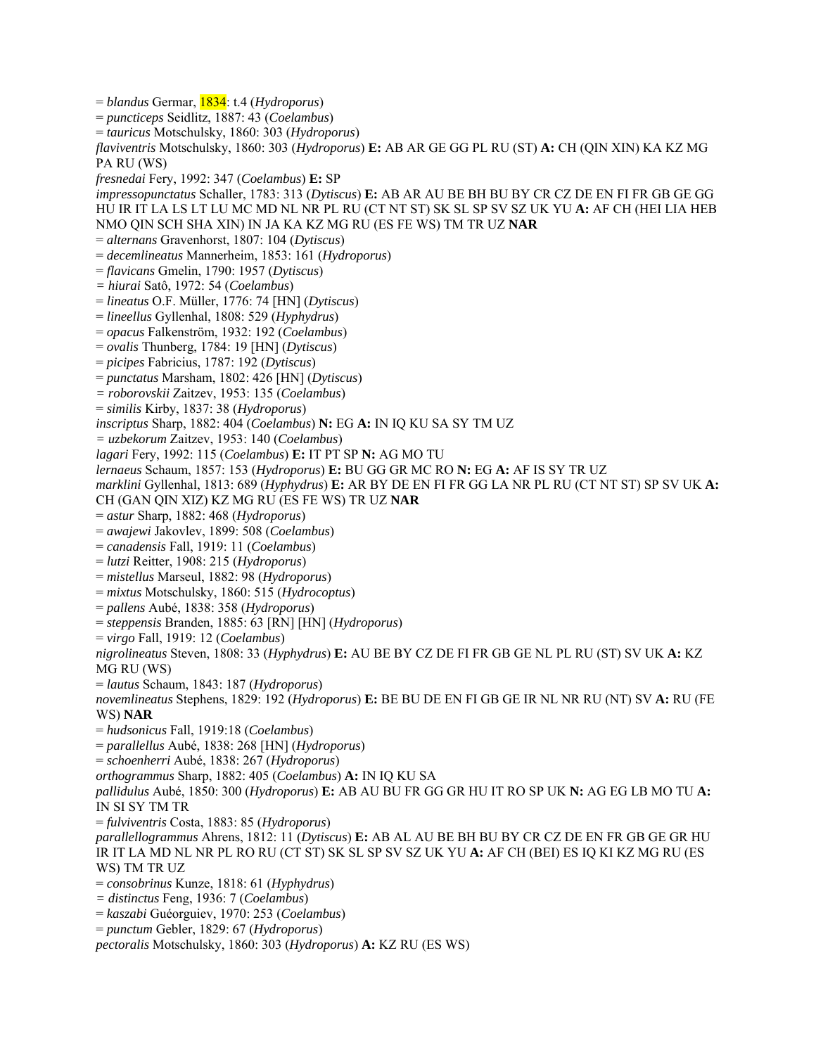= *blandus* Germar, 1834: t.4 (*Hydroporus*)
= *puncticeps* Seidlitz, 1887: 43 (*Coelambus*)
= *tauricus* Motschulsky, 1860: 303 (*Hydroporus*)
*flaviventris* Motschulsky, 1860: 303 (*Hydroporus*) **E:** AB AR GE GG PL RU (ST) **A:** CH (QIN XIN) KA KZ MG PA RU (WS)
*fresnedai* Fery, 1992: 347 (*Coelambus*) **E:** SP
*impressopunctatus* Schaller, 1783: 313 (*Dytiscus*) **E:** AB AR AU BE BH BU BY CR CZ DE EN FI FR GB GE GG HU IR IT LA LS LT LU MC MD NL NR PL RU (CT NT ST) SK SL SP SV SZ UK YU **A:** AF CH (HEI LIA HEB NMO QIN SCH SHA XIN) IN JA KA KZ MG RU (ES FE WS) TM TR UZ **NAR**
= *alternans* Gravenhorst, 1807: 104 (*Dytiscus*)
= *decemlineatus* Mannerheim, 1853: 161 (*Hydroporus*)
= *flavicans* Gmelin, 1790: 1957 (*Dytiscus*)
= *hiurai* Satô, 1972: 54 (*Coelambus*)
= *lineatus* O.F. Müller, 1776: 74 [HN] (*Dytiscus*)
= *lineellus* Gyllenhal, 1808: 529 (*Hyphydrus*)
= *opacus* Falkenström, 1932: 192 (*Coelambus*)
= *ovalis* Thunberg, 1784: 19 [HN] (*Dytiscus*)
= *picipes* Fabricius, 1787: 192 (*Dytiscus*)
= *punctatus* Marsham, 1802: 426 [HN] (*Dytiscus*)
= *roborovskii* Zaitzev, 1953: 135 (*Coelambus*)
= *similis* Kirby, 1837: 38 (*Hydroporus*)
*inscriptus* Sharp, 1882: 404 (*Coelambus*) **N:** EG **A:** IN IQ KU SA SY TM UZ
= *uzbekorum* Zaitzev, 1953: 140 (*Coelambus*)
*lagari* Fery, 1992: 115 (*Coelambus*) **E:** IT PT SP **N:** AG MO TU
*lernaeus* Schaum, 1857: 153 (*Hydroporus*) **E:** BU GG GR MC RO **N:** EG **A:** AF IS SY TR UZ
*marklini* Gyllenhal, 1813: 689 (*Hyphydrus*) **E:** AR BY DE EN FI FR GG LA NR PL RU (CT NT ST) SP SV UK **A:** CH (GAN QIN XIZ) KZ MG RU (ES FE WS) TR UZ **NAR**
= *astur* Sharp, 1882: 468 (*Hydroporus*)
= *awajewi* Jakovlev, 1899: 508 (*Coelambus*)
= *canadensis* Fall, 1919: 11 (*Coelambus*)
= *lutzi* Reitter, 1908: 215 (*Hydroporus*)
= *mistellus* Marseul, 1882: 98 (*Hydroporus*)
= *mixtus* Motschulsky, 1860: 515 (*Hydrocoptus*)
= *pallens* Aubé, 1838: 358 (*Hydroporus*)
= *steppensis* Branden, 1885: 63 [RN] [HN] (*Hydroporus*)
= *virgo* Fall, 1919: 12 (*Coelambus*)
*nigrolineatus* Steven, 1808: 33 (*Hyphydrus*) **E:** AU BE BY CZ DE FI FR GB GE NL PL RU (ST) SV UK **A:** KZ MG RU (WS)
= *lautus* Schaum, 1843: 187 (*Hydroporus*)
*novemlineatus* Stephens, 1829: 192 (*Hydroporus*) **E:** BE BU DE EN FI GB GE IR NL NR RU (NT) SV **A:** RU (FE WS) **NAR**
= *hudsonicus* Fall, 1919:18 (*Coelambus*)
= *parallellus* Aubé, 1838: 268 [HN] (*Hydroporus*)
= *schoenherri* Aubé, 1838: 267 (*Hydroporus*)
*orthogrammus* Sharp, 1882: 405 (*Coelambus*) **A:** IN IQ KU SA
*pallidulus* Aubé, 1850: 300 (*Hydroporus*) **E:** AB AU BU FR GG GR HU IT RO SP UK **N:** AG EG LB MO TU **A:** IN SI SY TM TR
= *fulviventris* Costa, 1883: 85 (*Hydroporus*)
*parallelogrammus* Ahrens, 1812: 11 (*Dytiscus*) **E:** AB AL AU BE BH BU BY CR CZ DE EN FR GB GE GR HU IR IT LA MD NL NR PL RO RU (CT ST) SK SL SP SV SZ UK YU **A:** AF CH (BEI) ES IQ KI KZ MG RU (ES WS) TM TR UZ
= *consobrinus* Kunze, 1818: 61 (*Hyphydrus*)
= *distinctus* Feng, 1936: 7 (*Coelambus*)
= *kaszabi* Guéorguiev, 1970: 253 (*Coelambus*)
= *punctum* Gebler, 1829: 67 (*Hydroporus*)
*pectoralis* Motschulsky, 1860: 303 (*Hydroporus*) **A:** KZ RU (ES WS)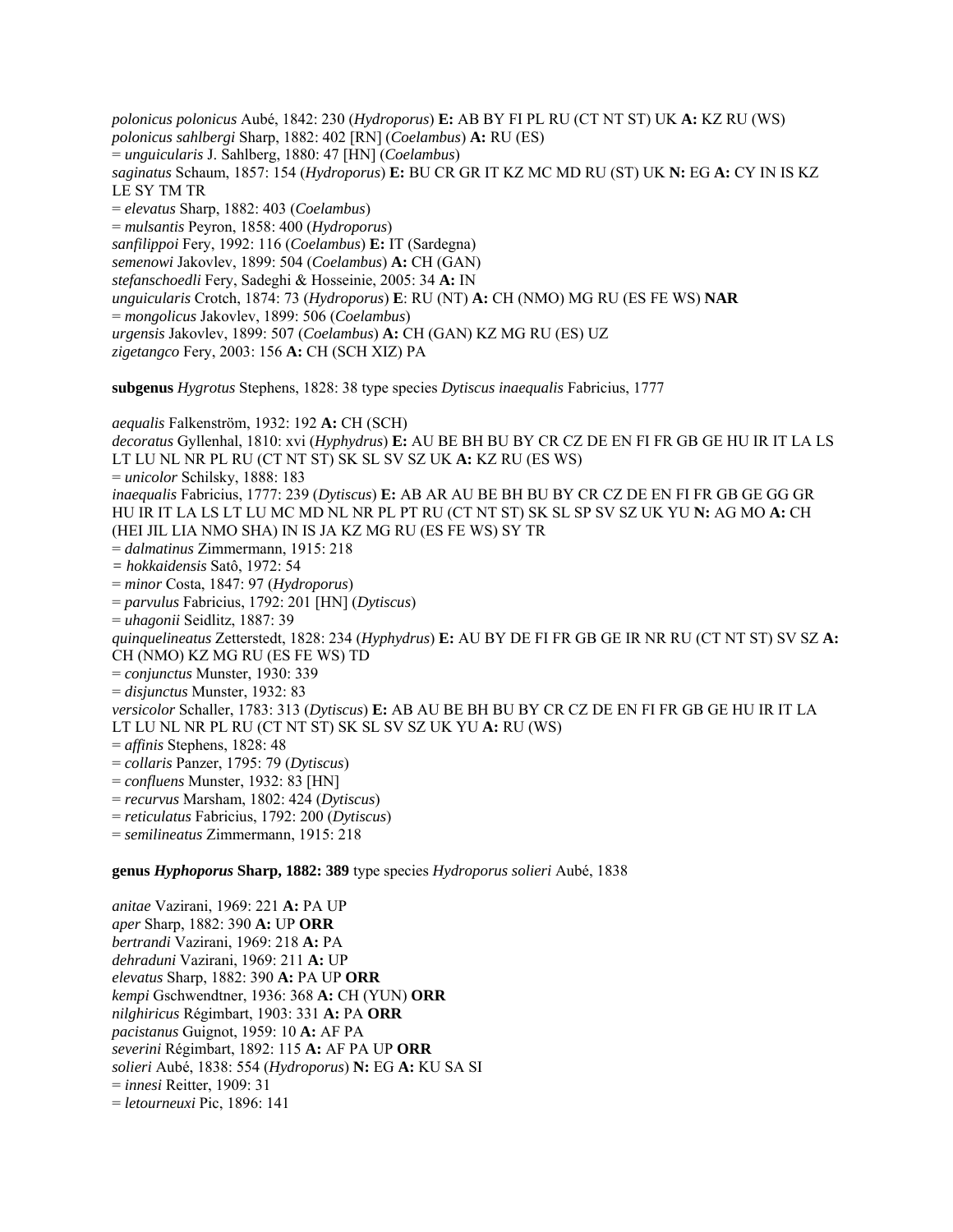*polonicus polonicus* Aubé, 1842: 230 (*Hydroporus*) **E:** AB BY FI PL RU (CT NT ST) UK **A:** KZ RU (WS)
*polonicus sahlbergi* Sharp, 1882: 402 [RN] (*Coelambus*) **A:** RU (ES)
= *unguicularis* J. Sahlberg, 1880: 47 [HN] (*Coelambus*)
*saginatus* Schaum, 1857: 154 (*Hydroporus*) **E:** BU CR GR IT KZ MC MD RU (ST) UK **N:** EG **A:** CY IN IS KZ LE SY TM TR
= *elevatus* Sharp, 1882: 403 (*Coelambus*)
= *mulsantis* Peyron, 1858: 400 (*Hydroporus*)
*sanfilippoi* Fery, 1992: 116 (*Coelambus*) **E:** IT (Sardegna)
*semenowi* Jakovlev, 1899: 504 (*Coelambus*) **A:** CH (GAN)
*stefanschoedli* Fery, Sadeghi & Hosseinie, 2005: 34 **A:** IN
*unguicularis* Crotch, 1874: 73 (*Hydroporus*) **E**: RU (NT) **A:** CH (NMO) MG RU (ES FE WS) **NAR**
= *mongolicus* Jakovlev, 1899: 506 (*Coelambus*)
*urgensis* Jakovlev, 1899: 507 (*Coelambus*) **A:** CH (GAN) KZ MG RU (ES) UZ
*zigetangco* Fery, 2003: 156 **A:** CH (SCH XIZ) PA

**subgenus** *Hygrotus* Stephens, 1828: 38 type species *Dytiscus inaequalis* Fabricius, 1777

*aequalis* Falkenström, 1932: 192 **A:** CH (SCH)
*decoratus* Gyllenhal, 1810: xvi (*Hyphydrus*) **E:** AU BE BH BU BY CR CZ DE EN FI FR GB GE HU IR IT LA LS LT LU NL NR PL RU (CT NT ST) SK SL SV SZ UK **A:** KZ RU (ES WS)
= *unicolor* Schilsky, 1888: 183
*inaequalis* Fabricius, 1777: 239 (*Dytiscus*) **E:** AB AR AU BE BH BU BY CR CZ DE EN FI FR GB GE GG GR HU IR IT LA LS LT LU MC MD NL NR PL PT RU (CT NT ST) SK SL SP SV SZ UK YU **N:** AG MO **A:** CH (HEI JIL LIA NMO SHA) IN IS JA KZ MG RU (ES FE WS) SY TR
= *dalmatinus* Zimmermann, 1915: 218
= *hokkaidensis* Satô, 1972: 54
= *minor* Costa, 1847: 97 (*Hydroporus*)
= *parvulus* Fabricius, 1792: 201 [HN] (*Dytiscus*)
= *uhagonii* Seidlitz, 1887: 39
*quinquelineatus* Zetterstedt, 1828: 234 (*Hyphydrus*) **E:** AU BY DE FI FR GB GE IR NR RU (CT NT ST) SV SZ **A:** CH (NMO) KZ MG RU (ES FE WS) TD
= *conjunctus* Munster, 1930: 339
= *disjunctus* Munster, 1932: 83
*versicolor* Schaller, 1783: 313 (*Dytiscus*) **E:** AB AU BE BH BU BY CR CZ DE EN FI FR GB GE HU IR IT LA LT LU NL NR PL RU (CT NT ST) SK SL SV SZ UK YU **A:** RU (WS)
= *affinis* Stephens, 1828: 48
= *collaris* Panzer, 1795: 79 (*Dytiscus*)
= *confluens* Munster, 1932: 83 [HN]
= *recurvus* Marsham, 1802: 424 (*Dytiscus*)
= *reticulatus* Fabricius, 1792: 200 (*Dytiscus*)
= *semilineatus* Zimmermann, 1915: 218

**genus *Hyphoporus* Sharp, 1882: 389** type species *Hydroporus solieri* Aubé, 1838

*anitae* Vazirani, 1969: 221 **A:** PA UP
*aper* Sharp, 1882: 390 **A:** UP **ORR**
*bertrandi* Vazirani, 1969: 218 **A:** PA
*dehraduni* Vazirani, 1969: 211 **A:** UP
*elevatus* Sharp, 1882: 390 **A:** PA UP **ORR**
*kempi* Gschwendtner, 1936: 368 **A:** CH (YUN) **ORR**
*nilghiricus* Régimbart, 1903: 331 **A:** PA **ORR**
*pacistanus* Guignot, 1959: 10 **A:** AF PA
*severini* Régimbart, 1892: 115 **A:** AF PA UP **ORR**
*solieri* Aubé, 1838: 554 (*Hydroporus*) **N:** EG **A:** KU SA SI
= *innesi* Reitter, 1909: 31
= *letourneuxi* Pic, 1896: 141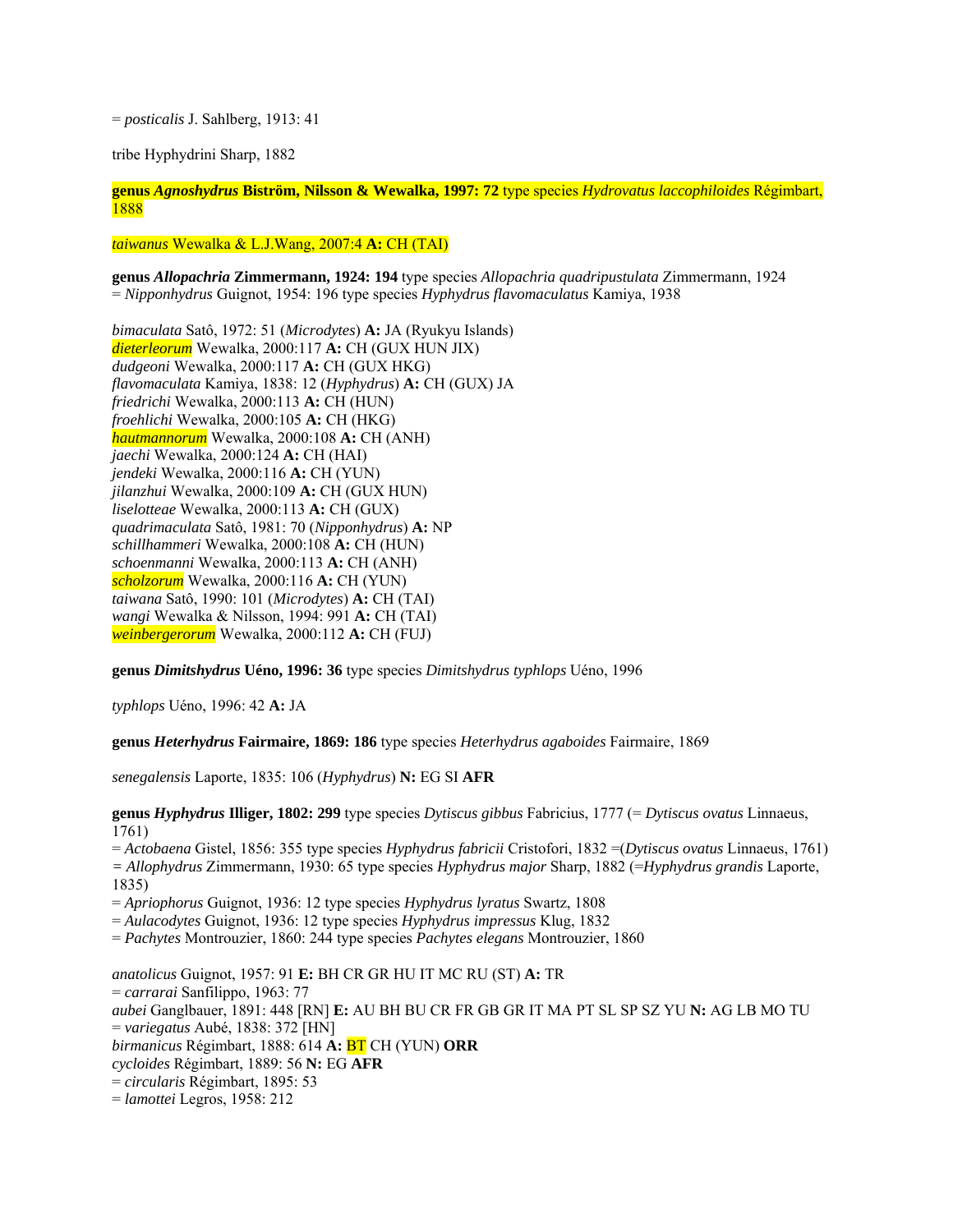= *posticalis* J. Sahlberg, 1913: 41

tribe Hyphydrini Sharp, 1882

**genus *Agnoshydrus* Biström, Nilsson & Wewalka, 1997: 72** type species *Hydrovatus laccophiloides* Régimbart, 1888

*taiwanus* Wewalka & L.J.Wang, 2007:4 **A:** CH (TAI)

**genus *Allopachria* Zimmermann, 1924: 194** type species *Allopachria quadripustulata* Zimmermann, 1924
= *Nipponhydrus* Guignot, 1954: 196 type species *Hyphydrus flavomaculatus* Kamiya, 1938

*bimaculata* Satô, 1972: 51 (*Microdytes*) **A:** JA (Ryukyu Islands)
*dieterleorum* Wewalka, 2000:117 **A:** CH (GUX HUN JIX)
*dudgeoni* Wewalka, 2000:117 **A:** CH (GUX HKG)
*flavomaculata* Kamiya, 1838: 12 (*Hyphydrus*) **A:** CH (GUX) JA
*friedrichi* Wewalka, 2000:113 **A:** CH (HUN)
*froehlichi* Wewalka, 2000:105 **A:** CH (HKG)
*hautmannorum* Wewalka, 2000:108 **A:** CH (ANH)
*jaechi* Wewalka, 2000:124 **A:** CH (HAI)
*jendeki* Wewalka, 2000:116 **A:** CH (YUN)
*jilanzhui* Wewalka, 2000:109 **A:** CH (GUX HUN)
*liselotteae* Wewalka, 2000:113 **A:** CH (GUX)
*quadrimaculata* Satô, 1981: 70 (*Nipponhydrus*) **A:** NP
*schillhammeri* Wewalka, 2000:108 **A:** CH (HUN)
*schoenmanni* Wewalka, 2000:113 **A:** CH (ANH)
*scholzorum* Wewalka, 2000:116 **A:** CH (YUN)
*taiwana* Satô, 1990: 101 (*Microdytes*) **A:** CH (TAI)
*wangi* Wewalka & Nilsson, 1994: 991 **A:** CH (TAI)
*weinbergerorum* Wewalka, 2000:112 **A:** CH (FUJ)

**genus *Dimitshydrus* Uéno, 1996: 36** type species *Dimitshydrus typhlops* Uéno, 1996

*typhlops* Uéno, 1996: 42 **A:** JA

**genus *Heterhydrus* Fairmaire, 1869: 186** type species *Heterhydrus agaboides* Fairmaire, 1869

*senegalensis* Laporte, 1835: 106 (*Hyphydrus*) **N:** EG SI **AFR**

**genus *Hyphydrus* Illiger, 1802: 299** type species *Dytiscus gibbus* Fabricius, 1777 (= *Dytiscus ovatus* Linnaeus, 1761)
= *Actobaena* Gistel, 1856: 355 type species *Hyphydrus fabricii* Cristofori, 1832 =(*Dytiscus ovatus* Linnaeus, 1761)
= *Allophydrus* Zimmermann, 1930: 65 type species *Hyphydrus major* Sharp, 1882 (=*Hyphydrus grandis* Laporte, 1835)
= *Apriophorus* Guignot, 1936: 12 type species *Hyphydrus lyratus* Swartz, 1808
= *Aulacodytes* Guignot, 1936: 12 type species *Hyphydrus impressus* Klug, 1832
= *Pachytes* Montrouzier, 1860: 244 type species *Pachytes elegans* Montrouzier, 1860

*anatolicus* Guignot, 1957: 91 **E:** BH CR GR HU IT MC RU (ST) **A:** TR
= *carrarai* Sanfilippo, 1963: 77
*aubei* Ganglbauer, 1891: 448 [RN] **E:** AU BH BU CR FR GB GR IT MA PT SL SP SZ YU **N:** AG LB MO TU
= *variegatus* Aubé, 1838: 372 [HN]
*birmanicus* Régimbart, 1888: 614 **A:** BT CH (YUN) **ORR**
*cycloides* Régimbart, 1889: 56 **N:** EG **AFR**
= *circularis* Régimbart, 1895: 53
= *lamottei* Legros, 1958: 212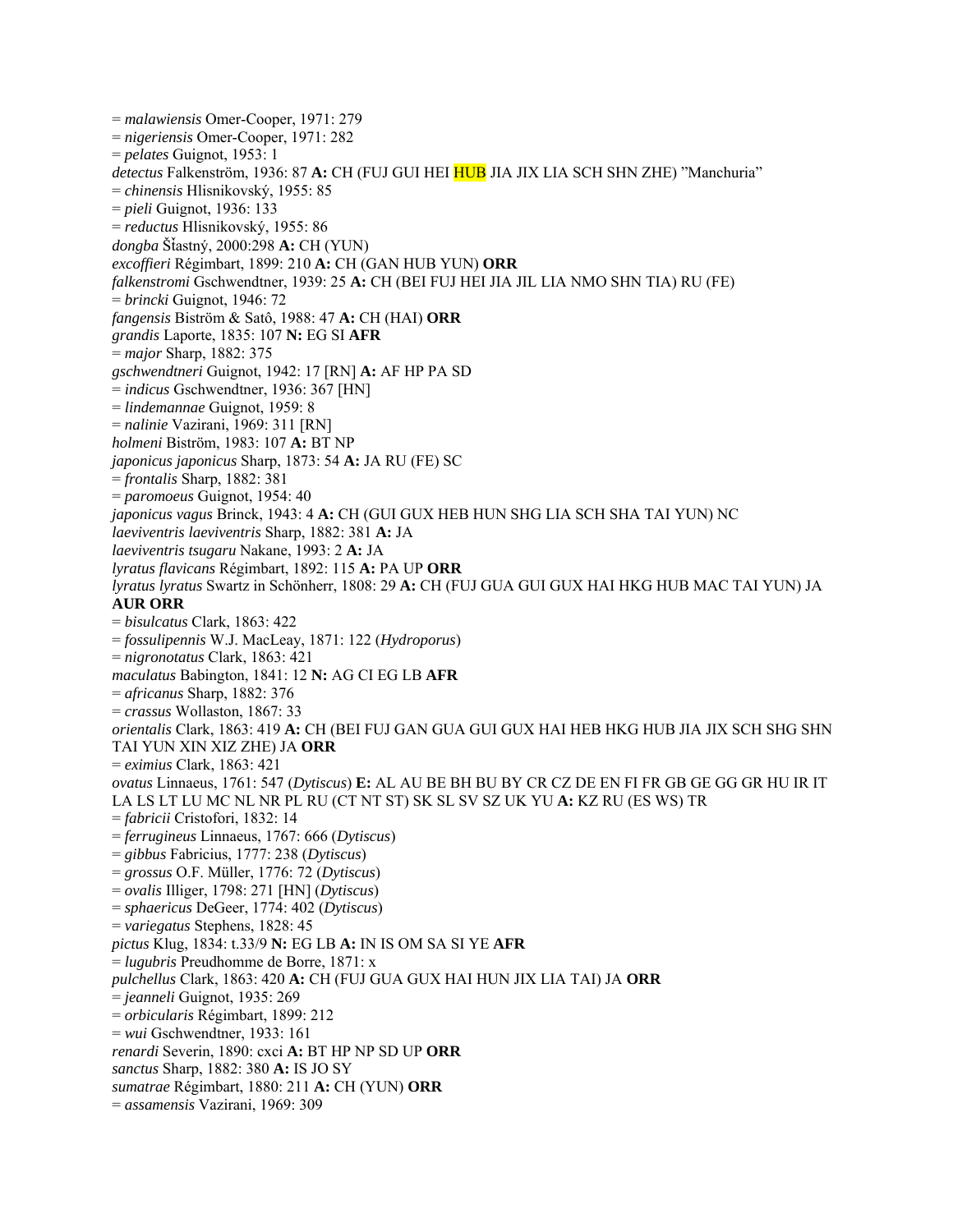= *malawiensis* Omer-Cooper, 1971: 279  
= *nigeriensis* Omer-Cooper, 1971: 282  
= *pelates* Guignot, 1953: 1  
*detectus* Falkenström, 1936: 87 **A:** CH (FUJ GUI HEI HUB JIA JIX LIA SCH SHN ZHE) "Manchuria"  
= *chinensis* Hlisnikovský, 1955: 85  
= *pieli* Guignot, 1936: 133  
= *reductus* Hlisnikovský, 1955: 86  
*dongba* Šťastný, 2000:298 **A:** CH (YUN)  
*excoffieri* Régimbart, 1899: 210 **A:** CH (GAN HUB YUN) **ORR**  
*falkenstromi* Gschwendtner, 1939: 25 **A:** CH (BEI FUJ HEI JIA JIL LIA NMO SHN TIA) RU (FE)  
= *brincki* Guignot, 1946: 72  
*fangensis* Biström & Satô, 1988: 47 **A:** CH (HAI) **ORR**  
*grandis* Laporte, 1835: 107 **N:** EG SI **AFR**  
= *major* Sharp, 1882: 375  
*gschwendtneri* Guignot, 1942: 17 [RN] **A:** AF HP PA SD  
= *indicus* Gschwendtner, 1936: 367 [HN]  
= *lindemannae* Guignot, 1959: 8  
= *nalinie* Vazirani, 1969: 311 [RN]  
*holmeni* Biström, 1983: 107 **A:** BT NP  
*japonicus japonicus* Sharp, 1873: 54 **A:** JA RU (FE) SC  
= *frontalis* Sharp, 1882: 381  
= *paromoeus* Guignot, 1954: 40  
*japonicus vagus* Brinck, 1943: 4 **A:** CH (GUI GUX HEB HUN SHG LIA SCH SHA TAI YUN) NC  
*laeviventris laeviventris* Sharp, 1882: 381 **A:** JA  
*laeviventris tsugaru* Nakane, 1993: 2 **A:** JA  
*lyratus flavicans* Régimbart, 1892: 115 **A:** PA UP **ORR**  
*lyratus lyratus* Swartz in Schönherr, 1808: 29 **A:** CH (FUJ GUA GUI GUX HAI HKG HUB MAC TAI YUN) JA **AUR ORR**  
= *bisulcatus* Clark, 1863: 422  
= *fossulipennis* W.J. MacLeay, 1871: 122 (*Hydroporus*)  
= *nigronotatus* Clark, 1863: 421  
*maculatus* Babington, 1841: 12 **N:** AG CI EG LB **AFR**  
= *africanus* Sharp, 1882: 376  
= *crassus* Wollaston, 1867: 33  
*orientalis* Clark, 1863: 419 **A:** CH (BEI FUJ GAN GUA GUI GUX HAI HEB HKG HUB JIA JIX SCH SHG SHN TAI YUN XIN XIZ ZHE) JA **ORR**  
= *eximius* Clark, 1863: 421  
*ovatus* Linnaeus, 1761: 547 (*Dytiscus*) **E:** AL AU BE BH BU BY CR CZ DE EN FI FR GB GE GG GR HU IR IT LA LS LT LU MC NL NR PL RU (CT NT ST) SK SL SV SZ UK YU **A:** KZ RU (ES WS) TR  
= *fabricii* Cristofori, 1832: 14  
= *ferrugineus* Linnaeus, 1767: 666 (*Dytiscus*)  
= *gibbus* Fabricius, 1777: 238 (*Dytiscus*)  
= *grossus* O.F. Müller, 1776: 72 (*Dytiscus*)  
= *ovalis* Illiger, 1798: 271 [HN] (*Dytiscus*)  
= *sphaericus* DeGeer, 1774: 402 (*Dytiscus*)  
= *variegatus* Stephens, 1828: 45  
*pictus* Klug, 1834: t.33/9 **N:** EG LB **A:** IN IS OM SA SI YE **AFR**  
= *lugubris* Preudhomme de Borre, 1871: x  
*pulchellus* Clark, 1863: 420 **A:** CH (FUJ GUA GUX HAI HUN JIX LIA TAI) JA **ORR**  
= *jeanneli* Guignot, 1935: 269  
= *orbicularis* Régimbart, 1899: 212  
= *wui* Gschwendtner, 1933: 161  
*renardi* Severin, 1890: cxci **A:** BT HP NP SD UP **ORR**  
*sanctus* Sharp, 1882: 380 **A:** IS JO SY  
*sumatrae* Régimbart, 1880: 211 **A:** CH (YUN) **ORR**  
= *assamensis* Vazirani, 1969: 309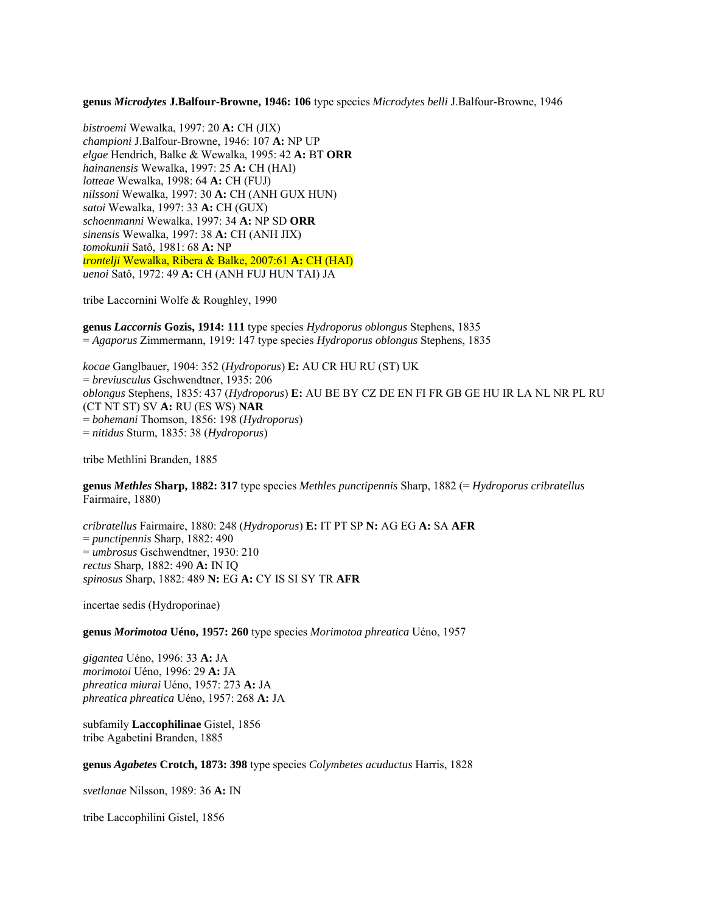**genus *Microdytes* J.Balfour-Browne, 1946: 106** type species *Microdytes belli* J.Balfour-Browne, 1946

*bistroemi* Wewalka, 1997: 20 **A:** CH (JIX)
*championi* J.Balfour-Browne, 1946: 107 **A:** NP UP
*elgae* Hendrich, Balke & Wewalka, 1995: 42 **A:** BT **ORR**
*hainanensis* Wewalka, 1997: 25 **A:** CH (HAI)
*lotteae* Wewalka, 1998: 64 **A:** CH (FUJ)
*nilssoni* Wewalka, 1997: 30 **A:** CH (ANH GUX HUN)
*satoi* Wewalka, 1997: 33 **A:** CH (GUX)
*schoenmanni* Wewalka, 1997: 34 **A:** NP SD **ORR**
*sinensis* Wewalka, 1997: 38 **A:** CH (ANH JIX)
*tomokunii* Satô, 1981: 68 **A:** NP
*trontelji* Wewalka, Ribera & Balke, 2007:61 **A:** CH (HAI)
*uenoi* Satô, 1972: 49 **A:** CH (ANH FUJ HUN TAI) JA

tribe Laccornini Wolfe & Roughley, 1990

**genus *Laccornis* Gozis, 1914: 111** type species *Hydroporus oblongus* Stephens, 1835
= *Agaporus* Zimmermann, 1919: 147 type species *Hydroporus oblongus* Stephens, 1835

*kocae* Ganglbauer, 1904: 352 (*Hydroporus*) **E:** AU CR HU RU (ST) UK
= *breviusculus* Gschwendtner, 1935: 206
*oblongus* Stephens, 1835: 437 (*Hydroporus*) **E:** AU BE BY CZ DE EN FI FR GB GE HU IR LA NL NR PL RU (CT NT ST) SV **A:** RU (ES WS) **NAR**
= *bohemani* Thomson, 1856: 198 (*Hydroporus*)
= *nitidus* Sturm, 1835: 38 (*Hydroporus*)

tribe Methlini Branden, 1885

**genus *Methles* Sharp, 1882: 317** type species *Methles punctipennis* Sharp, 1882 (= *Hydroporus cribratellus* Fairmaire, 1880)

*cribratellus* Fairmaire, 1880: 248 (*Hydroporus*) **E:** IT PT SP **N:** AG EG **A:** SA **AFR**
= *punctipennis* Sharp, 1882: 490
= *umbrosus* Gschwendtner, 1930: 210
*rectus* Sharp, 1882: 490 **A:** IN IQ
*spinosus* Sharp, 1882: 489 **N:** EG **A:** CY IS SI SY TR **AFR**

incertae sedis (Hydroporinae)

**genus *Morimotoa* Uéno, 1957: 260** type species *Morimotoa phreatica* Uéno, 1957

*gigantea* Uéno, 1996: 33 **A:** JA
*morimotoi* Uéno, 1996: 29 **A:** JA
*phreatica miurai* Uéno, 1957: 273 **A:** JA
*phreatica phreatica* Uéno, 1957: 268 **A:** JA

subfamily **Laccophilinae** Gistel, 1856
tribe Agabetini Branden, 1885

**genus *Agabetes* Crotch, 1873: 398** type species *Colymbetes acuductus* Harris, 1828

*svetlanae* Nilsson, 1989: 36 **A:** IN

tribe Laccophilini Gistel, 1856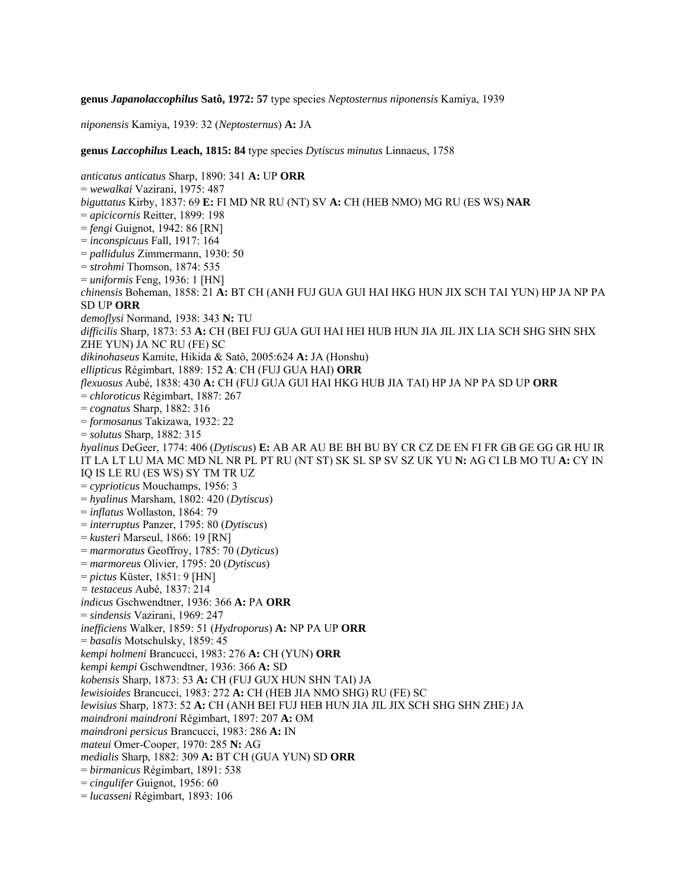**genus *Japanolaccophilus* Satô, 1972: 57** type species *Neptosternus niponensis* Kamiya, 1939

*niponensis* Kamiya, 1939: 32 (*Neptosternus*) **A:** JA

**genus *Laccophilus* Leach, 1815: 84** type species *Dytiscus minutus* Linnaeus, 1758

*anticatus anticatus* Sharp, 1890: 341 **A:** UP **ORR**
= *wewalkai* Vazirani, 1975: 487
*biguttatus* Kirby, 1837: 69 **E:** FI MD NR RU (NT) SV **A:** CH (HEB NMO) MG RU (ES WS) **NAR**
= *apicicornis* Reitter, 1899: 198
= *fengi* Guignot, 1942: 86 [RN]
= *inconspicuus* Fall, 1917: 164
= *pallidulus* Zimmermann, 1930: 50
= *strohmi* Thomson, 1874: 535
= *uniformis* Feng, 1936: 1 [HN]
*chinensis* Boheman, 1858: 21 **A:** BT CH (ANH FUJ GUA GUI HAI HKG HUN JIX SCH TAI YUN) HP JA NP PA SD UP **ORR**
*demoflysi* Normand, 1938: 343 **N:** TU
*difficilis* Sharp, 1873: 53 **A:** CH (BEI FUJ GUA GUI HAI HEI HUB HUN JIA JIL JIX LIA SCH SHG SHN SHX ZHE YUN) JA NC RU (FE) SC
*dikinohaseus* Kamite, Hikida & Satô, 2005:624 **A:** JA (Honshu)
*ellipticus* Régimbart, 1889: 152 **A**: CH (FUJ GUA HAI) **ORR**
*flexuosus* Aubé, 1838: 430 **A:** CH (FUJ GUA GUI HAI HKG HUB JIA TAI) HP JA NP PA SD UP **ORR**
= *chloroticus* Régimbart, 1887: 267
= *cognatus* Sharp, 1882: 316
= *formosanus* Takizawa, 1932: 22
= *solutus* Sharp, 1882: 315
*hyalinus* DeGeer, 1774: 406 (*Dytiscus*) **E:** AB AR AU BE BH BU BY CR CZ DE EN FI FR GB GE GG GR HU IR IT LA LT LU MA MC MD NL NR PL PT RU (NT ST) SK SL SP SV SZ UK YU **N:** AG CI LB MO TU **A:** CY IN IQ IS LE RU (ES WS) SY TM TR UZ
= *cyprioticus* Mouchamps, 1956: 3
= *hyalinus* Marsham, 1802: 420 (*Dytiscus*)
= *inflatus* Wollaston, 1864: 79
= *interruptus* Panzer, 1795: 80 (*Dytiscus*)
= *kusteri* Marseul, 1866: 19 [RN]
= *marmoratus* Geoffroy, 1785: 70 (*Dyticus*)
= *marmoreus* Olivier, 1795: 20 (*Dytiscus*)
= *pictus* Küster, 1851: 9 [HN]
= *testaceus* Aubé, 1837: 214
*indicus* Gschwendtner, 1936: 366 **A:** PA **ORR**
= *sindensis* Vazirani, 1969: 247
*inefficiens* Walker, 1859: 51 (*Hydroporus*) **A:** NP PA UP **ORR**
= *basalis* Motschulsky, 1859: 45
*kempi holmeni* Brancucci, 1983: 276 **A:** CH (YUN) **ORR**
*kempi kempi* Gschwendtner, 1936: 366 **A:** SD
*kobensis* Sharp, 1873: 53 **A:** CH (FUJ GUX HUN SHN TAI) JA
*lewisioides* Brancucci, 1983: 272 **A:** CH (HEB JIA NMO SHG) RU (FE) SC
*lewisius* Sharp, 1873: 52 **A:** CH (ANH BEI FUJ HEB HUN JIA JIL JIX SCH SHG SHN ZHE) JA
*maindroni maindroni* Régimbart, 1897: 207 **A:** OM
*maindroni persicus* Brancucci, 1983: 286 **A:** IN
*mateui* Omer-Cooper, 1970: 285 **N:** AG
*medialis* Sharp, 1882: 309 **A:** BT CH (GUA YUN) SD **ORR**
= *birmanicus* Régimbart, 1891: 538
= *cingulifer* Guignot, 1956: 60
= *lucasseni* Régimbart, 1893: 106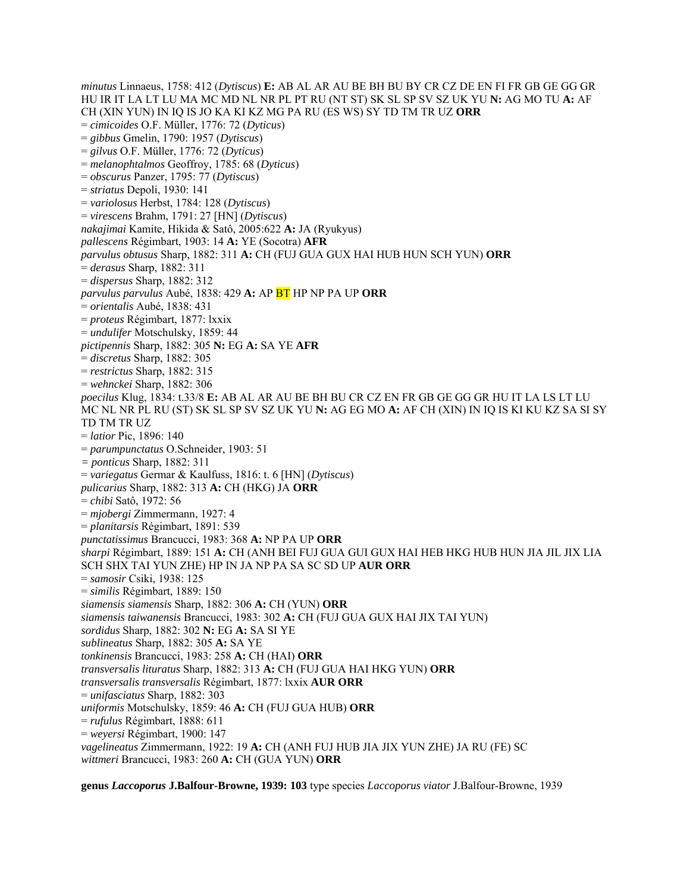*minutus* Linnaeus, 1758: 412 (*Dytiscus*) **E:** AB AL AR AU BE BH BU BY CR CZ DE EN FI FR GB GE GG GR HU IR IT LA LT LU MA MC MD NL NR PL PT RU (NT ST) SK SL SP SV SZ UK YU **N:** AG MO TU **A:** AF CH (XIN YUN) IN IQ IS JO KA KI KZ MG PA RU (ES WS) SY TD TM TR UZ **ORR**
= *cimicoides* O.F. Müller, 1776: 72 (*Dyticus*)
= *gibbus* Gmelin, 1790: 1957 (*Dytiscus*)
= *gilvus* O.F. Müller, 1776: 72 (*Dyticus*)
= *melanophtalmos* Geoffroy, 1785: 68 (*Dyticus*)
= *obscurus* Panzer, 1795: 77 (*Dytiscus*)
= *striatus* Depoli, 1930: 141
= *variolosus* Herbst, 1784: 128 (*Dytiscus*)
= *virescens* Brahm, 1791: 27 [HN] (*Dytiscus*)
*nakajimai* Kamite, Hikida & Satô, 2005:622 **A:** JA (Ryukyus)
*pallescens* Régimbart, 1903: 14 **A:** YE (Socotra) **AFR**
*parvulus obtusus* Sharp, 1882: 311 **A:** CH (FUJ GUA GUX HAI HUB HUN SCH YUN) **ORR**
= *derasus* Sharp, 1882: 311
= *dispersus* Sharp, 1882: 312
*parvulus parvulus* Aubé, 1838: 429 **A:** AP BT HP NP PA UP **ORR**
= *orientalis* Aubé, 1838: 431
= *proteus* Régimbart, 1877: lxxix
= *undulifer* Motschulsky, 1859: 44
*pictipennis* Sharp, 1882: 305 **N:** EG **A:** SA YE **AFR**
= *discretus* Sharp, 1882: 305
= *restrictus* Sharp, 1882: 315
= *wehnckei* Sharp, 1882: 306
*poecilus* Klug, 1834: t.33/8 **E:** AB AL AR AU BE BH BU CR CZ EN FR GB GE GG GR HU IT LA LS LT LU MC NL NR PL RU (ST) SK SL SP SV SZ UK YU **N:** AG EG MO **A:** AF CH (XIN) IN IQ IS KI KU KZ SA SI SY TD TM TR UZ
= *latior* Pic, 1896: 140
= *parumpunctatus* O.Schneider, 1903: 51
= *ponticus* Sharp, 1882: 311
= *variegatus* Germar & Kaulfuss, 1816: t. 6 [HN] (*Dytiscus*)
*pulicarius* Sharp, 1882: 313 **A:** CH (HKG) JA **ORR**
= *chibi* Satô, 1972: 56
= *mjobergi* Zimmermann, 1927: 4
= *planitarsis* Régimbart, 1891: 539
*punctatissimus* Brancucci, 1983: 368 **A:** NP PA UP **ORR**
*sharpi* Régimbart, 1889: 151 **A:** CH (ANH BEI FUJ GUA GUI GUX HAI HEB HKG HUB HUN JIA JIL JIX LIA SCH SHX TAI YUN ZHE) HP IN JA NP PA SA SC SD UP **AUR ORR**
= *samosir* Csiki, 1938: 125
= *similis* Régimbart, 1889: 150
*siamensis siamensis* Sharp, 1882: 306 **A:** CH (YUN) **ORR**
*siamensis taiwanensis* Brancucci, 1983: 302 **A:** CH (FUJ GUA GUX HAI JIX TAI YUN)
*sordidus* Sharp, 1882: 302 **N:** EG **A:** SA SI YE
*sublineatus* Sharp, 1882: 305 **A:** SA YE
*tonkinensis* Brancucci, 1983: 258 **A:** CH (HAI) **ORR**
*transversalis lituratus* Sharp, 1882: 313 **A:** CH (FUJ GUA HAI HKG YUN) **ORR**
*transversalis transversalis* Régimbart, 1877: lxxix **AUR ORR**
= *unifasciatus* Sharp, 1882: 303
*uniformis* Motschulsky, 1859: 46 **A:** CH (FUJ GUA HUB) **ORR**
= *rufulus* Régimbart, 1888: 611
= *weyersi* Régimbart, 1900: 147
*vagelineatus* Zimmermann, 1922: 19 **A:** CH (ANH FUJ HUB JIA JIX YUN ZHE) JA RU (FE) SC
*wittmeri* Brancucci, 1983: 260 **A:** CH (GUA YUN) **ORR**

**genus *Laccoporus* J.Balfour-Browne, 1939: 103** type species *Laccoporus viator* J.Balfour-Browne, 1939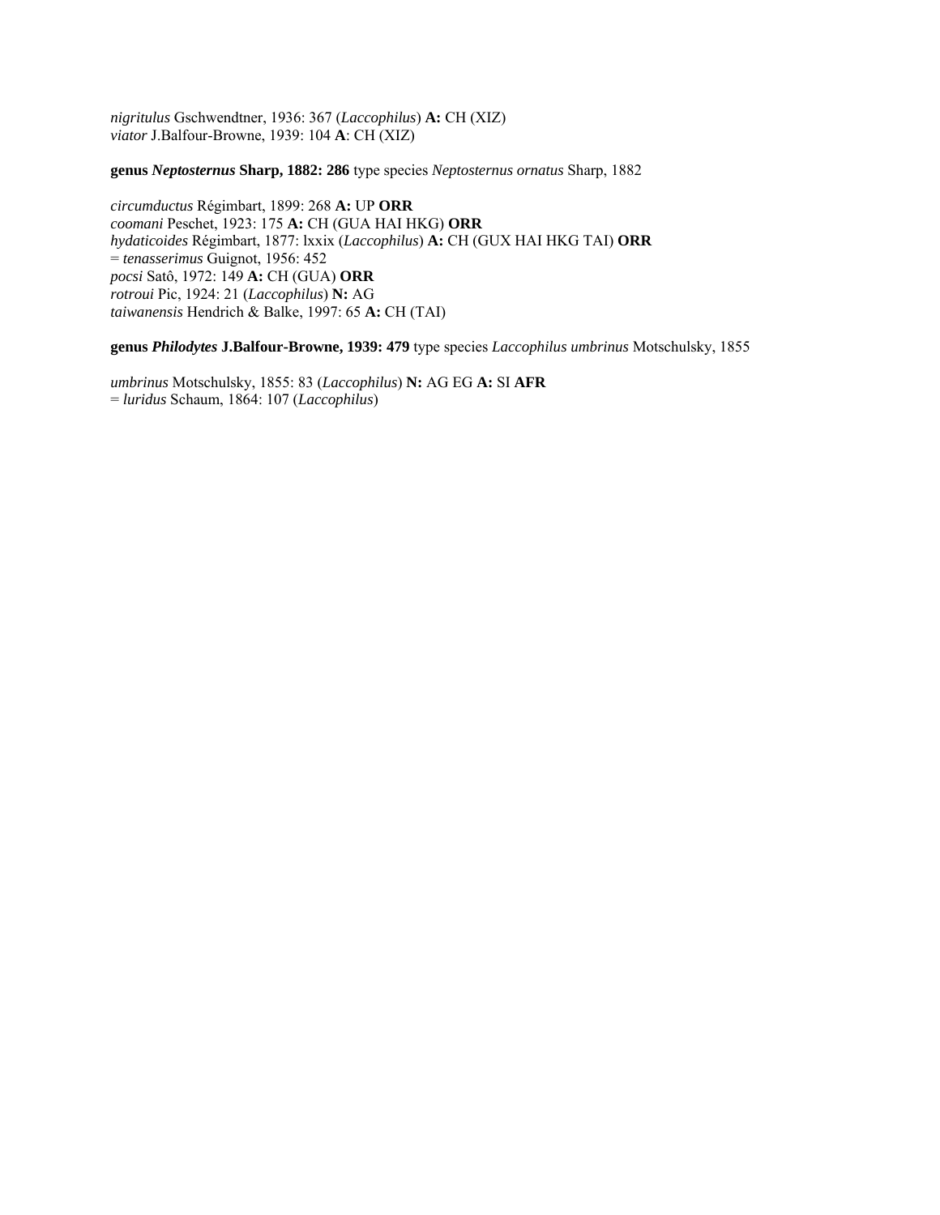*nigritulus* Gschwendtner, 1936: 367 (*Laccophilus*) **A:** CH (XIZ)
*viator* J.Balfour-Browne, 1939: 104 **A**: CH (XIZ)

**genus *Neptosternus* Sharp, 1882: 286** type species *Neptosternus ornatus* Sharp, 1882

*circumductus* Régimbart, 1899: 268 **A:** UP **ORR**
*coomani* Peschet, 1923: 175 **A:** CH (GUA HAI HKG) **ORR**
*hydaticoides* Régimbart, 1877: lxxix (*Laccophilus*) **A:** CH (GUX HAI HKG TAI) **ORR**
= *tenasserimus* Guignot, 1956: 452
*pocsi* Satô, 1972: 149 **A:** CH (GUA) **ORR**
*rotroui* Pic, 1924: 21 (*Laccophilus*) **N:** AG
*taiwanensis* Hendrich & Balke, 1997: 65 **A:** CH (TAI)

**genus *Philodytes* J.Balfour-Browne, 1939: 479** type species *Laccophilus umbrinus* Motschulsky, 1855

*umbrinus* Motschulsky, 1855: 83 (*Laccophilus*) **N:** AG EG **A:** SI **AFR**
= *luridus* Schaum, 1864: 107 (*Laccophilus*)